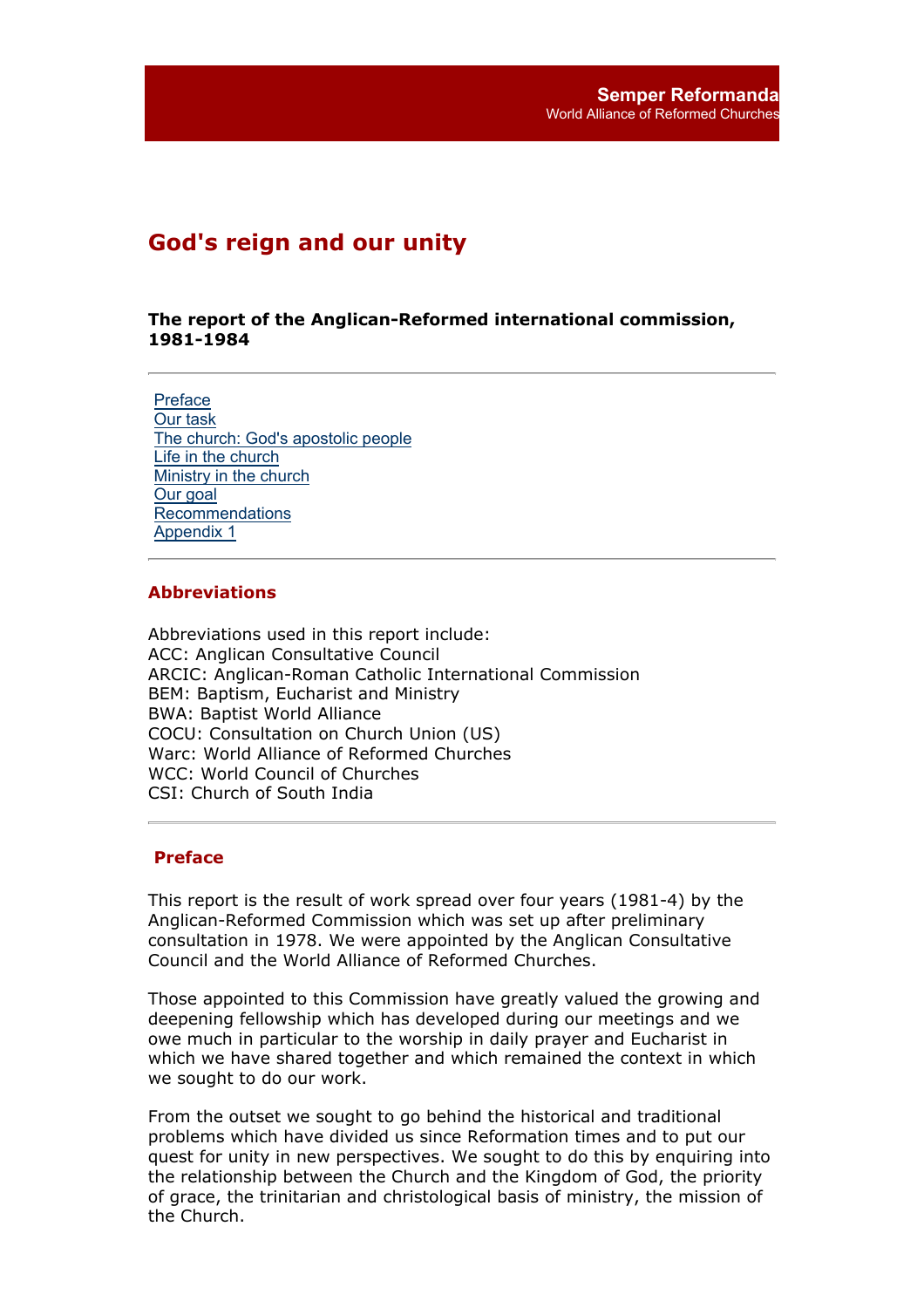**Semper Reformanda**
World Alliance of Reformed Churches

# God's reign and our unity

### The report of the Anglican-Reformed international commission, 1981-1984

---

Preface
Our task
The church: God's apostolic people
Life in the church
Ministry in the church
Our goal
Recommendations
Appendix 1

---

## Abbreviations

Abbreviations used in this report include:
ACC: Anglican Consultative Council
ARCIC: Anglican-Roman Catholic International Commission
BEM: Baptism, Eucharist and Ministry
BWA: Baptist World Alliance
COCU: Consultation on Church Union (US)
Warc: World Alliance of Reformed Churches
WCC: World Council of Churches
CSI: Church of South India

---

## Preface

This report is the result of work spread over four years (1981-4) by the Anglican-Reformed Commission which was set up after preliminary consultation in 1978. We were appointed by the Anglican Consultative Council and the World Alliance of Reformed Churches.

Those appointed to this Commission have greatly valued the growing and deepening fellowship which has developed during our meetings and we owe much in particular to the worship in daily prayer and Eucharist in which we have shared together and which remained the context in which we sought to do our work.

From the outset we sought to go behind the historical and traditional problems which have divided us since Reformation times and to put our quest for unity in new perspectives. We sought to do this by enquiring into the relationship between the Church and the Kingdom of God, the priority of grace, the trinitarian and christological basis of ministry, the mission of the Church.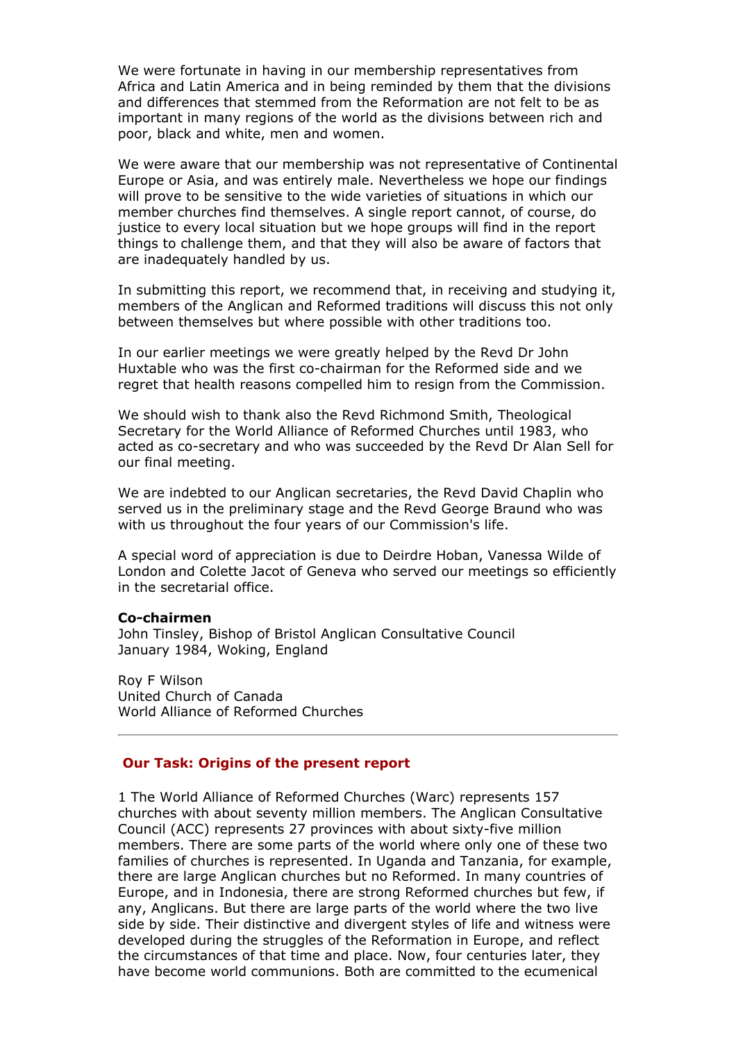We were fortunate in having in our membership representatives from Africa and Latin America and in being reminded by them that the divisions and differences that stemmed from the Reformation are not felt to be as important in many regions of the world as the divisions between rich and poor, black and white, men and women.

We were aware that our membership was not representative of Continental Europe or Asia, and was entirely male. Nevertheless we hope our findings will prove to be sensitive to the wide varieties of situations in which our member churches find themselves. A single report cannot, of course, do justice to every local situation but we hope groups will find in the report things to challenge them, and that they will also be aware of factors that are inadequately handled by us.

In submitting this report, we recommend that, in receiving and studying it, members of the Anglican and Reformed traditions will discuss this not only between themselves but where possible with other traditions too.

In our earlier meetings we were greatly helped by the Revd Dr John Huxtable who was the first co-chairman for the Reformed side and we regret that health reasons compelled him to resign from the Commission.

We should wish to thank also the Revd Richmond Smith, Theological Secretary for the World Alliance of Reformed Churches until 1983, who acted as co-secretary and who was succeeded by the Revd Dr Alan Sell for our final meeting.

We are indebted to our Anglican secretaries, the Revd David Chaplin who served us in the preliminary stage and the Revd George Braund who was with us throughout the four years of our Commission's life.

A special word of appreciation is due to Deirdre Hoban, Vanessa Wilde of London and Colette Jacot of Geneva who served our meetings so efficiently in the secretarial office.

**Co-chairmen**
John Tinsley, Bishop of Bristol Anglican Consultative Council
January 1984, Woking, England

Roy F Wilson
United Church of Canada
World Alliance of Reformed Churches

---

## Our Task: Origins of the present report

1 The World Alliance of Reformed Churches (Warc) represents 157 churches with about seventy million members. The Anglican Consultative Council (ACC) represents 27 provinces with about sixty-five million members. There are some parts of the world where only one of these two families of churches is represented. In Uganda and Tanzania, for example, there are large Anglican churches but no Reformed. In many countries of Europe, and in Indonesia, there are strong Reformed churches but few, if any, Anglicans. But there are large parts of the world where the two live side by side. Their distinctive and divergent styles of life and witness were developed during the struggles of the Reformation in Europe, and reflect the circumstances of that time and place. Now, four centuries later, they have become world communions. Both are committed to the ecumenical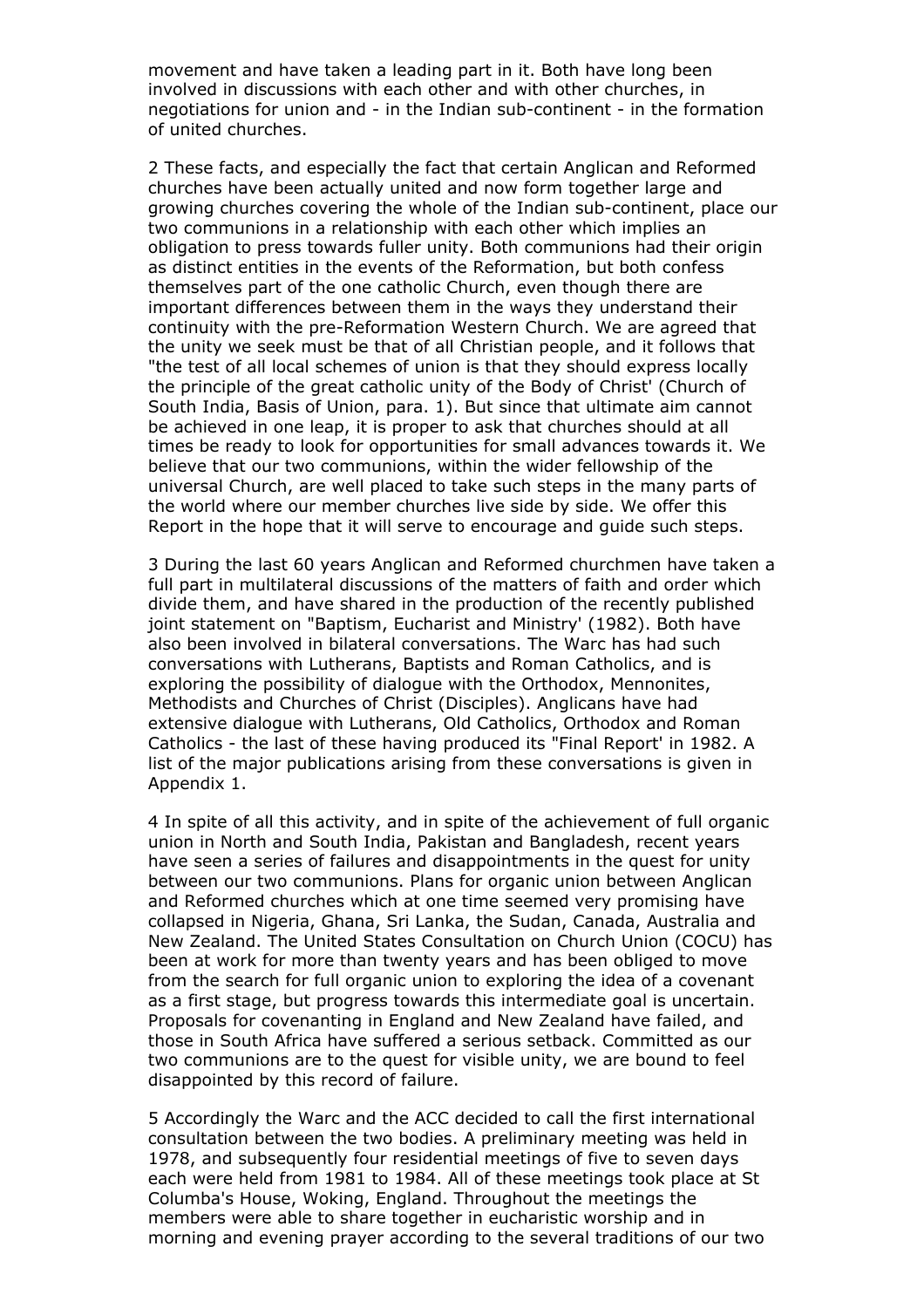movement and have taken a leading part in it. Both have long been involved in discussions with each other and with other churches, in negotiations for union and - in the Indian sub-continent - in the formation of united churches.

2 These facts, and especially the fact that certain Anglican and Reformed churches have been actually united and now form together large and growing churches covering the whole of the Indian sub-continent, place our two communions in a relationship with each other which implies an obligation to press towards fuller unity. Both communions had their origin as distinct entities in the events of the Reformation, but both confess themselves part of the one catholic Church, even though there are important differences between them in the ways they understand their continuity with the pre-Reformation Western Church. We are agreed that the unity we seek must be that of all Christian people, and it follows that "the test of all local schemes of union is that they should express locally the principle of the great catholic unity of the Body of Christ' (Church of South India, Basis of Union, para. 1). But since that ultimate aim cannot be achieved in one leap, it is proper to ask that churches should at all times be ready to look for opportunities for small advances towards it. We believe that our two communions, within the wider fellowship of the universal Church, are well placed to take such steps in the many parts of the world where our member churches live side by side. We offer this Report in the hope that it will serve to encourage and guide such steps.

3 During the last 60 years Anglican and Reformed churchmen have taken a full part in multilateral discussions of the matters of faith and order which divide them, and have shared in the production of the recently published joint statement on "Baptism, Eucharist and Ministry' (1982). Both have also been involved in bilateral conversations. The Warc has had such conversations with Lutherans, Baptists and Roman Catholics, and is exploring the possibility of dialogue with the Orthodox, Mennonites, Methodists and Churches of Christ (Disciples). Anglicans have had extensive dialogue with Lutherans, Old Catholics, Orthodox and Roman Catholics - the last of these having produced its "Final Report' in 1982. A list of the major publications arising from these conversations is given in Appendix 1.

4 In spite of all this activity, and in spite of the achievement of full organic union in North and South India, Pakistan and Bangladesh, recent years have seen a series of failures and disappointments in the quest for unity between our two communions. Plans for organic union between Anglican and Reformed churches which at one time seemed very promising have collapsed in Nigeria, Ghana, Sri Lanka, the Sudan, Canada, Australia and New Zealand. The United States Consultation on Church Union (COCU) has been at work for more than twenty years and has been obliged to move from the search for full organic union to exploring the idea of a covenant as a first stage, but progress towards this intermediate goal is uncertain. Proposals for covenanting in England and New Zealand have failed, and those in South Africa have suffered a serious setback. Committed as our two communions are to the quest for visible unity, we are bound to feel disappointed by this record of failure.

5 Accordingly the Warc and the ACC decided to call the first international consultation between the two bodies. A preliminary meeting was held in 1978, and subsequently four residential meetings of five to seven days each were held from 1981 to 1984. All of these meetings took place at St Columba's House, Woking, England. Throughout the meetings the members were able to share together in eucharistic worship and in morning and evening prayer according to the several traditions of our two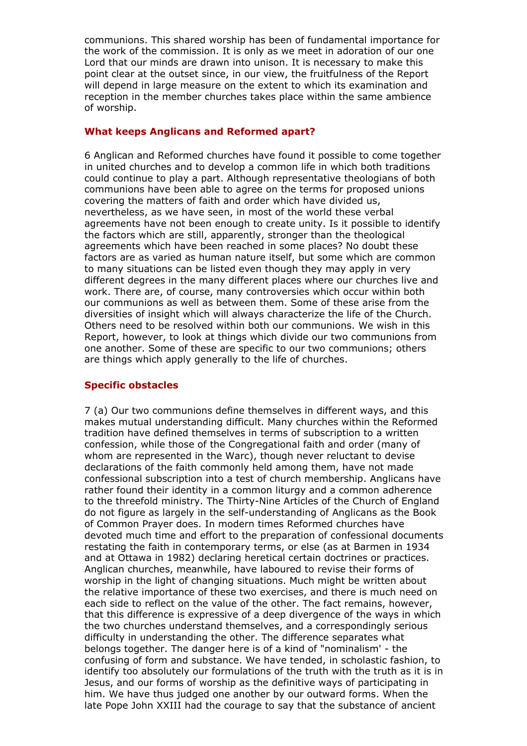communions. This shared worship has been of fundamental importance for the work of the commission. It is only as we meet in adoration of our one Lord that our minds are drawn into unison. It is necessary to make this point clear at the outset since, in our view, the fruitfulness of the Report will depend in large measure on the extent to which its examination and reception in the member churches takes place within the same ambience of worship.

### What keeps Anglicans and Reformed apart?

6 Anglican and Reformed churches have found it possible to come together in united churches and to develop a common life in which both traditions could continue to play a part. Although representative theologians of both communions have been able to agree on the terms for proposed unions covering the matters of faith and order which have divided us, nevertheless, as we have seen, in most of the world these verbal agreements have not been enough to create unity. Is it possible to identify the factors which are still, apparently, stronger than the theological agreements which have been reached in some places? No doubt these factors are as varied as human nature itself, but some which are common to many situations can be listed even though they may apply in very different degrees in the many different places where our churches live and work. There are, of course, many controversies which occur within both our communions as well as between them. Some of these arise from the diversities of insight which will always characterize the life of the Church. Others need to be resolved within both our communions. We wish in this Report, however, to look at things which divide our two communions from one another. Some of these are specific to our two communions; others are things which apply generally to the life of churches.

### Specific obstacles

7 (a) Our two communions define themselves in different ways, and this makes mutual understanding difficult. Many churches within the Reformed tradition have defined themselves in terms of subscription to a written confession, while those of the Congregational faith and order (many of whom are represented in the Warc), though never reluctant to devise declarations of the faith commonly held among them, have not made confessional subscription into a test of church membership. Anglicans have rather found their identity in a common liturgy and a common adherence to the threefold ministry. The Thirty-Nine Articles of the Church of England do not figure as largely in the self-understanding of Anglicans as the Book of Common Prayer does. In modern times Reformed churches have devoted much time and effort to the preparation of confessional documents restating the faith in contemporary terms, or else (as at Barmen in 1934 and at Ottawa in 1982) declaring heretical certain doctrines or practices. Anglican churches, meanwhile, have laboured to revise their forms of worship in the light of changing situations. Much might be written about the relative importance of these two exercises, and there is much need on each side to reflect on the value of the other. The fact remains, however, that this difference is expressive of a deep divergence of the ways in which the two churches understand themselves, and a correspondingly serious difficulty in understanding the other. The difference separates what belongs together. The danger here is of a kind of "nominalism' - the confusing of form and substance. We have tended, in scholastic fashion, to identify too absolutely our formulations of the truth with the truth as it is in Jesus, and our forms of worship as the definitive ways of participating in him. We have thus judged one another by our outward forms. When the late Pope John XXIII had the courage to say that the substance of ancient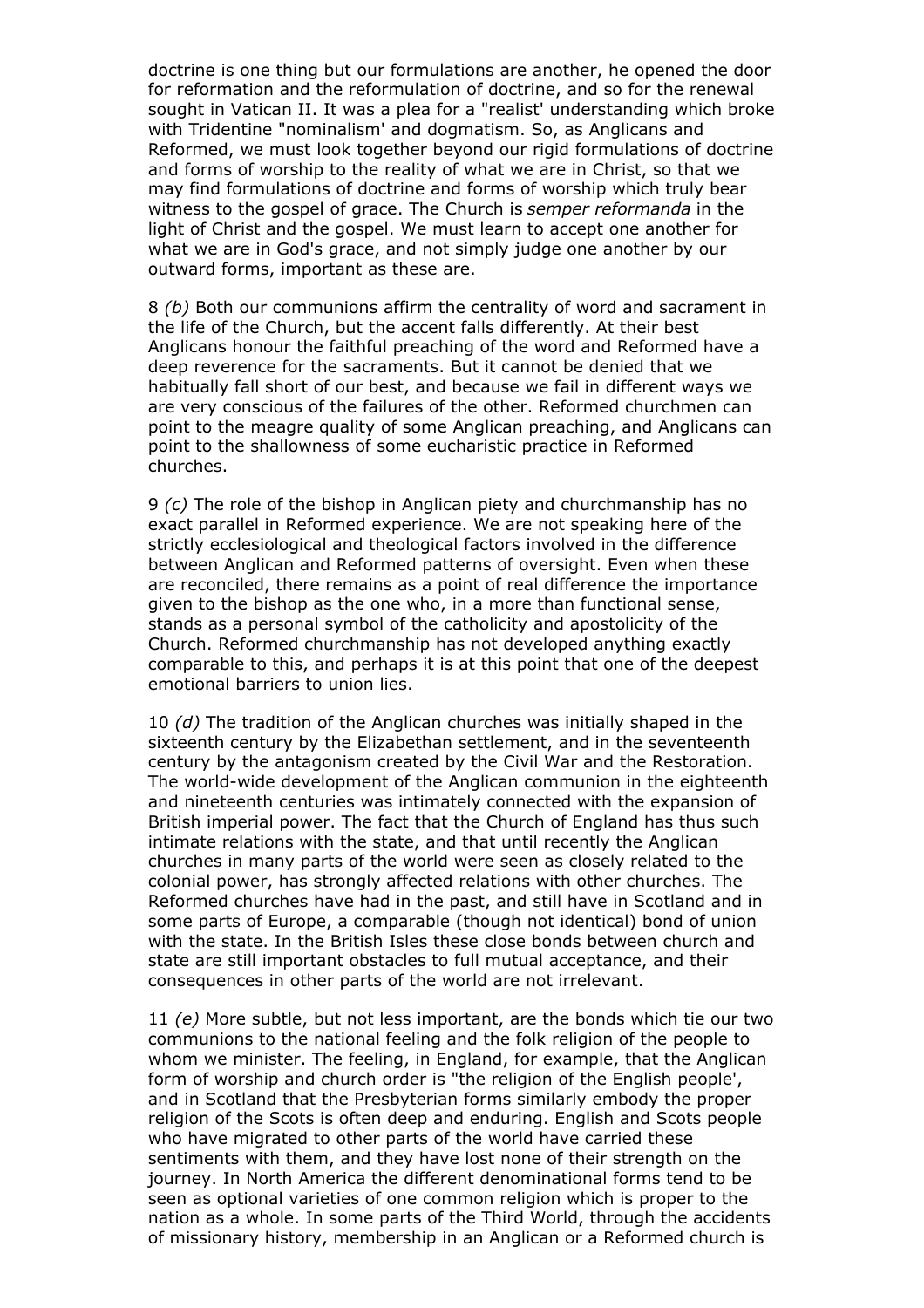doctrine is one thing but our formulations are another, he opened the door for reformation and the reformulation of doctrine, and so for the renewal sought in Vatican II. It was a plea for a "realist' understanding which broke with Tridentine "nominalism' and dogmatism. So, as Anglicans and Reformed, we must look together beyond our rigid formulations of doctrine and forms of worship to the reality of what we are in Christ, so that we may find formulations of doctrine and forms of worship which truly bear witness to the gospel of grace. The Church is *semper reformanda* in the light of Christ and the gospel. We must learn to accept one another for what we are in God's grace, and not simply judge one another by our outward forms, important as these are.

8 *(b)* Both our communions affirm the centrality of word and sacrament in the life of the Church, but the accent falls differently. At their best Anglicans honour the faithful preaching of the word and Reformed have a deep reverence for the sacraments. But it cannot be denied that we habitually fall short of our best, and because we fail in different ways we are very conscious of the failures of the other. Reformed churchmen can point to the meagre quality of some Anglican preaching, and Anglicans can point to the shallowness of some eucharistic practice in Reformed churches.

9 *(c)* The role of the bishop in Anglican piety and churchmanship has no exact parallel in Reformed experience. We are not speaking here of the strictly ecclesiological and theological factors involved in the difference between Anglican and Reformed patterns of oversight. Even when these are reconciled, there remains as a point of real difference the importance given to the bishop as the one who, in a more than functional sense, stands as a personal symbol of the catholicity and apostolicity of the Church. Reformed churchmanship has not developed anything exactly comparable to this, and perhaps it is at this point that one of the deepest emotional barriers to union lies.

10 *(d)* The tradition of the Anglican churches was initially shaped in the sixteenth century by the Elizabethan settlement, and in the seventeenth century by the antagonism created by the Civil War and the Restoration. The world-wide development of the Anglican communion in the eighteenth and nineteenth centuries was intimately connected with the expansion of British imperial power. The fact that the Church of England has thus such intimate relations with the state, and that until recently the Anglican churches in many parts of the world were seen as closely related to the colonial power, has strongly affected relations with other churches. The Reformed churches have had in the past, and still have in Scotland and in some parts of Europe, a comparable (though not identical) bond of union with the state. In the British Isles these close bonds between church and state are still important obstacles to full mutual acceptance, and their consequences in other parts of the world are not irrelevant.

11 *(e)* More subtle, but not less important, are the bonds which tie our two communions to the national feeling and the folk religion of the people to whom we minister. The feeling, in England, for example, that the Anglican form of worship and church order is "the religion of the English people', and in Scotland that the Presbyterian forms similarly embody the proper religion of the Scots is often deep and enduring. English and Scots people who have migrated to other parts of the world have carried these sentiments with them, and they have lost none of their strength on the journey. In North America the different denominational forms tend to be seen as optional varieties of one common religion which is proper to the nation as a whole. In some parts of the Third World, through the accidents of missionary history, membership in an Anglican or a Reformed church is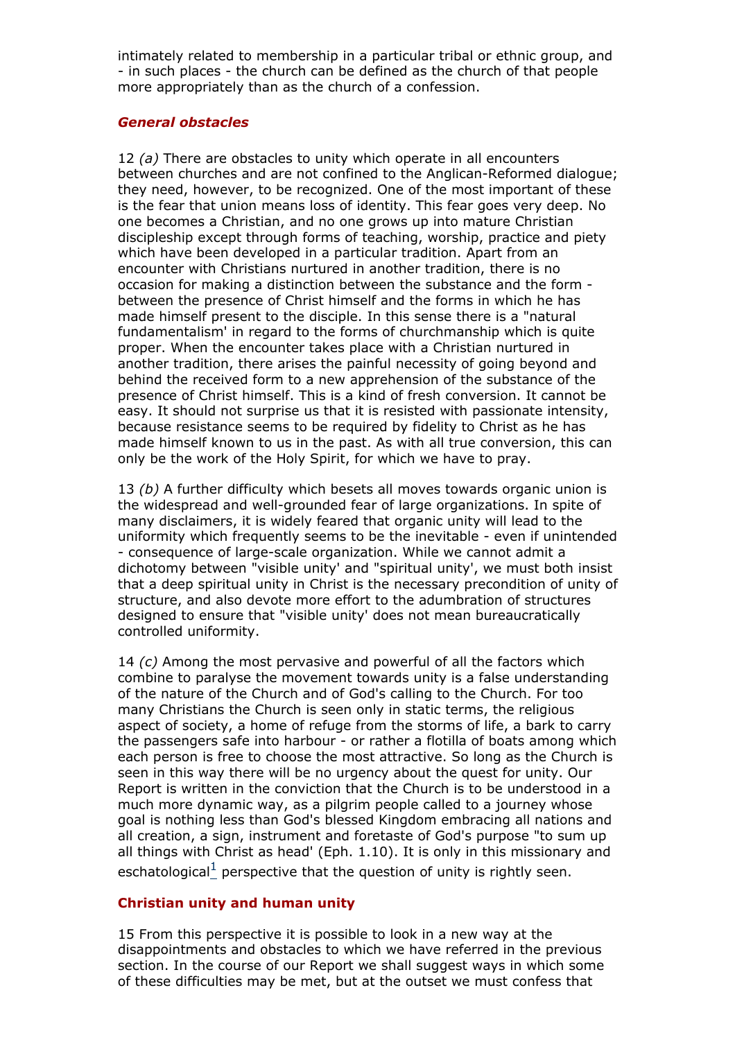intimately related to membership in a particular tribal or ethnic group, and - in such places - the church can be defined as the church of that people more appropriately than as the church of a confession.

### *General obstacles*

12 *(a)* There are obstacles to unity which operate in all encounters between churches and are not confined to the Anglican-Reformed dialogue; they need, however, to be recognized. One of the most important of these is the fear that union means loss of identity. This fear goes very deep. No one becomes a Christian, and no one grows up into mature Christian discipleship except through forms of teaching, worship, practice and piety which have been developed in a particular tradition. Apart from an encounter with Christians nurtured in another tradition, there is no occasion for making a distinction between the substance and the form - between the presence of Christ himself and the forms in which he has made himself present to the disciple. In this sense there is a "natural fundamentalism' in regard to the forms of churchmanship which is quite proper. When the encounter takes place with a Christian nurtured in another tradition, there arises the painful necessity of going beyond and behind the received form to a new apprehension of the substance of the presence of Christ himself. This is a kind of fresh conversion. It cannot be easy. It should not surprise us that it is resisted with passionate intensity, because resistance seems to be required by fidelity to Christ as he has made himself known to us in the past. As with all true conversion, this can only be the work of the Holy Spirit, for which we have to pray.

13 *(b)* A further difficulty which besets all moves towards organic union is the widespread and well-grounded fear of large organizations. In spite of many disclaimers, it is widely feared that organic unity will lead to the uniformity which frequently seems to be the inevitable - even if unintended - consequence of large-scale organization. While we cannot admit a dichotomy between "visible unity' and "spiritual unity', we must both insist that a deep spiritual unity in Christ is the necessary precondition of unity of structure, and also devote more effort to the adumbration of structures designed to ensure that "visible unity' does not mean bureaucratically controlled uniformity.

14 *(c)* Among the most pervasive and powerful of all the factors which combine to paralyse the movement towards unity is a false understanding of the nature of the Church and of God's calling to the Church. For too many Christians the Church is seen only in static terms, the religious aspect of society, a home of refuge from the storms of life, a bark to carry the passengers safe into harbour - or rather a flotilla of boats among which each person is free to choose the most attractive. So long as the Church is seen in this way there will be no urgency about the quest for unity. Our Report is written in the conviction that the Church is to be understood in a much more dynamic way, as a pilgrim people called to a journey whose goal is nothing less than God's blessed Kingdom embracing all nations and all creation, a sign, instrument and foretaste of God's purpose "to sum up all things with Christ as head' (Eph. 1.10). It is only in this missionary and eschatological[1] perspective that the question of unity is rightly seen.

### Christian unity and human unity

15 From this perspective it is possible to look in a new way at the disappointments and obstacles to which we have referred in the previous section. In the course of our Report we shall suggest ways in which some of these difficulties may be met, but at the outset we must confess that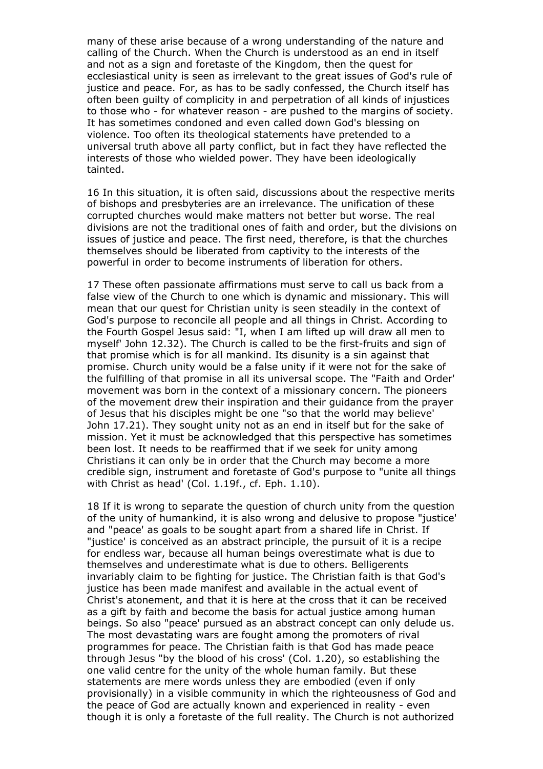many of these arise because of a wrong understanding of the nature and calling of the Church. When the Church is understood as an end in itself and not as a sign and foretaste of the Kingdom, then the quest for ecclesiastical unity is seen as irrelevant to the great issues of God's rule of justice and peace. For, as has to be sadly confessed, the Church itself has often been guilty of complicity in and perpetration of all kinds of injustices to those who - for whatever reason - are pushed to the margins of society. It has sometimes condoned and even called down God's blessing on violence. Too often its theological statements have pretended to a universal truth above all party conflict, but in fact they have reflected the interests of those who wielded power. They have been ideologically tainted.

16 In this situation, it is often said, discussions about the respective merits of bishops and presbyteries are an irrelevance. The unification of these corrupted churches would make matters not better but worse. The real divisions are not the traditional ones of faith and order, but the divisions on issues of justice and peace. The first need, therefore, is that the churches themselves should be liberated from captivity to the interests of the powerful in order to become instruments of liberation for others.

17 These often passionate affirmations must serve to call us back from a false view of the Church to one which is dynamic and missionary. This will mean that our quest for Christian unity is seen steadily in the context of God's purpose to reconcile all people and all things in Christ. According to the Fourth Gospel Jesus said: "I, when I am lifted up will draw all men to myself' John 12.32). The Church is called to be the first-fruits and sign of that promise which is for all mankind. Its disunity is a sin against that promise. Church unity would be a false unity if it were not for the sake of the fulfilling of that promise in all its universal scope. The "Faith and Order' movement was born in the context of a missionary concern. The pioneers of the movement drew their inspiration and their guidance from the prayer of Jesus that his disciples might be one "so that the world may believe' John 17.21). They sought unity not as an end in itself but for the sake of mission. Yet it must be acknowledged that this perspective has sometimes been lost. It needs to be reaffirmed that if we seek for unity among Christians it can only be in order that the Church may become a more credible sign, instrument and foretaste of God's purpose to "unite all things with Christ as head' (Col. 1.19f., cf. Eph. 1.10).

18 If it is wrong to separate the question of church unity from the question of the unity of humankind, it is also wrong and delusive to propose "justice' and "peace' as goals to be sought apart from a shared life in Christ. If "justice' is conceived as an abstract principle, the pursuit of it is a recipe for endless war, because all human beings overestimate what is due to themselves and underestimate what is due to others. Belligerents invariably claim to be fighting for justice. The Christian faith is that God's justice has been made manifest and available in the actual event of Christ's atonement, and that it is here at the cross that it can be received as a gift by faith and become the basis for actual justice among human beings. So also "peace' pursued as an abstract concept can only delude us. The most devastating wars are fought among the promoters of rival programmes for peace. The Christian faith is that God has made peace through Jesus "by the blood of his cross' (Col. 1.20), so establishing the one valid centre for the unity of the whole human family. But these statements are mere words unless they are embodied (even if only provisionally) in a visible community in which the righteousness of God and the peace of God are actually known and experienced in reality - even though it is only a foretaste of the full reality. The Church is not authorized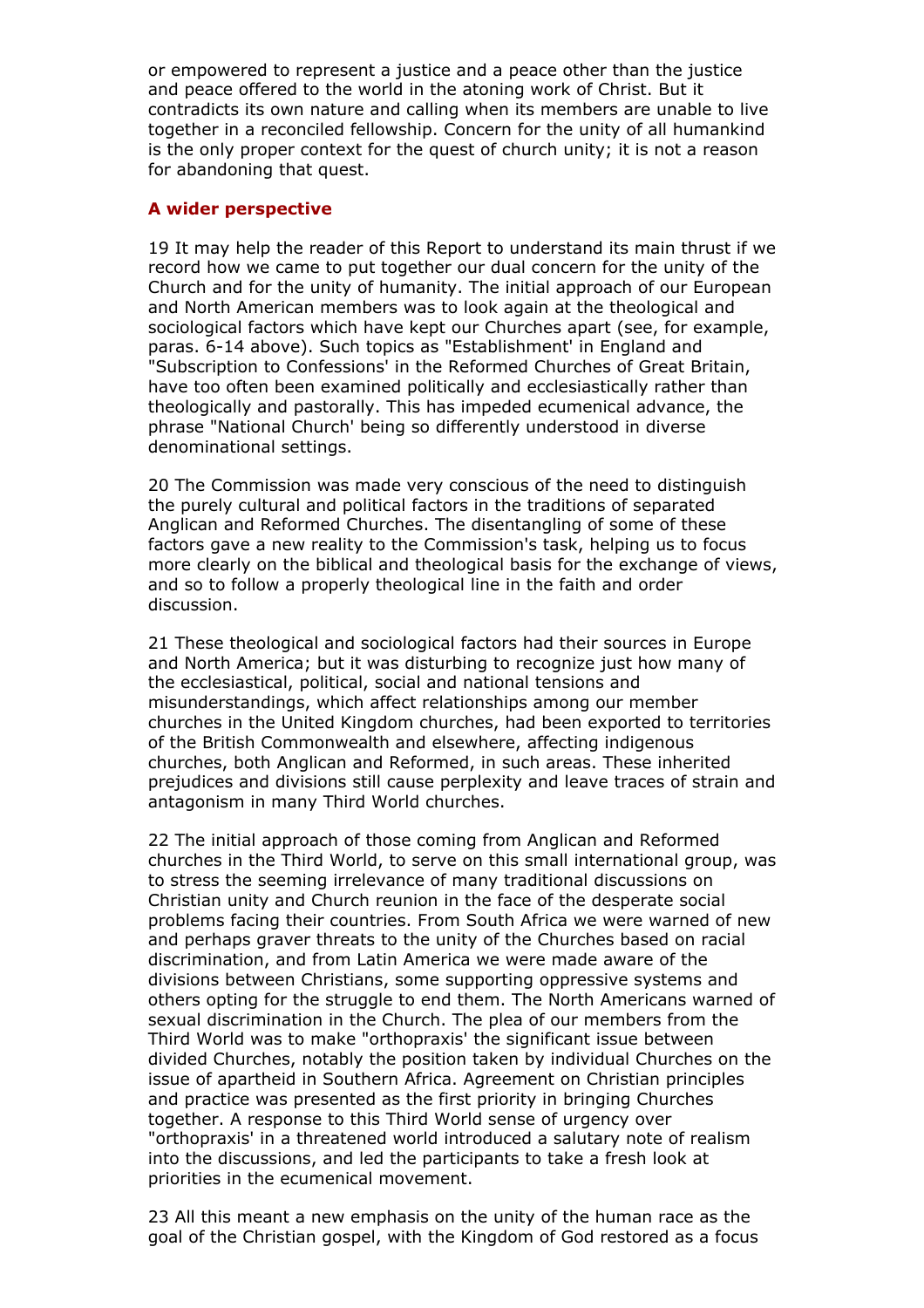or empowered to represent a justice and a peace other than the justice and peace offered to the world in the atoning work of Christ. But it contradicts its own nature and calling when its members are unable to live together in a reconciled fellowship. Concern for the unity of all humankind is the only proper context for the quest of church unity; it is not a reason for abandoning that quest.

## A wider perspective

19 It may help the reader of this Report to understand its main thrust if we record how we came to put together our dual concern for the unity of the Church and for the unity of humanity. The initial approach of our European and North American members was to look again at the theological and sociological factors which have kept our Churches apart (see, for example, paras. 6-14 above). Such topics as "Establishment' in England and "Subscription to Confessions' in the Reformed Churches of Great Britain, have too often been examined politically and ecclesiastically rather than theologically and pastorally. This has impeded ecumenical advance, the phrase "National Church' being so differently understood in diverse denominational settings.

20 The Commission was made very conscious of the need to distinguish the purely cultural and political factors in the traditions of separated Anglican and Reformed Churches. The disentangling of some of these factors gave a new reality to the Commission's task, helping us to focus more clearly on the biblical and theological basis for the exchange of views, and so to follow a properly theological line in the faith and order discussion.

21 These theological and sociological factors had their sources in Europe and North America; but it was disturbing to recognize just how many of the ecclesiastical, political, social and national tensions and misunderstandings, which affect relationships among our member churches in the United Kingdom churches, had been exported to territories of the British Commonwealth and elsewhere, affecting indigenous churches, both Anglican and Reformed, in such areas. These inherited prejudices and divisions still cause perplexity and leave traces of strain and antagonism in many Third World churches.

22 The initial approach of those coming from Anglican and Reformed churches in the Third World, to serve on this small international group, was to stress the seeming irrelevance of many traditional discussions on Christian unity and Church reunion in the face of the desperate social problems facing their countries. From South Africa we were warned of new and perhaps graver threats to the unity of the Churches based on racial discrimination, and from Latin America we were made aware of the divisions between Christians, some supporting oppressive systems and others opting for the struggle to end them. The North Americans warned of sexual discrimination in the Church. The plea of our members from the Third World was to make "orthopraxis' the significant issue between divided Churches, notably the position taken by individual Churches on the issue of apartheid in Southern Africa. Agreement on Christian principles and practice was presented as the first priority in bringing Churches together. A response to this Third World sense of urgency over "orthopraxis' in a threatened world introduced a salutary note of realism into the discussions, and led the participants to take a fresh look at priorities in the ecumenical movement.

23 All this meant a new emphasis on the unity of the human race as the goal of the Christian gospel, with the Kingdom of God restored as a focus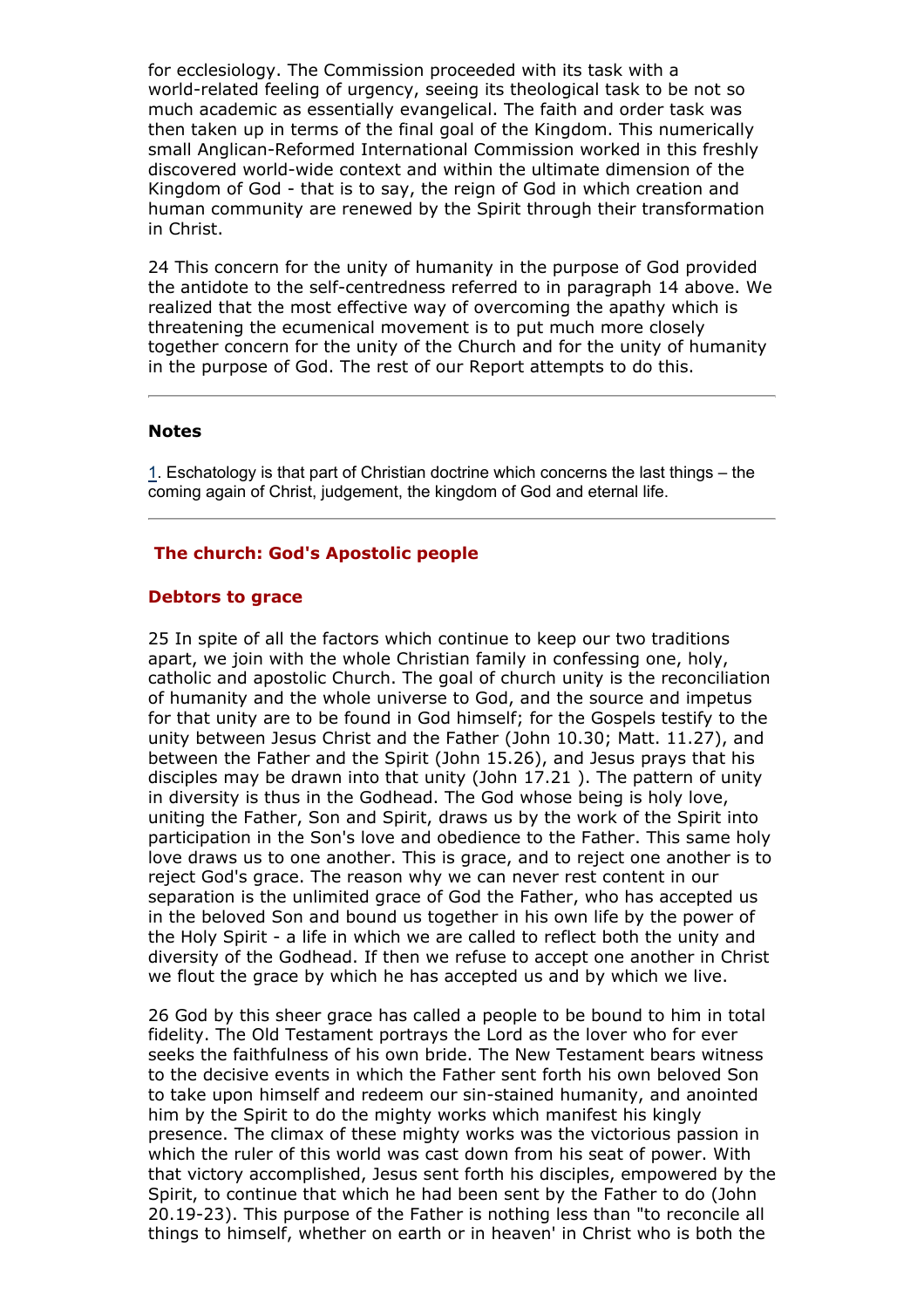for ecclesiology. The Commission proceeded with its task with a world-related feeling of urgency, seeing its theological task to be not so much academic as essentially evangelical. The faith and order task was then taken up in terms of the final goal of the Kingdom. This numerically small Anglican-Reformed International Commission worked in this freshly discovered world-wide context and within the ultimate dimension of the Kingdom of God - that is to say, the reign of God in which creation and human community are renewed by the Spirit through their transformation in Christ.

24 This concern for the unity of humanity in the purpose of God provided the antidote to the self-centredness referred to in paragraph 14 above. We realized that the most effective way of overcoming the apathy which is threatening the ecumenical movement is to put much more closely together concern for the unity of the Church and for the unity of humanity in the purpose of God. The rest of our Report attempts to do this.

---

**Notes**

1. Eschatology is that part of Christian doctrine which concerns the last things – the coming again of Christ, judgement, the kingdom of God and eternal life.

---

## The church: God's Apostolic people

### Debtors to grace

25 In spite of all the factors which continue to keep our two traditions apart, we join with the whole Christian family in confessing one, holy, catholic and apostolic Church. The goal of church unity is the reconciliation of humanity and the whole universe to God, and the source and impetus for that unity are to be found in God himself; for the Gospels testify to the unity between Jesus Christ and the Father (John 10.30; Matt. 11.27), and between the Father and the Spirit (John 15.26), and Jesus prays that his disciples may be drawn into that unity (John 17.21 ). The pattern of unity in diversity is thus in the Godhead. The God whose being is holy love, uniting the Father, Son and Spirit, draws us by the work of the Spirit into participation in the Son's love and obedience to the Father. This same holy love draws us to one another. This is grace, and to reject one another is to reject God's grace. The reason why we can never rest content in our separation is the unlimited grace of God the Father, who has accepted us in the beloved Son and bound us together in his own life by the power of the Holy Spirit - a life in which we are called to reflect both the unity and diversity of the Godhead. If then we refuse to accept one another in Christ we flout the grace by which he has accepted us and by which we live.

26 God by this sheer grace has called a people to be bound to him in total fidelity. The Old Testament portrays the Lord as the lover who for ever seeks the faithfulness of his own bride. The New Testament bears witness to the decisive events in which the Father sent forth his own beloved Son to take upon himself and redeem our sin-stained humanity, and anointed him by the Spirit to do the mighty works which manifest his kingly presence. The climax of these mighty works was the victorious passion in which the ruler of this world was cast down from his seat of power. With that victory accomplished, Jesus sent forth his disciples, empowered by the Spirit, to continue that which he had been sent by the Father to do (John 20.19-23). This purpose of the Father is nothing less than "to reconcile all things to himself, whether on earth or in heaven' in Christ who is both the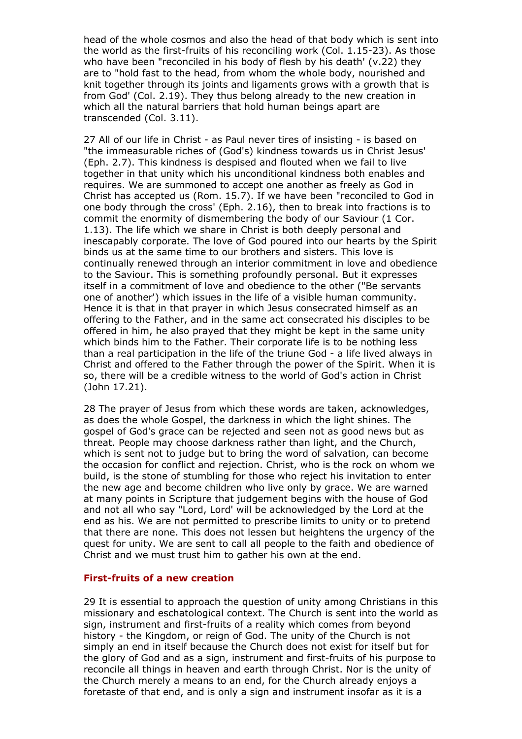head of the whole cosmos and also the head of that body which is sent into the world as the first-fruits of his reconciling work (Col. 1.15-23). As those who have been "reconciled in his body of flesh by his death' (v.22) they are to "hold fast to the head, from whom the whole body, nourished and knit together through its joints and ligaments grows with a growth that is from God' (Col. 2.19). They thus belong already to the new creation in which all the natural barriers that hold human beings apart are transcended (Col. 3.11).

27 All of our life in Christ - as Paul never tires of insisting - is based on "the immeasurable riches of (God's) kindness towards us in Christ Jesus' (Eph. 2.7). This kindness is despised and flouted when we fail to live together in that unity which his unconditional kindness both enables and requires. We are summoned to accept one another as freely as God in Christ has accepted us (Rom. 15.7). If we have been "reconciled to God in one body through the cross' (Eph. 2.16), then to break into fractions is to commit the enormity of dismembering the body of our Saviour (1 Cor. 1.13). The life which we share in Christ is both deeply personal and inescapably corporate. The love of God poured into our hearts by the Spirit binds us at the same time to our brothers and sisters. This love is continually renewed through an interior commitment in love and obedience to the Saviour. This is something profoundly personal. But it expresses itself in a commitment of love and obedience to the other ("Be servants one of another') which issues in the life of a visible human community. Hence it is that in that prayer in which Jesus consecrated himself as an offering to the Father, and in the same act consecrated his disciples to be offered in him, he also prayed that they might be kept in the same unity which binds him to the Father. Their corporate life is to be nothing less than a real participation in the life of the triune God - a life lived always in Christ and offered to the Father through the power of the Spirit. When it is so, there will be a credible witness to the world of God's action in Christ (John 17.21).

28 The prayer of Jesus from which these words are taken, acknowledges, as does the whole Gospel, the darkness in which the light shines. The gospel of God's grace can be rejected and seen not as good news but as threat. People may choose darkness rather than light, and the Church, which is sent not to judge but to bring the word of salvation, can become the occasion for conflict and rejection. Christ, who is the rock on whom we build, is the stone of stumbling for those who reject his invitation to enter the new age and become children who live only by grace. We are warned at many points in Scripture that judgement begins with the house of God and not all who say "Lord, Lord' will be acknowledged by the Lord at the end as his. We are not permitted to prescribe limits to unity or to pretend that there are none. This does not lessen but heightens the urgency of the quest for unity. We are sent to call all people to the faith and obedience of Christ and we must trust him to gather his own at the end.

### First-fruits of a new creation

29 It is essential to approach the question of unity among Christians in this missionary and eschatological context. The Church is sent into the world as sign, instrument and first-fruits of a reality which comes from beyond history - the Kingdom, or reign of God. The unity of the Church is not simply an end in itself because the Church does not exist for itself but for the glory of God and as a sign, instrument and first-fruits of his purpose to reconcile all things in heaven and earth through Christ. Nor is the unity of the Church merely a means to an end, for the Church already enjoys a foretaste of that end, and is only a sign and instrument insofar as it is a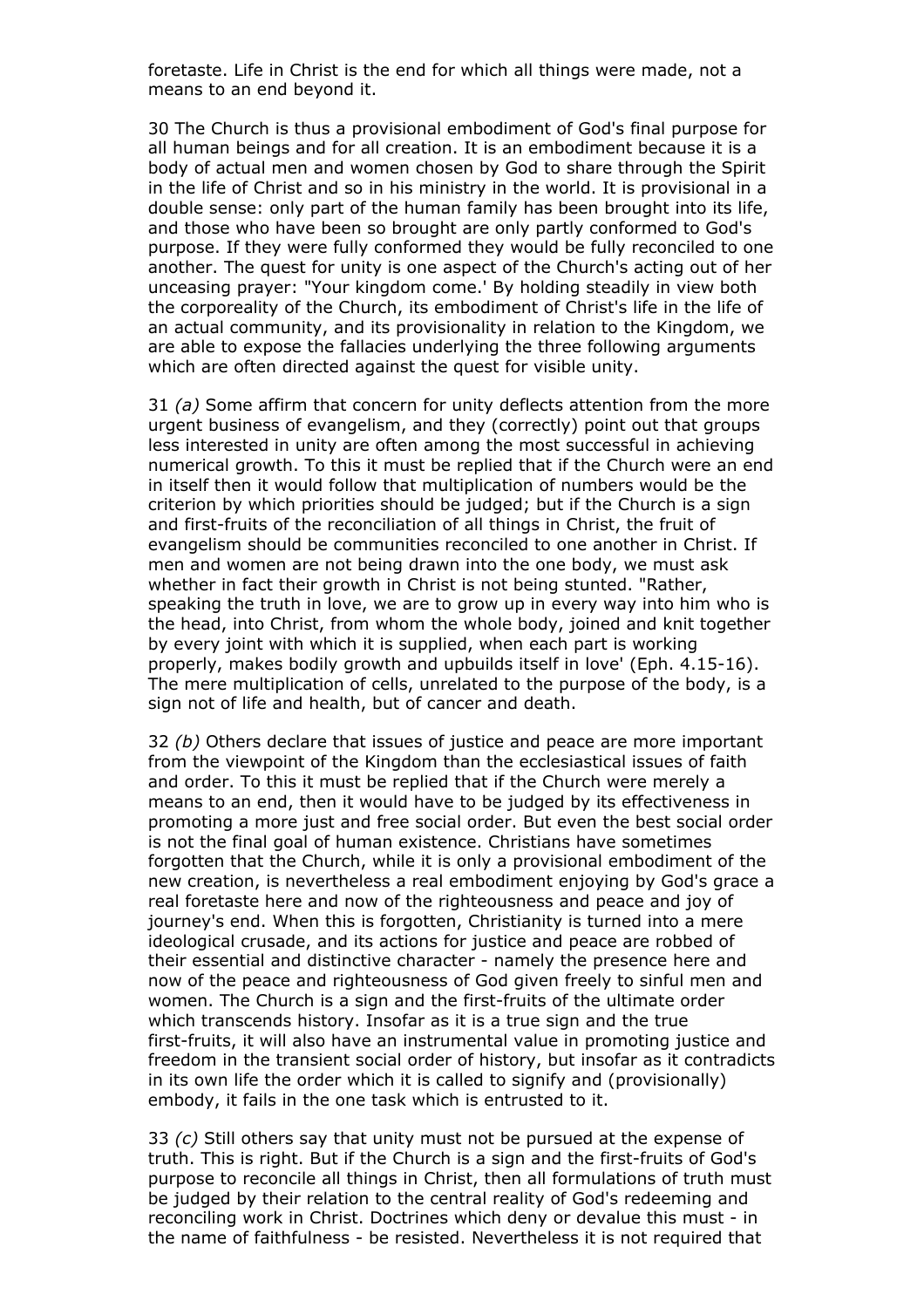foretaste. Life in Christ is the end for which all things were made, not a means to an end beyond it.

30 The Church is thus a provisional embodiment of God's final purpose for all human beings and for all creation. It is an embodiment because it is a body of actual men and women chosen by God to share through the Spirit in the life of Christ and so in his ministry in the world. It is provisional in a double sense: only part of the human family has been brought into its life, and those who have been so brought are only partly conformed to God's purpose. If they were fully conformed they would be fully reconciled to one another. The quest for unity is one aspect of the Church's acting out of her unceasing prayer: "Your kingdom come.' By holding steadily in view both the corporeality of the Church, its embodiment of Christ's life in the life of an actual community, and its provisionality in relation to the Kingdom, we are able to expose the fallacies underlying the three following arguments which are often directed against the quest for visible unity.

31 *(a)* Some affirm that concern for unity deflects attention from the more urgent business of evangelism, and they (correctly) point out that groups less interested in unity are often among the most successful in achieving numerical growth. To this it must be replied that if the Church were an end in itself then it would follow that multiplication of numbers would be the criterion by which priorities should be judged; but if the Church is a sign and first-fruits of the reconciliation of all things in Christ, the fruit of evangelism should be communities reconciled to one another in Christ. If men and women are not being drawn into the one body, we must ask whether in fact their growth in Christ is not being stunted. "Rather, speaking the truth in love, we are to grow up in every way into him who is the head, into Christ, from whom the whole body, joined and knit together by every joint with which it is supplied, when each part is working properly, makes bodily growth and upbuilds itself in love' (Eph. 4.15-16). The mere multiplication of cells, unrelated to the purpose of the body, is a sign not of life and health, but of cancer and death.

32 *(b)* Others declare that issues of justice and peace are more important from the viewpoint of the Kingdom than the ecclesiastical issues of faith and order. To this it must be replied that if the Church were merely a means to an end, then it would have to be judged by its effectiveness in promoting a more just and free social order. But even the best social order is not the final goal of human existence. Christians have sometimes forgotten that the Church, while it is only a provisional embodiment of the new creation, is nevertheless a real embodiment enjoying by God's grace a real foretaste here and now of the righteousness and peace and joy of journey's end. When this is forgotten, Christianity is turned into a mere ideological crusade, and its actions for justice and peace are robbed of their essential and distinctive character - namely the presence here and now of the peace and righteousness of God given freely to sinful men and women. The Church is a sign and the first-fruits of the ultimate order which transcends history. Insofar as it is a true sign and the true first-fruits, it will also have an instrumental value in promoting justice and freedom in the transient social order of history, but insofar as it contradicts in its own life the order which it is called to signify and (provisionally) embody, it fails in the one task which is entrusted to it.

33 *(c)* Still others say that unity must not be pursued at the expense of truth. This is right. But if the Church is a sign and the first-fruits of God's purpose to reconcile all things in Christ, then all formulations of truth must be judged by their relation to the central reality of God's redeeming and reconciling work in Christ. Doctrines which deny or devalue this must - in the name of faithfulness - be resisted. Nevertheless it is not required that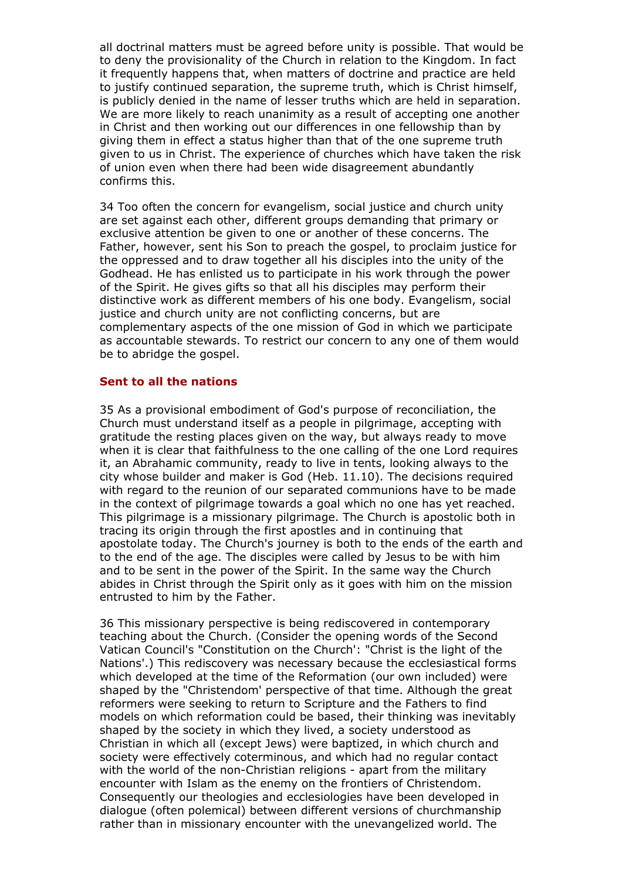all doctrinal matters must be agreed before unity is possible. That would be to deny the provisionality of the Church in relation to the Kingdom. In fact it frequently happens that, when matters of doctrine and practice are held to justify continued separation, the supreme truth, which is Christ himself, is publicly denied in the name of lesser truths which are held in separation. We are more likely to reach unanimity as a result of accepting one another in Christ and then working out our differences in one fellowship than by giving them in effect a status higher than that of the one supreme truth given to us in Christ. The experience of churches which have taken the risk of union even when there had been wide disagreement abundantly confirms this.

34 Too often the concern for evangelism, social justice and church unity are set against each other, different groups demanding that primary or exclusive attention be given to one or another of these concerns. The Father, however, sent his Son to preach the gospel, to proclaim justice for the oppressed and to draw together all his disciples into the unity of the Godhead. He has enlisted us to participate in his work through the power of the Spirit. He gives gifts so that all his disciples may perform their distinctive work as different members of his one body. Evangelism, social justice and church unity are not conflicting concerns, but are complementary aspects of the one mission of God in which we participate as accountable stewards. To restrict our concern to any one of them would be to abridge the gospel.

### Sent to all the nations

35 As a provisional embodiment of God's purpose of reconciliation, the Church must understand itself as a people in pilgrimage, accepting with gratitude the resting places given on the way, but always ready to move when it is clear that faithfulness to the one calling of the one Lord requires it, an Abrahamic community, ready to live in tents, looking always to the city whose builder and maker is God (Heb. 11.10). The decisions required with regard to the reunion of our separated communions have to be made in the context of pilgrimage towards a goal which no one has yet reached. This pilgrimage is a missionary pilgrimage. The Church is apostolic both in tracing its origin through the first apostles and in continuing that apostolate today. The Church's journey is both to the ends of the earth and to the end of the age. The disciples were called by Jesus to be with him and to be sent in the power of the Spirit. In the same way the Church abides in Christ through the Spirit only as it goes with him on the mission entrusted to him by the Father.

36 This missionary perspective is being rediscovered in contemporary teaching about the Church. (Consider the opening words of the Second Vatican Council's "Constitution on the Church': "Christ is the light of the Nations'.) This rediscovery was necessary because the ecclesiastical forms which developed at the time of the Reformation (our own included) were shaped by the "Christendom' perspective of that time. Although the great reformers were seeking to return to Scripture and the Fathers to find models on which reformation could be based, their thinking was inevitably shaped by the society in which they lived, a society understood as Christian in which all (except Jews) were baptized, in which church and society were effectively coterminous, and which had no regular contact with the world of the non-Christian religions - apart from the military encounter with Islam as the enemy on the frontiers of Christendom. Consequently our theologies and ecclesiologies have been developed in dialogue (often polemical) between different versions of churchmanship rather than in missionary encounter with the unevangelized world. The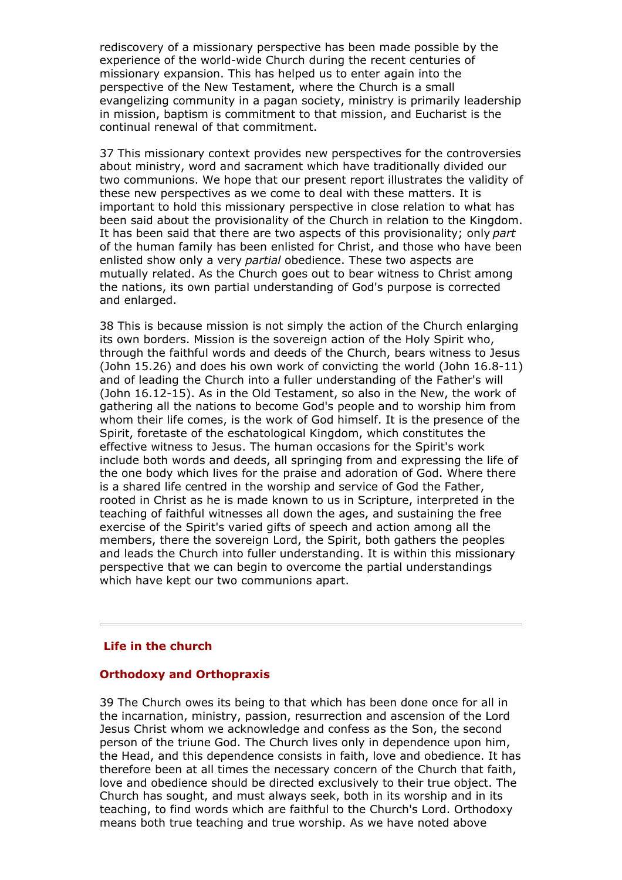rediscovery of a missionary perspective has been made possible by the experience of the world-wide Church during the recent centuries of missionary expansion. This has helped us to enter again into the perspective of the New Testament, where the Church is a small evangelizing community in a pagan society, ministry is primarily leadership in mission, baptism is commitment to that mission, and Eucharist is the continual renewal of that commitment.

37 This missionary context provides new perspectives for the controversies about ministry, word and sacrament which have traditionally divided our two communions. We hope that our present report illustrates the validity of these new perspectives as we come to deal with these matters. It is important to hold this missionary perspective in close relation to what has been said about the provisionality of the Church in relation to the Kingdom. It has been said that there are two aspects of this provisionality; only *part* of the human family has been enlisted for Christ, and those who have been enlisted show only a very *partial* obedience. These two aspects are mutually related. As the Church goes out to bear witness to Christ among the nations, its own partial understanding of God's purpose is corrected and enlarged.

38 This is because mission is not simply the action of the Church enlarging its own borders. Mission is the sovereign action of the Holy Spirit who, through the faithful words and deeds of the Church, bears witness to Jesus (John 15.26) and does his own work of convicting the world (John 16.8-11) and of leading the Church into a fuller understanding of the Father's will (John 16.12-15). As in the Old Testament, so also in the New, the work of gathering all the nations to become God's people and to worship him from whom their life comes, is the work of God himself. It is the presence of the Spirit, foretaste of the eschatological Kingdom, which constitutes the effective witness to Jesus. The human occasions for the Spirit's work include both words and deeds, all springing from and expressing the life of the one body which lives for the praise and adoration of God. Where there is a shared life centred in the worship and service of God the Father, rooted in Christ as he is made known to us in Scripture, interpreted in the teaching of faithful witnesses all down the ages, and sustaining the free exercise of the Spirit's varied gifts of speech and action among all the members, there the sovereign Lord, the Spirit, both gathers the peoples and leads the Church into fuller understanding. It is within this missionary perspective that we can begin to overcome the partial understandings which have kept our two communions apart.

---

## Life in the church

### Orthodoxy and Orthopraxis

39 The Church owes its being to that which has been done once for all in the incarnation, ministry, passion, resurrection and ascension of the Lord Jesus Christ whom we acknowledge and confess as the Son, the second person of the triune God. The Church lives only in dependence upon him, the Head, and this dependence consists in faith, love and obedience. It has therefore been at all times the necessary concern of the Church that faith, love and obedience should be directed exclusively to their true object. The Church has sought, and must always seek, both in its worship and in its teaching, to find words which are faithful to the Church's Lord. Orthodoxy means both true teaching and true worship. As we have noted above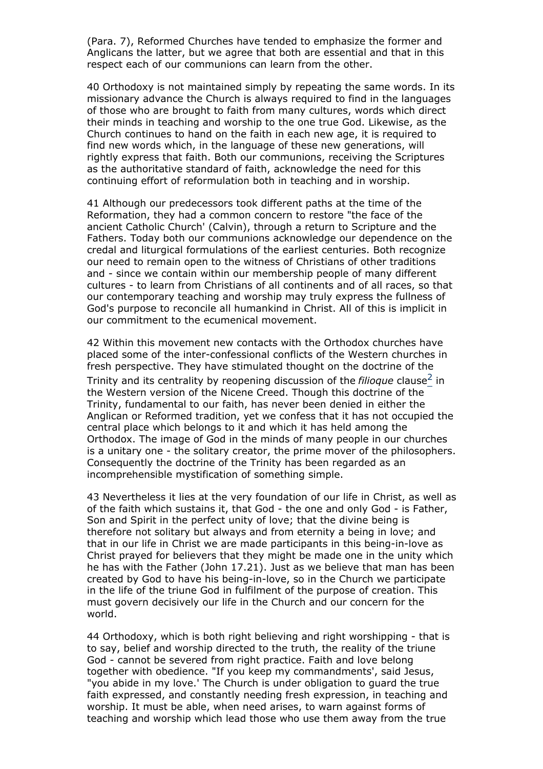(Para. 7), Reformed Churches have tended to emphasize the former and Anglicans the latter, but we agree that both are essential and that in this respect each of our communions can learn from the other.

40 Orthodoxy is not maintained simply by repeating the same words. In its missionary advance the Church is always required to find in the languages of those who are brought to faith from many cultures, words which direct their minds in teaching and worship to the one true God. Likewise, as the Church continues to hand on the faith in each new age, it is required to find new words which, in the language of these new generations, will rightly express that faith. Both our communions, receiving the Scriptures as the authoritative standard of faith, acknowledge the need for this continuing effort of reformulation both in teaching and in worship.

41 Although our predecessors took different paths at the time of the Reformation, they had a common concern to restore "the face of the ancient Catholic Church' (Calvin), through a return to Scripture and the Fathers. Today both our communions acknowledge our dependence on the credal and liturgical formulations of the earliest centuries. Both recognize our need to remain open to the witness of Christians of other traditions and - since we contain within our membership people of many different cultures - to learn from Christians of all continents and of all races, so that our contemporary teaching and worship may truly express the fullness of God's purpose to reconcile all humankind in Christ. All of this is implicit in our commitment to the ecumenical movement.

42 Within this movement new contacts with the Orthodox churches have placed some of the inter-confessional conflicts of the Western churches in fresh perspective. They have stimulated thought on the doctrine of the Trinity and its centrality by reopening discussion of the *filioque* clause[2] in the Western version of the Nicene Creed. Though this doctrine of the Trinity, fundamental to our faith, has never been denied in either the Anglican or Reformed tradition, yet we confess that it has not occupied the central place which belongs to it and which it has held among the Orthodox. The image of God in the minds of many people in our churches is a unitary one - the solitary creator, the prime mover of the philosophers. Consequently the doctrine of the Trinity has been regarded as an incomprehensible mystification of something simple.

43 Nevertheless it lies at the very foundation of our life in Christ, as well as of the faith which sustains it, that God - the one and only God - is Father, Son and Spirit in the perfect unity of love; that the divine being is therefore not solitary but always and from eternity a being in love; and that in our life in Christ we are made participants in this being-in-love as Christ prayed for believers that they might be made one in the unity which he has with the Father (John 17.21). Just as we believe that man has been created by God to have his being-in-love, so in the Church we participate in the life of the triune God in fulfilment of the purpose of creation. This must govern decisively our life in the Church and our concern for the world.

44 Orthodoxy, which is both right believing and right worshipping - that is to say, belief and worship directed to the truth, the reality of the triune God - cannot be severed from right practice. Faith and love belong together with obedience. "If you keep my commandments', said Jesus, "you abide in my love.' The Church is under obligation to guard the true faith expressed, and constantly needing fresh expression, in teaching and worship. It must be able, when need arises, to warn against forms of teaching and worship which lead those who use them away from the true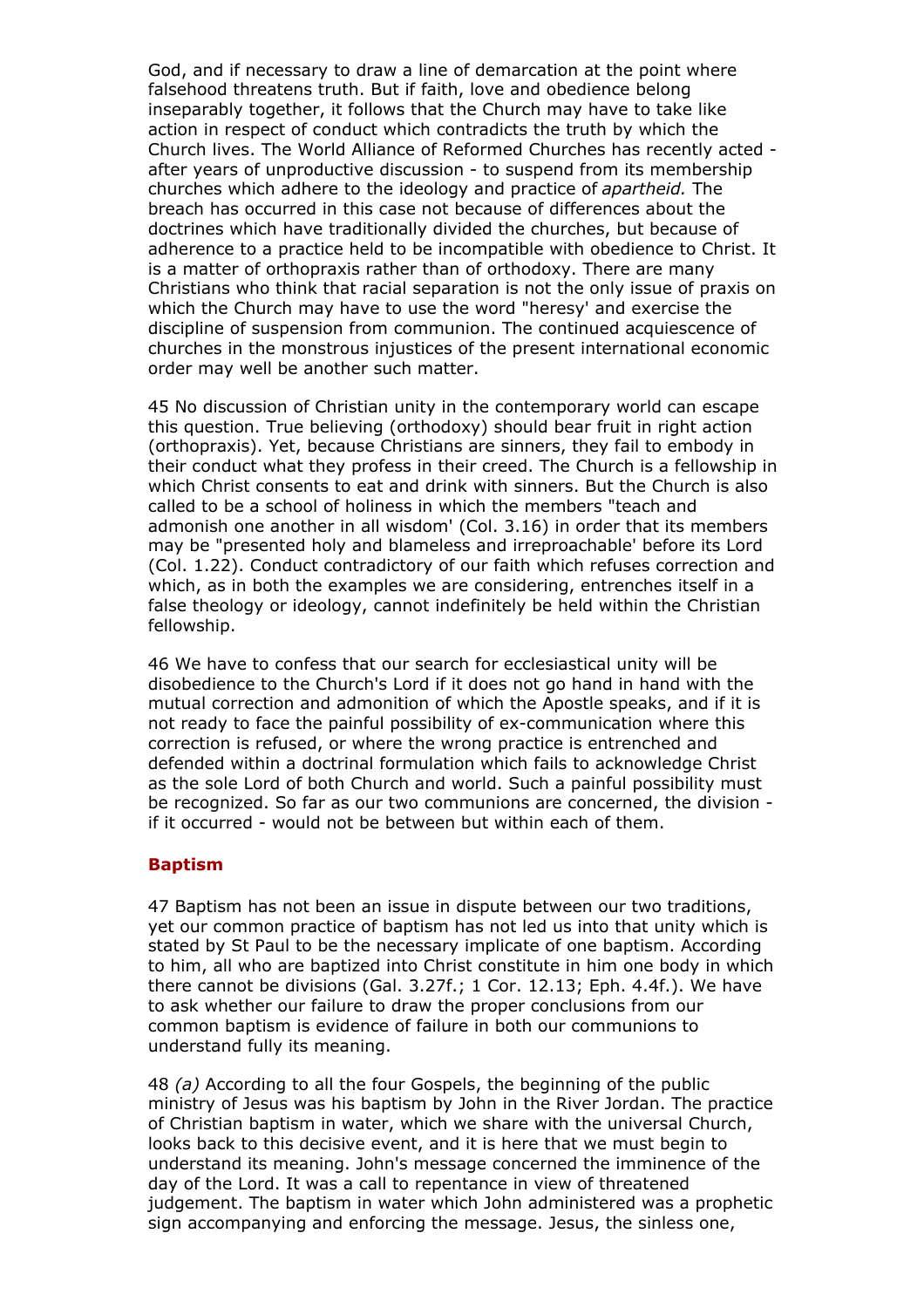God, and if necessary to draw a line of demarcation at the point where falsehood threatens truth. But if faith, love and obedience belong inseparably together, it follows that the Church may have to take like action in respect of conduct which contradicts the truth by which the Church lives. The World Alliance of Reformed Churches has recently acted - after years of unproductive discussion - to suspend from its membership churches which adhere to the ideology and practice of *apartheid.* The breach has occurred in this case not because of differences about the doctrines which have traditionally divided the churches, but because of adherence to a practice held to be incompatible with obedience to Christ. It is a matter of orthopraxis rather than of orthodoxy. There are many Christians who think that racial separation is not the only issue of praxis on which the Church may have to use the word "heresy' and exercise the discipline of suspension from communion. The continued acquiescence of churches in the monstrous injustices of the present international economic order may well be another such matter.

45 No discussion of Christian unity in the contemporary world can escape this question. True believing (orthodoxy) should bear fruit in right action (orthopraxis). Yet, because Christians are sinners, they fail to embody in their conduct what they profess in their creed. The Church is a fellowship in which Christ consents to eat and drink with sinners. But the Church is also called to be a school of holiness in which the members "teach and admonish one another in all wisdom' (Col. 3.16) in order that its members may be "presented holy and blameless and irreproachable' before its Lord (Col. 1.22). Conduct contradictory of our faith which refuses correction and which, as in both the examples we are considering, entrenches itself in a false theology or ideology, cannot indefinitely be held within the Christian fellowship.

46 We have to confess that our search for ecclesiastical unity will be disobedience to the Church's Lord if it does not go hand in hand with the mutual correction and admonition of which the Apostle speaks, and if it is not ready to face the painful possibility of ex-communication where this correction is refused, or where the wrong practice is entrenched and defended within a doctrinal formulation which fails to acknowledge Christ as the sole Lord of both Church and world. Such a painful possibility must be recognized. So far as our two communions are concerned, the division - if it occurred - would not be between but within each of them.

## Baptism

47 Baptism has not been an issue in dispute between our two traditions, yet our common practice of baptism has not led us into that unity which is stated by St Paul to be the necessary implicate of one baptism. According to him, all who are baptized into Christ constitute in him one body in which there cannot be divisions (Gal. 3.27f.; 1 Cor. 12.13; Eph. 4.4f.). We have to ask whether our failure to draw the proper conclusions from our common baptism is evidence of failure in both our communions to understand fully its meaning.

48 *(a)* According to all the four Gospels, the beginning of the public ministry of Jesus was his baptism by John in the River Jordan. The practice of Christian baptism in water, which we share with the universal Church, looks back to this decisive event, and it is here that we must begin to understand its meaning. John's message concerned the imminence of the day of the Lord. It was a call to repentance in view of threatened judgement. The baptism in water which John administered was a prophetic sign accompanying and enforcing the message. Jesus, the sinless one,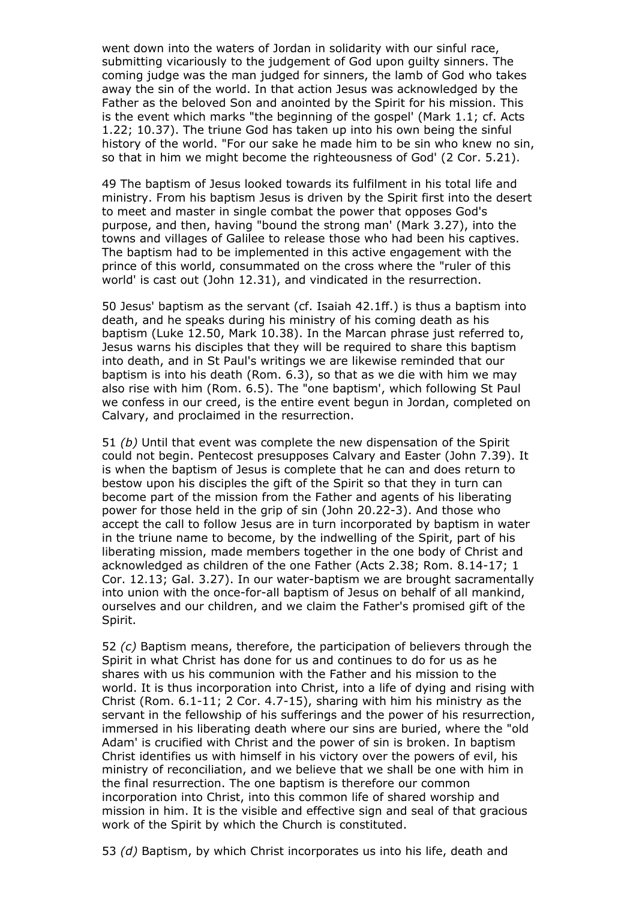went down into the waters of Jordan in solidarity with our sinful race, submitting vicariously to the judgement of God upon guilty sinners. The coming judge was the man judged for sinners, the lamb of God who takes away the sin of the world. In that action Jesus was acknowledged by the Father as the beloved Son and anointed by the Spirit for his mission. This is the event which marks "the beginning of the gospel' (Mark 1.1; cf. Acts 1.22; 10.37). The triune God has taken up into his own being the sinful history of the world. "For our sake he made him to be sin who knew no sin, so that in him we might become the righteousness of God' (2 Cor. 5.21).

49 The baptism of Jesus looked towards its fulfilment in his total life and ministry. From his baptism Jesus is driven by the Spirit first into the desert to meet and master in single combat the power that opposes God's purpose, and then, having "bound the strong man' (Mark 3.27), into the towns and villages of Galilee to release those who had been his captives. The baptism had to be implemented in this active engagement with the prince of this world, consummated on the cross where the "ruler of this world' is cast out (John 12.31), and vindicated in the resurrection.

50 Jesus' baptism as the servant (cf. Isaiah 42.1ff.) is thus a baptism into death, and he speaks during his ministry of his coming death as his baptism (Luke 12.50, Mark 10.38). In the Marcan phrase just referred to, Jesus warns his disciples that they will be required to share this baptism into death, and in St Paul's writings we are likewise reminded that our baptism is into his death (Rom. 6.3), so that as we die with him we may also rise with him (Rom. 6.5). The "one baptism', which following St Paul we confess in our creed, is the entire event begun in Jordan, completed on Calvary, and proclaimed in the resurrection.

51 *(b)* Until that event was complete the new dispensation of the Spirit could not begin. Pentecost presupposes Calvary and Easter (John 7.39). It is when the baptism of Jesus is complete that he can and does return to bestow upon his disciples the gift of the Spirit so that they in turn can become part of the mission from the Father and agents of his liberating power for those held in the grip of sin (John 20.22-3). And those who accept the call to follow Jesus are in turn incorporated by baptism in water in the triune name to become, by the indwelling of the Spirit, part of his liberating mission, made members together in the one body of Christ and acknowledged as children of the one Father (Acts 2.38; Rom. 8.14-17; 1 Cor. 12.13; Gal. 3.27). In our water-baptism we are brought sacramentally into union with the once-for-all baptism of Jesus on behalf of all mankind, ourselves and our children, and we claim the Father's promised gift of the Spirit.

52 *(c)* Baptism means, therefore, the participation of believers through the Spirit in what Christ has done for us and continues to do for us as he shares with us his communion with the Father and his mission to the world. It is thus incorporation into Christ, into a life of dying and rising with Christ (Rom. 6.1-11; 2 Cor. 4.7-15), sharing with him his ministry as the servant in the fellowship of his sufferings and the power of his resurrection, immersed in his liberating death where our sins are buried, where the "old Adam' is crucified with Christ and the power of sin is broken. In baptism Christ identifies us with himself in his victory over the powers of evil, his ministry of reconciliation, and we believe that we shall be one with him in the final resurrection. The one baptism is therefore our common incorporation into Christ, into this common life of shared worship and mission in him. It is the visible and effective sign and seal of that gracious work of the Spirit by which the Church is constituted.

53 *(d)* Baptism, by which Christ incorporates us into his life, death and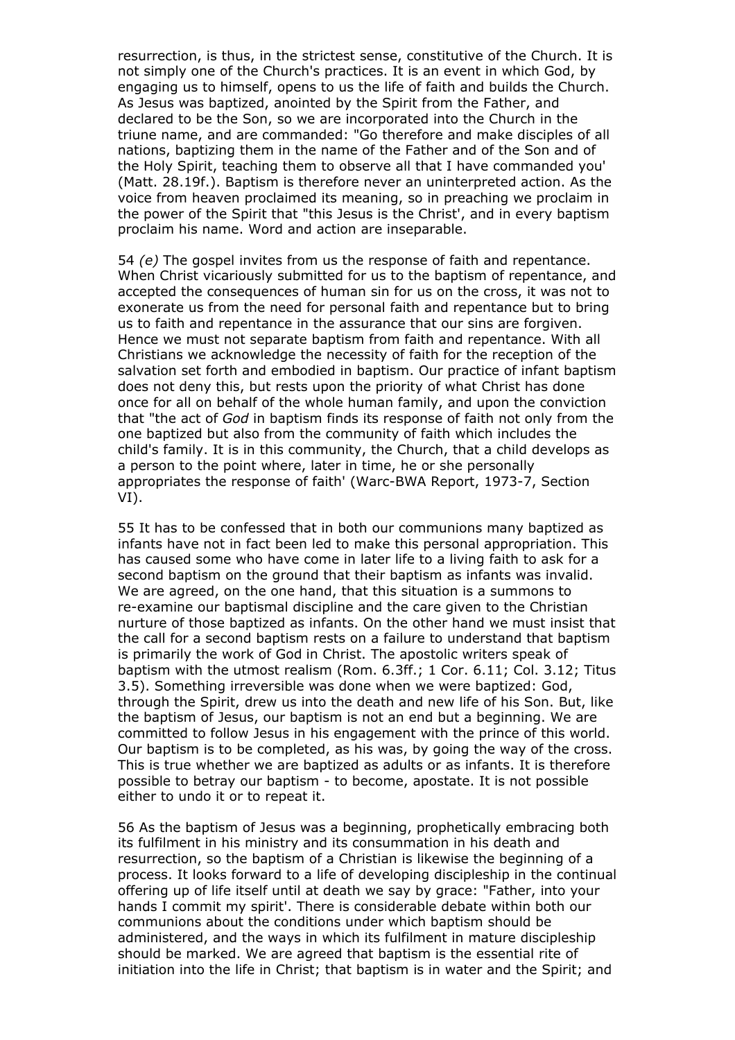resurrection, is thus, in the strictest sense, constitutive of the Church. It is not simply one of the Church's practices. It is an event in which God, by engaging us to himself, opens to us the life of faith and builds the Church. As Jesus was baptized, anointed by the Spirit from the Father, and declared to be the Son, so we are incorporated into the Church in the triune name, and are commanded: "Go therefore and make disciples of all nations, baptizing them in the name of the Father and of the Son and of the Holy Spirit, teaching them to observe all that I have commanded you' (Matt. 28.19f.). Baptism is therefore never an uninterpreted action. As the voice from heaven proclaimed its meaning, so in preaching we proclaim in the power of the Spirit that "this Jesus is the Christ', and in every baptism proclaim his name. Word and action are inseparable.

54 *(e)* The gospel invites from us the response of faith and repentance. When Christ vicariously submitted for us to the baptism of repentance, and accepted the consequences of human sin for us on the cross, it was not to exonerate us from the need for personal faith and repentance but to bring us to faith and repentance in the assurance that our sins are forgiven. Hence we must not separate baptism from faith and repentance. With all Christians we acknowledge the necessity of faith for the reception of the salvation set forth and embodied in baptism. Our practice of infant baptism does not deny this, but rests upon the priority of what Christ has done once for all on behalf of the whole human family, and upon the conviction that "the act of *God* in baptism finds its response of faith not only from the one baptized but also from the community of faith which includes the child's family. It is in this community, the Church, that a child develops as a person to the point where, later in time, he or she personally appropriates the response of faith' (Warc-BWA Report, 1973-7, Section VI).

55 It has to be confessed that in both our communions many baptized as infants have not in fact been led to make this personal appropriation. This has caused some who have come in later life to a living faith to ask for a second baptism on the ground that their baptism as infants was invalid. We are agreed, on the one hand, that this situation is a summons to re-examine our baptismal discipline and the care given to the Christian nurture of those baptized as infants. On the other hand we must insist that the call for a second baptism rests on a failure to understand that baptism is primarily the work of God in Christ. The apostolic writers speak of baptism with the utmost realism (Rom. 6.3ff.; 1 Cor. 6.11; Col. 3.12; Titus 3.5). Something irreversible was done when we were baptized: God, through the Spirit, drew us into the death and new life of his Son. But, like the baptism of Jesus, our baptism is not an end but a beginning. We are committed to follow Jesus in his engagement with the prince of this world. Our baptism is to be completed, as his was, by going the way of the cross. This is true whether we are baptized as adults or as infants. It is therefore possible to betray our baptism - to become, apostate. It is not possible either to undo it or to repeat it.

56 As the baptism of Jesus was a beginning, prophetically embracing both its fulfilment in his ministry and its consummation in his death and resurrection, so the baptism of a Christian is likewise the beginning of a process. It looks forward to a life of developing discipleship in the continual offering up of life itself until at death we say by grace: "Father, into your hands I commit my spirit'. There is considerable debate within both our communions about the conditions under which baptism should be administered, and the ways in which its fulfilment in mature discipleship should be marked. We are agreed that baptism is the essential rite of initiation into the life in Christ; that baptism is in water and the Spirit; and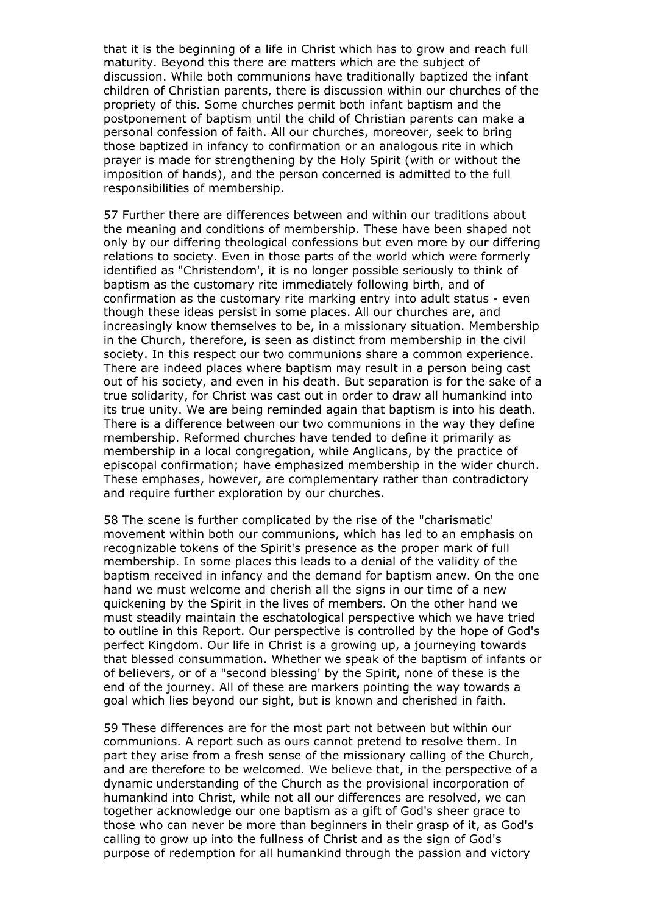that it is the beginning of a life in Christ which has to grow and reach full maturity. Beyond this there are matters which are the subject of discussion. While both communions have traditionally baptized the infant children of Christian parents, there is discussion within our churches of the propriety of this. Some churches permit both infant baptism and the postponement of baptism until the child of Christian parents can make a personal confession of faith. All our churches, moreover, seek to bring those baptized in infancy to confirmation or an analogous rite in which prayer is made for strengthening by the Holy Spirit (with or without the imposition of hands), and the person concerned is admitted to the full responsibilities of membership.

57 Further there are differences between and within our traditions about the meaning and conditions of membership. These have been shaped not only by our differing theological confessions but even more by our differing relations to society. Even in those parts of the world which were formerly identified as "Christendom', it is no longer possible seriously to think of baptism as the customary rite immediately following birth, and of confirmation as the customary rite marking entry into adult status - even though these ideas persist in some places. All our churches are, and increasingly know themselves to be, in a missionary situation. Membership in the Church, therefore, is seen as distinct from membership in the civil society. In this respect our two communions share a common experience. There are indeed places where baptism may result in a person being cast out of his society, and even in his death. But separation is for the sake of a true solidarity, for Christ was cast out in order to draw all humankind into its true unity. We are being reminded again that baptism is into his death. There is a difference between our two communions in the way they define membership. Reformed churches have tended to define it primarily as membership in a local congregation, while Anglicans, by the practice of episcopal confirmation; have emphasized membership in the wider church. These emphases, however, are complementary rather than contradictory and require further exploration by our churches.

58 The scene is further complicated by the rise of the "charismatic' movement within both our communions, which has led to an emphasis on recognizable tokens of the Spirit's presence as the proper mark of full membership. In some places this leads to a denial of the validity of the baptism received in infancy and the demand for baptism anew. On the one hand we must welcome and cherish all the signs in our time of a new quickening by the Spirit in the lives of members. On the other hand we must steadily maintain the eschatological perspective which we have tried to outline in this Report. Our perspective is controlled by the hope of God's perfect Kingdom. Our life in Christ is a growing up, a journeying towards that blessed consummation. Whether we speak of the baptism of infants or of believers, or of a "second blessing' by the Spirit, none of these is the end of the journey. All of these are markers pointing the way towards a goal which lies beyond our sight, but is known and cherished in faith.

59 These differences are for the most part not between but within our communions. A report such as ours cannot pretend to resolve them. In part they arise from a fresh sense of the missionary calling of the Church, and are therefore to be welcomed. We believe that, in the perspective of a dynamic understanding of the Church as the provisional incorporation of humankind into Christ, while not all our differences are resolved, we can together acknowledge our one baptism as a gift of God's sheer grace to those who can never be more than beginners in their grasp of it, as God's calling to grow up into the fullness of Christ and as the sign of God's purpose of redemption for all humankind through the passion and victory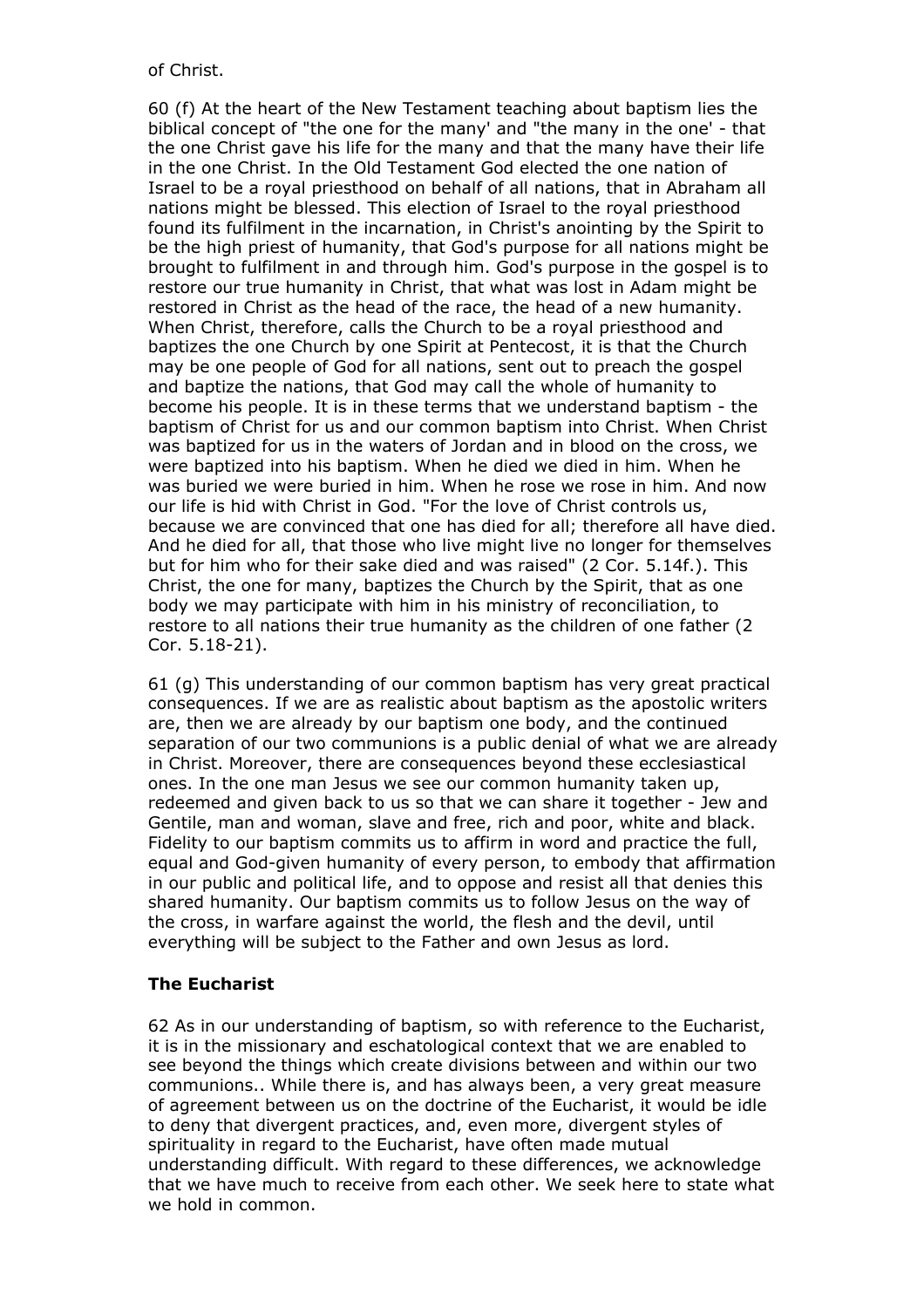of Christ.

60 (f) At the heart of the New Testament teaching about baptism lies the biblical concept of "the one for the many' and "the many in the one' - that the one Christ gave his life for the many and that the many have their life in the one Christ. In the Old Testament God elected the one nation of Israel to be a royal priesthood on behalf of all nations, that in Abraham all nations might be blessed. This election of Israel to the royal priesthood found its fulfilment in the incarnation, in Christ's anointing by the Spirit to be the high priest of humanity, that God's purpose for all nations might be brought to fulfilment in and through him. God's purpose in the gospel is to restore our true humanity in Christ, that what was lost in Adam might be restored in Christ as the head of the race, the head of a new humanity. When Christ, therefore, calls the Church to be a royal priesthood and baptizes the one Church by one Spirit at Pentecost, it is that the Church may be one people of God for all nations, sent out to preach the gospel and baptize the nations, that God may call the whole of humanity to become his people. It is in these terms that we understand baptism - the baptism of Christ for us and our common baptism into Christ. When Christ was baptized for us in the waters of Jordan and in blood on the cross, we were baptized into his baptism. When he died we died in him. When he was buried we were buried in him. When he rose we rose in him. And now our life is hid with Christ in God. "For the love of Christ controls us, because we are convinced that one has died for all; therefore all have died. And he died for all, that those who live might live no longer for themselves but for him who for their sake died and was raised" (2 Cor. 5.14f.). This Christ, the one for many, baptizes the Church by the Spirit, that as one body we may participate with him in his ministry of reconciliation, to restore to all nations their true humanity as the children of one father (2 Cor. 5.18-21).

61 (g) This understanding of our common baptism has very great practical consequences. If we are as realistic about baptism as the apostolic writers are, then we are already by our baptism one body, and the continued separation of our two communions is a public denial of what we are already in Christ. Moreover, there are consequences beyond these ecclesiastical ones. In the one man Jesus we see our common humanity taken up, redeemed and given back to us so that we can share it together - Jew and Gentile, man and woman, slave and free, rich and poor, white and black. Fidelity to our baptism commits us to affirm in word and practice the full, equal and God-given humanity of every person, to embody that affirmation in our public and political life, and to oppose and resist all that denies this shared humanity. Our baptism commits us to follow Jesus on the way of the cross, in warfare against the world, the flesh and the devil, until everything will be subject to the Father and own Jesus as lord.

### The Eucharist

62 As in our understanding of baptism, so with reference to the Eucharist, it is in the missionary and eschatological context that we are enabled to see beyond the things which create divisions between and within our two communions.. While there is, and has always been, a very great measure of agreement between us on the doctrine of the Eucharist, it would be idle to deny that divergent practices, and, even more, divergent styles of spirituality in regard to the Eucharist, have often made mutual understanding difficult. With regard to these differences, we acknowledge that we have much to receive from each other. We seek here to state what we hold in common.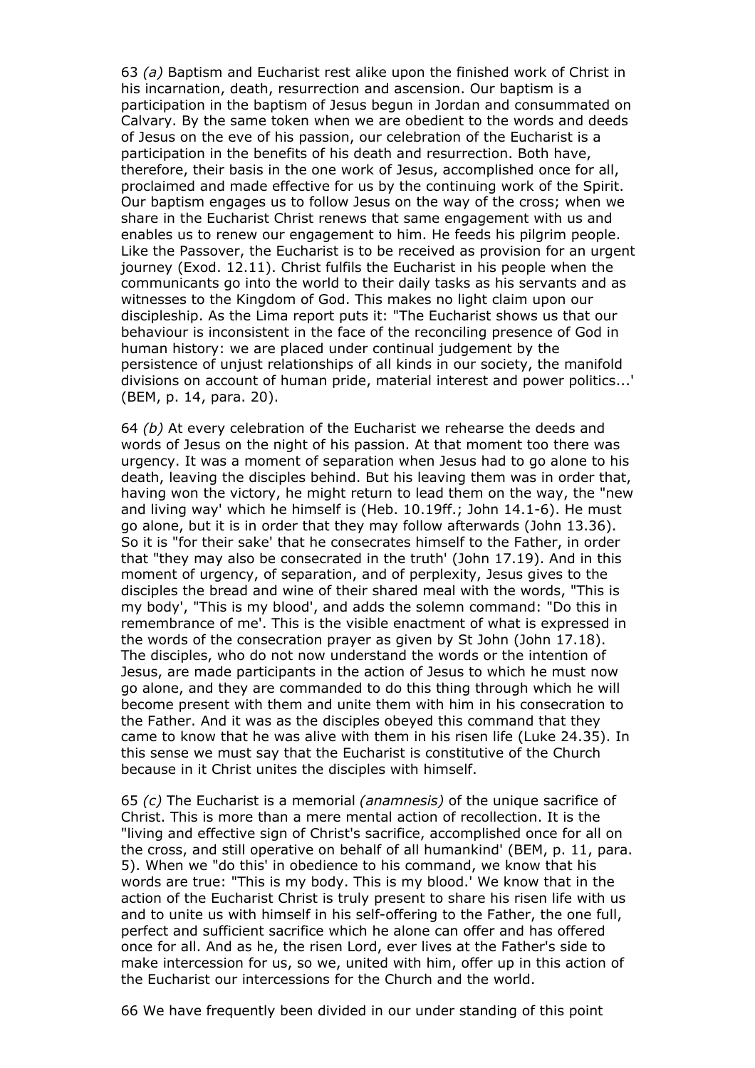63 *(a)* Baptism and Eucharist rest alike upon the finished work of Christ in his incarnation, death, resurrection and ascension. Our baptism is a participation in the baptism of Jesus begun in Jordan and consummated on Calvary. By the same token when we are obedient to the words and deeds of Jesus on the eve of his passion, our celebration of the Eucharist is a participation in the benefits of his death and resurrection. Both have, therefore, their basis in the one work of Jesus, accomplished once for all, proclaimed and made effective for us by the continuing work of the Spirit. Our baptism engages us to follow Jesus on the way of the cross; when we share in the Eucharist Christ renews that same engagement with us and enables us to renew our engagement to him. He feeds his pilgrim people. Like the Passover, the Eucharist is to be received as provision for an urgent journey (Exod. 12.11). Christ fulfils the Eucharist in his people when the communicants go into the world to their daily tasks as his servants and as witnesses to the Kingdom of God. This makes no light claim upon our discipleship. As the Lima report puts it: "The Eucharist shows us that our behaviour is inconsistent in the face of the reconciling presence of God in human history: we are placed under continual judgement by the persistence of unjust relationships of all kinds in our society, the manifold divisions on account of human pride, material interest and power politics...' (BEM, p. 14, para. 20).

64 *(b)* At every celebration of the Eucharist we rehearse the deeds and words of Jesus on the night of his passion. At that moment too there was urgency. It was a moment of separation when Jesus had to go alone to his death, leaving the disciples behind. But his leaving them was in order that, having won the victory, he might return to lead them on the way, the "new and living way' which he himself is (Heb. 10.19ff.; John 14.1-6). He must go alone, but it is in order that they may follow afterwards (John 13.36). So it is "for their sake' that he consecrates himself to the Father, in order that "they may also be consecrated in the truth' (John 17.19). And in this moment of urgency, of separation, and of perplexity, Jesus gives to the disciples the bread and wine of their shared meal with the words, "This is my body', "This is my blood', and adds the solemn command: "Do this in remembrance of me'. This is the visible enactment of what is expressed in the words of the consecration prayer as given by St John (John 17.18). The disciples, who do not now understand the words or the intention of Jesus, are made participants in the action of Jesus to which he must now go alone, and they are commanded to do this thing through which he will become present with them and unite them with him in his consecration to the Father. And it was as the disciples obeyed this command that they came to know that he was alive with them in his risen life (Luke 24.35). In this sense we must say that the Eucharist is constitutive of the Church because in it Christ unites the disciples with himself.

65 *(c)* The Eucharist is a memorial *(anamnesis)* of the unique sacrifice of Christ. This is more than a mere mental action of recollection. It is the "living and effective sign of Christ's sacrifice, accomplished once for all on the cross, and still operative on behalf of all humankind' (BEM, p. 11, para. 5). When we "do this' in obedience to his command, we know that his words are true: "This is my body. This is my blood.' We know that in the action of the Eucharist Christ is truly present to share his risen life with us and to unite us with himself in his self-offering to the Father, the one full, perfect and sufficient sacrifice which he alone can offer and has offered once for all. And as he, the risen Lord, ever lives at the Father's side to make intercession for us, so we, united with him, offer up in this action of the Eucharist our intercessions for the Church and the world.

66 We have frequently been divided in our under standing of this point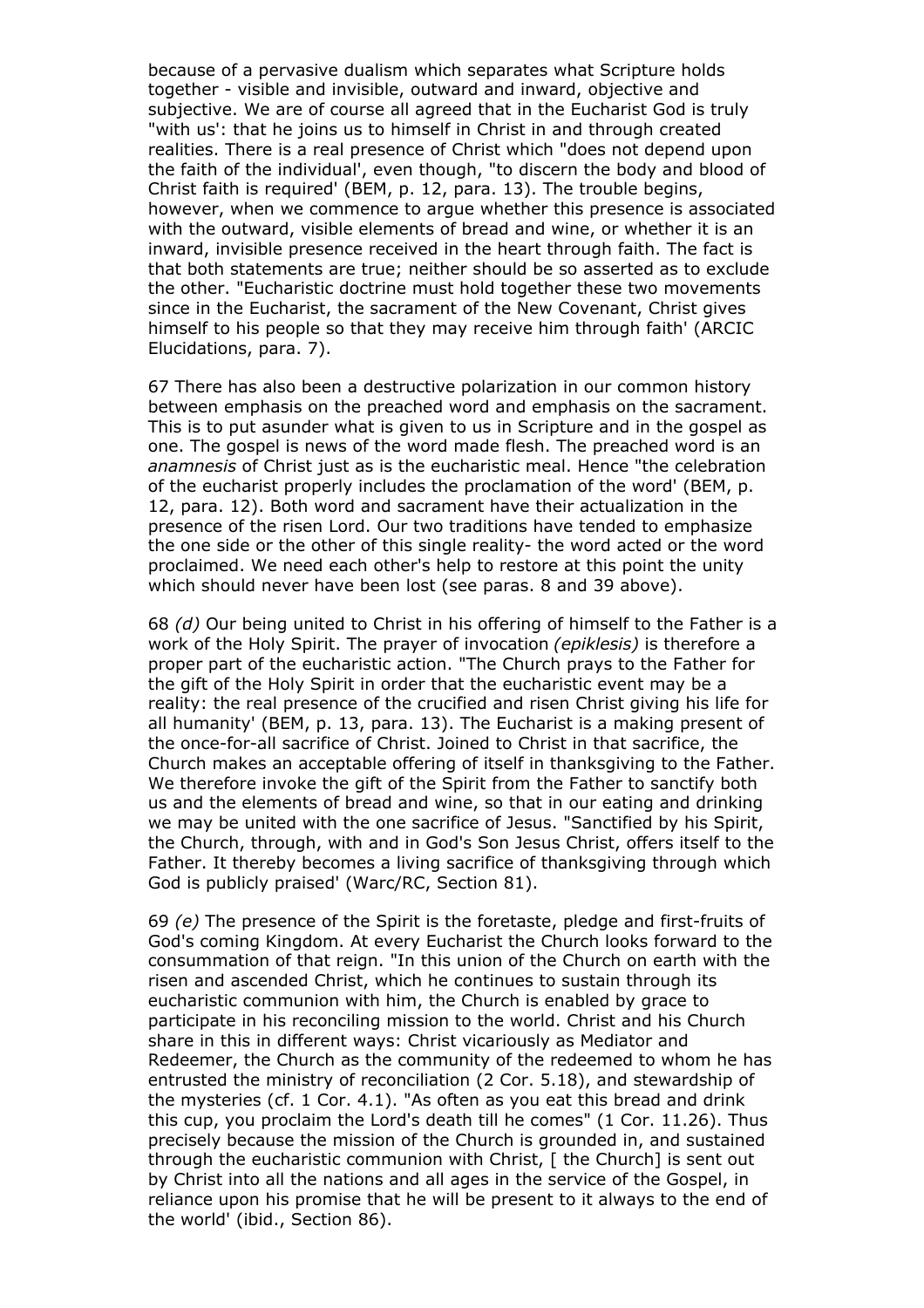because of a pervasive dualism which separates what Scripture holds together - visible and invisible, outward and inward, objective and subjective. We are of course all agreed that in the Eucharist God is truly "with us': that he joins us to himself in Christ in and through created realities. There is a real presence of Christ which "does not depend upon the faith of the individual', even though, "to discern the body and blood of Christ faith is required' (BEM, p. 12, para. 13). The trouble begins, however, when we commence to argue whether this presence is associated with the outward, visible elements of bread and wine, or whether it is an inward, invisible presence received in the heart through faith. The fact is that both statements are true; neither should be so asserted as to exclude the other. "Eucharistic doctrine must hold together these two movements since in the Eucharist, the sacrament of the New Covenant, Christ gives himself to his people so that they may receive him through faith' (ARCIC Elucidations, para. 7).

67 There has also been a destructive polarization in our common history between emphasis on the preached word and emphasis on the sacrament. This is to put asunder what is given to us in Scripture and in the gospel as one. The gospel is news of the word made flesh. The preached word is an *anamnesis* of Christ just as is the eucharistic meal. Hence "the celebration of the eucharist properly includes the proclamation of the word' (BEM, p. 12, para. 12). Both word and sacrament have their actualization in the presence of the risen Lord. Our two traditions have tended to emphasize the one side or the other of this single reality- the word acted or the word proclaimed. We need each other's help to restore at this point the unity which should never have been lost (see paras. 8 and 39 above).

68 *(d)* Our being united to Christ in his offering of himself to the Father is a work of the Holy Spirit. The prayer of invocation *(epiklesis)* is therefore a proper part of the eucharistic action. "The Church prays to the Father for the gift of the Holy Spirit in order that the eucharistic event may be a reality: the real presence of the crucified and risen Christ giving his life for all humanity' (BEM, p. 13, para. 13). The Eucharist is a making present of the once-for-all sacrifice of Christ. Joined to Christ in that sacrifice, the Church makes an acceptable offering of itself in thanksgiving to the Father. We therefore invoke the gift of the Spirit from the Father to sanctify both us and the elements of bread and wine, so that in our eating and drinking we may be united with the one sacrifice of Jesus. "Sanctified by his Spirit, the Church, through, with and in God's Son Jesus Christ, offers itself to the Father. It thereby becomes a living sacrifice of thanksgiving through which God is publicly praised' (Warc/RC, Section 81).

69 *(e)* The presence of the Spirit is the foretaste, pledge and first-fruits of God's coming Kingdom. At every Eucharist the Church looks forward to the consummation of that reign. "In this union of the Church on earth with the risen and ascended Christ, which he continues to sustain through its eucharistic communion with him, the Church is enabled by grace to participate in his reconciling mission to the world. Christ and his Church share in this in different ways: Christ vicariously as Mediator and Redeemer, the Church as the community of the redeemed to whom he has entrusted the ministry of reconciliation (2 Cor. 5.18), and stewardship of the mysteries (cf. 1 Cor. 4.1). "As often as you eat this bread and drink this cup, you proclaim the Lord's death till he comes" (1 Cor. 11.26). Thus precisely because the mission of the Church is grounded in, and sustained through the eucharistic communion with Christ, [ the Church] is sent out by Christ into all the nations and all ages in the service of the Gospel, in reliance upon his promise that he will be present to it always to the end of the world' (ibid., Section 86).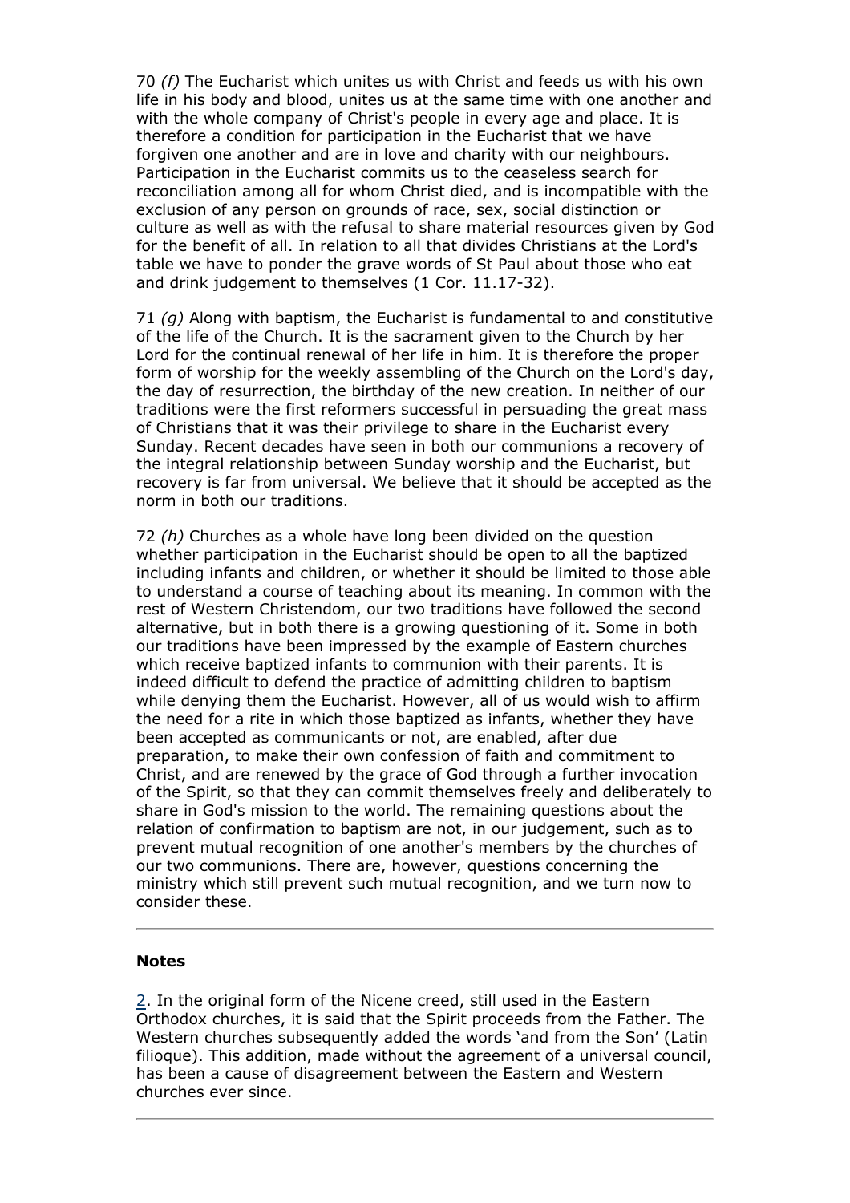70 *(f)* The Eucharist which unites us with Christ and feeds us with his own life in his body and blood, unites us at the same time with one another and with the whole company of Christ's people in every age and place. It is therefore a condition for participation in the Eucharist that we have forgiven one another and are in love and charity with our neighbours. Participation in the Eucharist commits us to the ceaseless search for reconciliation among all for whom Christ died, and is incompatible with the exclusion of any person on grounds of race, sex, social distinction or culture as well as with the refusal to share material resources given by God for the benefit of all. In relation to all that divides Christians at the Lord's table we have to ponder the grave words of St Paul about those who eat and drink judgement to themselves (1 Cor. 11.17-32).

71 *(g)* Along with baptism, the Eucharist is fundamental to and constitutive of the life of the Church. It is the sacrament given to the Church by her Lord for the continual renewal of her life in him. It is therefore the proper form of worship for the weekly assembling of the Church on the Lord's day, the day of resurrection, the birthday of the new creation. In neither of our traditions were the first reformers successful in persuading the great mass of Christians that it was their privilege to share in the Eucharist every Sunday. Recent decades have seen in both our communions a recovery of the integral relationship between Sunday worship and the Eucharist, but recovery is far from universal. We believe that it should be accepted as the norm in both our traditions.

72 *(h)* Churches as a whole have long been divided on the question whether participation in the Eucharist should be open to all the baptized including infants and children, or whether it should be limited to those able to understand a course of teaching about its meaning. In common with the rest of Western Christendom, our two traditions have followed the second alternative, but in both there is a growing questioning of it. Some in both our traditions have been impressed by the example of Eastern churches which receive baptized infants to communion with their parents. It is indeed difficult to defend the practice of admitting children to baptism while denying them the Eucharist. However, all of us would wish to affirm the need for a rite in which those baptized as infants, whether they have been accepted as communicants or not, are enabled, after due preparation, to make their own confession of faith and commitment to Christ, and are renewed by the grace of God through a further invocation of the Spirit, so that they can commit themselves freely and deliberately to share in God's mission to the world. The remaining questions about the relation of confirmation to baptism are not, in our judgement, such as to prevent mutual recognition of one another's members by the churches of our two communions. There are, however, questions concerning the ministry which still prevent such mutual recognition, and we turn now to consider these.

---

**Notes**

2. In the original form of the Nicene creed, still used in the Eastern Orthodox churches, it is said that the Spirit proceeds from the Father. The Western churches subsequently added the words 'and from the Son' (Latin filioque). This addition, made without the agreement of a universal council, has been a cause of disagreement between the Eastern and Western churches ever since.

---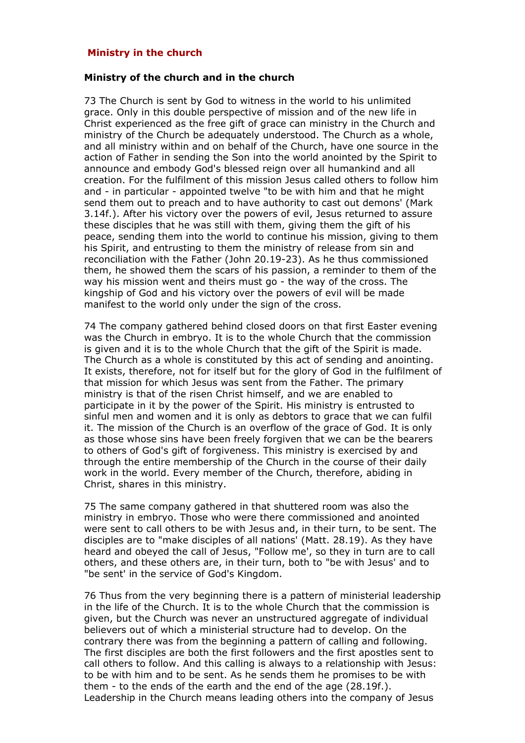## Ministry in the church

### Ministry of the church and in the church

73 The Church is sent by God to witness in the world to his unlimited grace. Only in this double perspective of mission and of the new life in Christ experienced as the free gift of grace can ministry in the Church and ministry of the Church be adequately understood. The Church as a whole, and all ministry within and on behalf of the Church, have one source in the action of Father in sending the Son into the world anointed by the Spirit to announce and embody God's blessed reign over all humankind and all creation. For the fulfilment of this mission Jesus called others to follow him and - in particular - appointed twelve "to be with him and that he might send them out to preach and to have authority to cast out demons' (Mark 3.14f.). After his victory over the powers of evil, Jesus returned to assure these disciples that he was still with them, giving them the gift of his peace, sending them into the world to continue his mission, giving to them his Spirit, and entrusting to them the ministry of release from sin and reconciliation with the Father (John 20.19-23). As he thus commissioned them, he showed them the scars of his passion, a reminder to them of the way his mission went and theirs must go - the way of the cross. The kingship of God and his victory over the powers of evil will be made manifest to the world only under the sign of the cross.

74 The company gathered behind closed doors on that first Easter evening was the Church in embryo. It is to the whole Church that the commission is given and it is to the whole Church that the gift of the Spirit is made. The Church as a whole is constituted by this act of sending and anointing. It exists, therefore, not for itself but for the glory of God in the fulfilment of that mission for which Jesus was sent from the Father. The primary ministry is that of the risen Christ himself, and we are enabled to participate in it by the power of the Spirit. His ministry is entrusted to sinful men and women and it is only as debtors to grace that we can fulfil it. The mission of the Church is an overflow of the grace of God. It is only as those whose sins have been freely forgiven that we can be the bearers to others of God's gift of forgiveness. This ministry is exercised by and through the entire membership of the Church in the course of their daily work in the world. Every member of the Church, therefore, abiding in Christ, shares in this ministry.

75 The same company gathered in that shuttered room was also the ministry in embryo. Those who were there commissioned and anointed were sent to call others to be with Jesus and, in their turn, to be sent. The disciples are to "make disciples of all nations' (Matt. 28.19). As they have heard and obeyed the call of Jesus, "Follow me', so they in turn are to call others, and these others are, in their turn, both to "be with Jesus' and to "be sent' in the service of God's Kingdom.

76 Thus from the very beginning there is a pattern of ministerial leadership in the life of the Church. It is to the whole Church that the commission is given, but the Church was never an unstructured aggregate of individual believers out of which a ministerial structure had to develop. On the contrary there was from the beginning a pattern of calling and following. The first disciples are both the first followers and the first apostles sent to call others to follow. And this calling is always to a relationship with Jesus: to be with him and to be sent. As he sends them he promises to be with them - to the ends of the earth and the end of the age (28.19f.). Leadership in the Church means leading others into the company of Jesus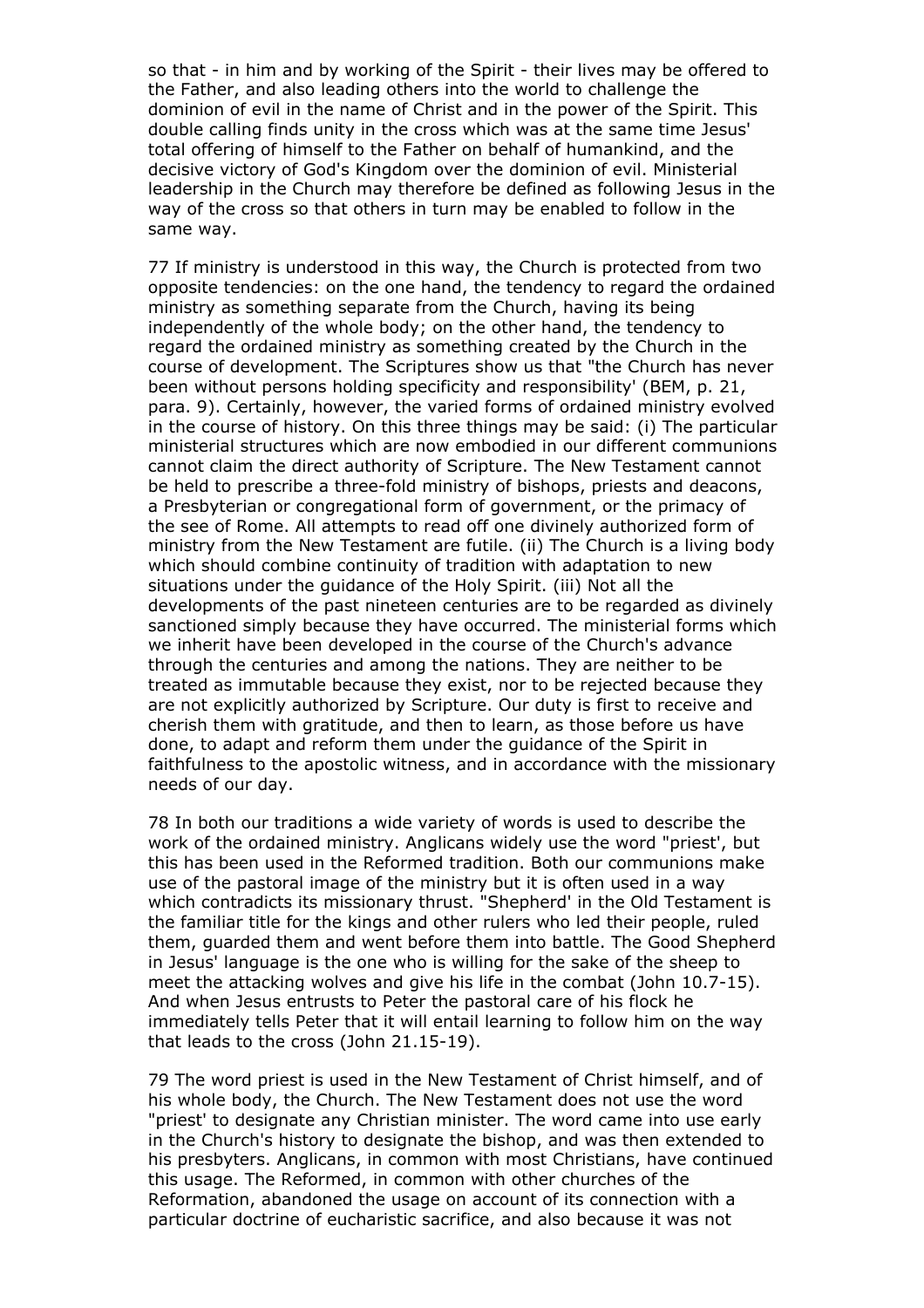so that - in him and by working of the Spirit - their lives may be offered to the Father, and also leading others into the world to challenge the dominion of evil in the name of Christ and in the power of the Spirit. This double calling finds unity in the cross which was at the same time Jesus' total offering of himself to the Father on behalf of humankind, and the decisive victory of God's Kingdom over the dominion of evil. Ministerial leadership in the Church may therefore be defined as following Jesus in the way of the cross so that others in turn may be enabled to follow in the same way.

77 If ministry is understood in this way, the Church is protected from two opposite tendencies: on the one hand, the tendency to regard the ordained ministry as something separate from the Church, having its being independently of the whole body; on the other hand, the tendency to regard the ordained ministry as something created by the Church in the course of development. The Scriptures show us that "the Church has never been without persons holding specificity and responsibility' (BEM, p. 21, para. 9). Certainly, however, the varied forms of ordained ministry evolved in the course of history. On this three things may be said: (i) The particular ministerial structures which are now embodied in our different communions cannot claim the direct authority of Scripture. The New Testament cannot be held to prescribe a three-fold ministry of bishops, priests and deacons, a Presbyterian or congregational form of government, or the primacy of the see of Rome. All attempts to read off one divinely authorized form of ministry from the New Testament are futile. (ii) The Church is a living body which should combine continuity of tradition with adaptation to new situations under the guidance of the Holy Spirit. (iii) Not all the developments of the past nineteen centuries are to be regarded as divinely sanctioned simply because they have occurred. The ministerial forms which we inherit have been developed in the course of the Church's advance through the centuries and among the nations. They are neither to be treated as immutable because they exist, nor to be rejected because they are not explicitly authorized by Scripture. Our duty is first to receive and cherish them with gratitude, and then to learn, as those before us have done, to adapt and reform them under the guidance of the Spirit in faithfulness to the apostolic witness, and in accordance with the missionary needs of our day.

78 In both our traditions a wide variety of words is used to describe the work of the ordained ministry. Anglicans widely use the word "priest', but this has been used in the Reformed tradition. Both our communions make use of the pastoral image of the ministry but it is often used in a way which contradicts its missionary thrust. "Shepherd' in the Old Testament is the familiar title for the kings and other rulers who led their people, ruled them, guarded them and went before them into battle. The Good Shepherd in Jesus' language is the one who is willing for the sake of the sheep to meet the attacking wolves and give his life in the combat (John 10.7-15). And when Jesus entrusts to Peter the pastoral care of his flock he immediately tells Peter that it will entail learning to follow him on the way that leads to the cross (John 21.15-19).

79 The word priest is used in the New Testament of Christ himself, and of his whole body, the Church. The New Testament does not use the word "priest' to designate any Christian minister. The word came into use early in the Church's history to designate the bishop, and was then extended to his presbyters. Anglicans, in common with most Christians, have continued this usage. The Reformed, in common with other churches of the Reformation, abandoned the usage on account of its connection with a particular doctrine of eucharistic sacrifice, and also because it was not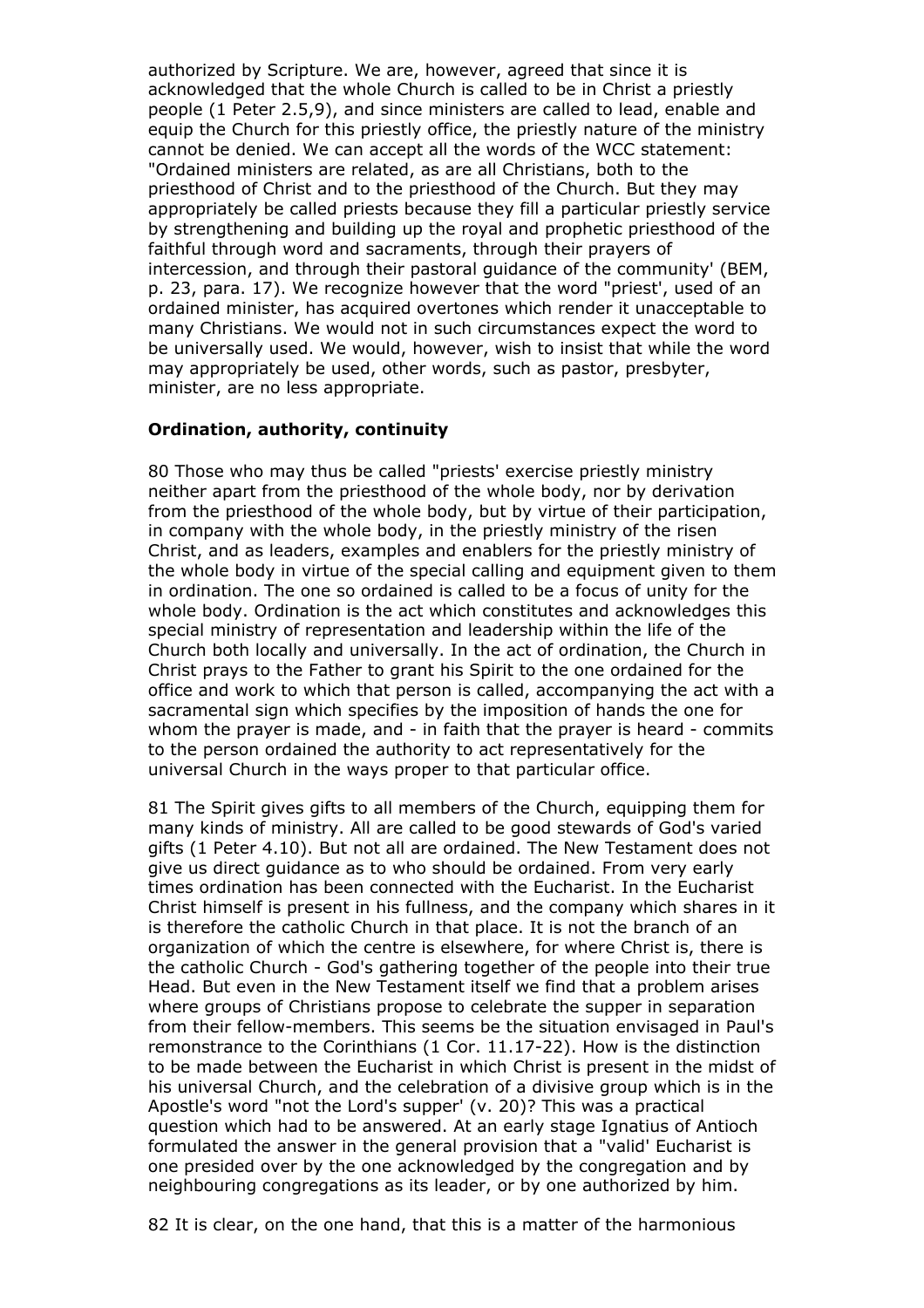authorized by Scripture. We are, however, agreed that since it is acknowledged that the whole Church is called to be in Christ a priestly people (1 Peter 2.5,9), and since ministers are called to lead, enable and equip the Church for this priestly office, the priestly nature of the ministry cannot be denied. We can accept all the words of the WCC statement: "Ordained ministers are related, as are all Christians, both to the priesthood of Christ and to the priesthood of the Church. But they may appropriately be called priests because they fill a particular priestly service by strengthening and building up the royal and prophetic priesthood of the faithful through word and sacraments, through their prayers of intercession, and through their pastoral guidance of the community' (BEM, p. 23, para. 17). We recognize however that the word "priest', used of an ordained minister, has acquired overtones which render it unacceptable to many Christians. We would not in such circumstances expect the word to be universally used. We would, however, wish to insist that while the word may appropriately be used, other words, such as pastor, presbyter, minister, are no less appropriate.

### Ordination, authority, continuity

80 Those who may thus be called "priests' exercise priestly ministry neither apart from the priesthood of the whole body, nor by derivation from the priesthood of the whole body, but by virtue of their participation, in company with the whole body, in the priestly ministry of the risen Christ, and as leaders, examples and enablers for the priestly ministry of the whole body in virtue of the special calling and equipment given to them in ordination. The one so ordained is called to be a focus of unity for the whole body. Ordination is the act which constitutes and acknowledges this special ministry of representation and leadership within the life of the Church both locally and universally. In the act of ordination, the Church in Christ prays to the Father to grant his Spirit to the one ordained for the office and work to which that person is called, accompanying the act with a sacramental sign which specifies by the imposition of hands the one for whom the prayer is made, and - in faith that the prayer is heard - commits to the person ordained the authority to act representatively for the universal Church in the ways proper to that particular office.

81 The Spirit gives gifts to all members of the Church, equipping them for many kinds of ministry. All are called to be good stewards of God's varied gifts (1 Peter 4.10). But not all are ordained. The New Testament does not give us direct guidance as to who should be ordained. From very early times ordination has been connected with the Eucharist. In the Eucharist Christ himself is present in his fullness, and the company which shares in it is therefore the catholic Church in that place. It is not the branch of an organization of which the centre is elsewhere, for where Christ is, there is the catholic Church - God's gathering together of the people into their true Head. But even in the New Testament itself we find that a problem arises where groups of Christians propose to celebrate the supper in separation from their fellow-members. This seems be the situation envisaged in Paul's remonstrance to the Corinthians (1 Cor. 11.17-22). How is the distinction to be made between the Eucharist in which Christ is present in the midst of his universal Church, and the celebration of a divisive group which is in the Apostle's word "not the Lord's supper' (v. 20)? This was a practical question which had to be answered. At an early stage Ignatius of Antioch formulated the answer in the general provision that a "valid' Eucharist is one presided over by the one acknowledged by the congregation and by neighbouring congregations as its leader, or by one authorized by him.

82 It is clear, on the one hand, that this is a matter of the harmonious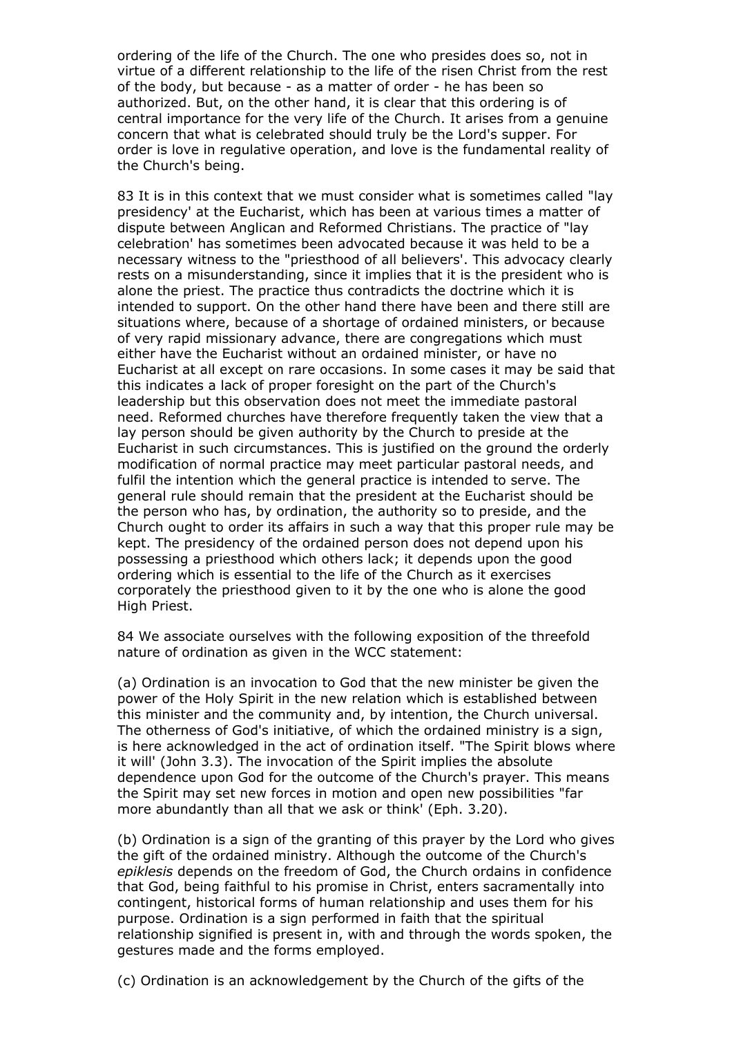ordering of the life of the Church. The one who presides does so, not in virtue of a different relationship to the life of the risen Christ from the rest of the body, but because - as a matter of order - he has been so authorized. But, on the other hand, it is clear that this ordering is of central importance for the very life of the Church. It arises from a genuine concern that what is celebrated should truly be the Lord's supper. For order is love in regulative operation, and love is the fundamental reality of the Church's being.

83 It is in this context that we must consider what is sometimes called "lay presidency' at the Eucharist, which has been at various times a matter of dispute between Anglican and Reformed Christians. The practice of "lay celebration' has sometimes been advocated because it was held to be a necessary witness to the "priesthood of all believers'. This advocacy clearly rests on a misunderstanding, since it implies that it is the president who is alone the priest. The practice thus contradicts the doctrine which it is intended to support. On the other hand there have been and there still are situations where, because of a shortage of ordained ministers, or because of very rapid missionary advance, there are congregations which must either have the Eucharist without an ordained minister, or have no Eucharist at all except on rare occasions. In some cases it may be said that this indicates a lack of proper foresight on the part of the Church's leadership but this observation does not meet the immediate pastoral need. Reformed churches have therefore frequently taken the view that a lay person should be given authority by the Church to preside at the Eucharist in such circumstances. This is justified on the ground the orderly modification of normal practice may meet particular pastoral needs, and fulfil the intention which the general practice is intended to serve. The general rule should remain that the president at the Eucharist should be the person who has, by ordination, the authority so to preside, and the Church ought to order its affairs in such a way that this proper rule may be kept. The presidency of the ordained person does not depend upon his possessing a priesthood which others lack; it depends upon the good ordering which is essential to the life of the Church as it exercises corporately the priesthood given to it by the one who is alone the good High Priest.

84 We associate ourselves with the following exposition of the threefold nature of ordination as given in the WCC statement:

(a) Ordination is an invocation to God that the new minister be given the power of the Holy Spirit in the new relation which is established between this minister and the community and, by intention, the Church universal. The otherness of God's initiative, of which the ordained ministry is a sign, is here acknowledged in the act of ordination itself. "The Spirit blows where it will' (John 3.3). The invocation of the Spirit implies the absolute dependence upon God for the outcome of the Church's prayer. This means the Spirit may set new forces in motion and open new possibilities "far more abundantly than all that we ask or think' (Eph. 3.20).

(b) Ordination is a sign of the granting of this prayer by the Lord who gives the gift of the ordained ministry. Although the outcome of the Church's *epiklesis* depends on the freedom of God, the Church ordains in confidence that God, being faithful to his promise in Christ, enters sacramentally into contingent, historical forms of human relationship and uses them for his purpose. Ordination is a sign performed in faith that the spiritual relationship signified is present in, with and through the words spoken, the gestures made and the forms employed.

(c) Ordination is an acknowledgement by the Church of the gifts of the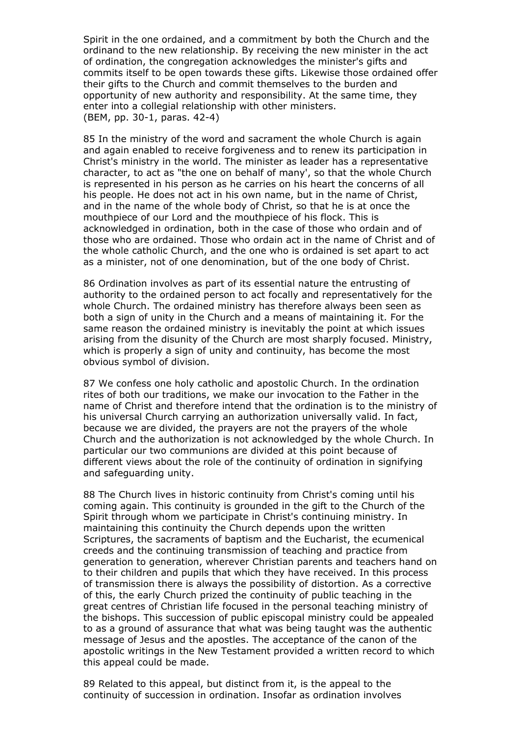Spirit in the one ordained, and a commitment by both the Church and the ordinand to the new relationship. By receiving the new minister in the act of ordination, the congregation acknowledges the minister's gifts and commits itself to be open towards these gifts. Likewise those ordained offer their gifts to the Church and commit themselves to the burden and opportunity of new authority and responsibility. At the same time, they enter into a collegial relationship with other ministers.
(BEM, pp. 30-1, paras. 42-4)

85 In the ministry of the word and sacrament the whole Church is again and again enabled to receive forgiveness and to renew its participation in Christ's ministry in the world. The minister as leader has a representative character, to act as "the one on behalf of many', so that the whole Church is represented in his person as he carries on his heart the concerns of all his people. He does not act in his own name, but in the name of Christ, and in the name of the whole body of Christ, so that he is at once the mouthpiece of our Lord and the mouthpiece of his flock. This is acknowledged in ordination, both in the case of those who ordain and of those who are ordained. Those who ordain act in the name of Christ and of the whole catholic Church, and the one who is ordained is set apart to act as a minister, not of one denomination, but of the one body of Christ.

86 Ordination involves as part of its essential nature the entrusting of authority to the ordained person to act focally and representatively for the whole Church. The ordained ministry has therefore always been seen as both a sign of unity in the Church and a means of maintaining it. For the same reason the ordained ministry is inevitably the point at which issues arising from the disunity of the Church are most sharply focused. Ministry, which is properly a sign of unity and continuity, has become the most obvious symbol of division.

87 We confess one holy catholic and apostolic Church. In the ordination rites of both our traditions, we make our invocation to the Father in the name of Christ and therefore intend that the ordination is to the ministry of his universal Church carrying an authorization universally valid. In fact, because we are divided, the prayers are not the prayers of the whole Church and the authorization is not acknowledged by the whole Church. In particular our two communions are divided at this point because of different views about the role of the continuity of ordination in signifying and safeguarding unity.

88 The Church lives in historic continuity from Christ's coming until his coming again. This continuity is grounded in the gift to the Church of the Spirit through whom we participate in Christ's continuing ministry. In maintaining this continuity the Church depends upon the written Scriptures, the sacraments of baptism and the Eucharist, the ecumenical creeds and the continuing transmission of teaching and practice from generation to generation, wherever Christian parents and teachers hand on to their children and pupils that which they have received. In this process of transmission there is always the possibility of distortion. As a corrective of this, the early Church prized the continuity of public teaching in the great centres of Christian life focused in the personal teaching ministry of the bishops. This succession of public episcopal ministry could be appealed to as a ground of assurance that what was being taught was the authentic message of Jesus and the apostles. The acceptance of the canon of the apostolic writings in the New Testament provided a written record to which this appeal could be made.

89 Related to this appeal, but distinct from it, is the appeal to the continuity of succession in ordination. Insofar as ordination involves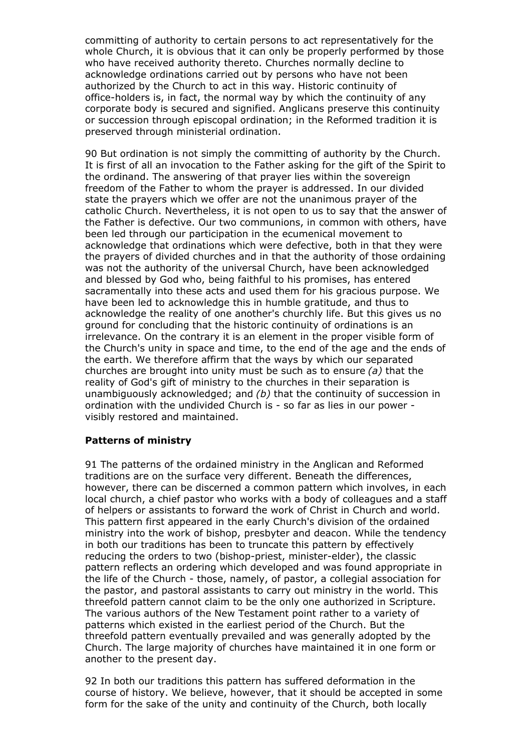committing of authority to certain persons to act representatively for the whole Church, it is obvious that it can only be properly performed by those who have received authority thereto. Churches normally decline to acknowledge ordinations carried out by persons who have not been authorized by the Church to act in this way. Historic continuity of office-holders is, in fact, the normal way by which the continuity of any corporate body is secured and signified. Anglicans preserve this continuity or succession through episcopal ordination; in the Reformed tradition it is preserved through ministerial ordination.

90 But ordination is not simply the committing of authority by the Church. It is first of all an invocation to the Father asking for the gift of the Spirit to the ordinand. The answering of that prayer lies within the sovereign freedom of the Father to whom the prayer is addressed. In our divided state the prayers which we offer are not the unanimous prayer of the catholic Church. Nevertheless, it is not open to us to say that the answer of the Father is defective. Our two communions, in common with others, have been led through our participation in the ecumenical movement to acknowledge that ordinations which were defective, both in that they were the prayers of divided churches and in that the authority of those ordaining was not the authority of the universal Church, have been acknowledged and blessed by God who, being faithful to his promises, has entered sacramentally into these acts and used them for his gracious purpose. We have been led to acknowledge this in humble gratitude, and thus to acknowledge the reality of one another's churchly life. But this gives us no ground for concluding that the historic continuity of ordinations is an irrelevance. On the contrary it is an element in the proper visible form of the Church's unity in space and time, to the end of the age and the ends of the earth. We therefore affirm that the ways by which our separated churches are brought into unity must be such as to ensure *(a)* that the reality of God's gift of ministry to the churches in their separation is unambiguously acknowledged; and *(b)* that the continuity of succession in ordination with the undivided Church is - so far as lies in our power - visibly restored and maintained.

**Patterns of ministry**

91 The patterns of the ordained ministry in the Anglican and Reformed traditions are on the surface very different. Beneath the differences, however, there can be discerned a common pattern which involves, in each local church, a chief pastor who works with a body of colleagues and a staff of helpers or assistants to forward the work of Christ in Church and world. This pattern first appeared in the early Church's division of the ordained ministry into the work of bishop, presbyter and deacon. While the tendency in both our traditions has been to truncate this pattern by effectively reducing the orders to two (bishop-priest, minister-elder), the classic pattern reflects an ordering which developed and was found appropriate in the life of the Church - those, namely, of pastor, a collegial association for the pastor, and pastoral assistants to carry out ministry in the world. This threefold pattern cannot claim to be the only one authorized in Scripture. The various authors of the New Testament point rather to a variety of patterns which existed in the earliest period of the Church. But the threefold pattern eventually prevailed and was generally adopted by the Church. The large majority of churches have maintained it in one form or another to the present day.

92 In both our traditions this pattern has suffered deformation in the course of history. We believe, however, that it should be accepted in some form for the sake of the unity and continuity of the Church, both locally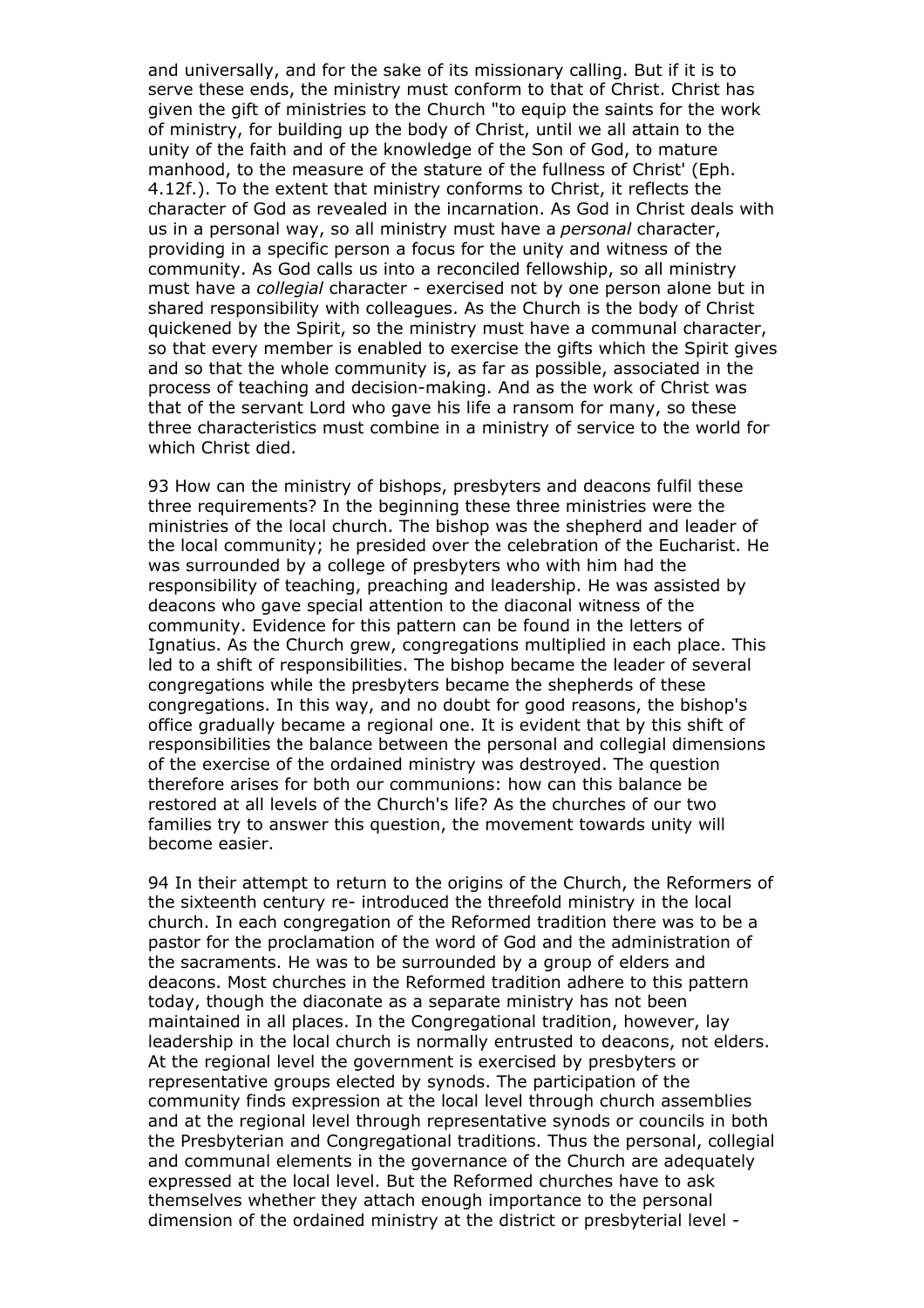and universally, and for the sake of its missionary calling. But if it is to serve these ends, the ministry must conform to that of Christ. Christ has given the gift of ministries to the Church "to equip the saints for the work of ministry, for building up the body of Christ, until we all attain to the unity of the faith and of the knowledge of the Son of God, to mature manhood, to the measure of the stature of the fullness of Christ' (Eph. 4.12f.). To the extent that ministry conforms to Christ, it reflects the character of God as revealed in the incarnation. As God in Christ deals with us in a personal way, so all ministry must have a *personal* character, providing in a specific person a focus for the unity and witness of the community. As God calls us into a reconciled fellowship, so all ministry must have a *collegial* character - exercised not by one person alone but in shared responsibility with colleagues. As the Church is the body of Christ quickened by the Spirit, so the ministry must have a communal character, so that every member is enabled to exercise the gifts which the Spirit gives and so that the whole community is, as far as possible, associated in the process of teaching and decision-making. And as the work of Christ was that of the servant Lord who gave his life a ransom for many, so these three characteristics must combine in a ministry of service to the world for which Christ died.

93 How can the ministry of bishops, presbyters and deacons fulfil these three requirements? In the beginning these three ministries were the ministries of the local church. The bishop was the shepherd and leader of the local community; he presided over the celebration of the Eucharist. He was surrounded by a college of presbyters who with him had the responsibility of teaching, preaching and leadership. He was assisted by deacons who gave special attention to the diaconal witness of the community. Evidence for this pattern can be found in the letters of Ignatius. As the Church grew, congregations multiplied in each place. This led to a shift of responsibilities. The bishop became the leader of several congregations while the presbyters became the shepherds of these congregations. In this way, and no doubt for good reasons, the bishop's office gradually became a regional one. It is evident that by this shift of responsibilities the balance between the personal and collegial dimensions of the exercise of the ordained ministry was destroyed. The question therefore arises for both our communions: how can this balance be restored at all levels of the Church's life? As the churches of our two families try to answer this question, the movement towards unity will become easier.

94 In their attempt to return to the origins of the Church, the Reformers of the sixteenth century re- introduced the threefold ministry in the local church. In each congregation of the Reformed tradition there was to be a pastor for the proclamation of the word of God and the administration of the sacraments. He was to be surrounded by a group of elders and deacons. Most churches in the Reformed tradition adhere to this pattern today, though the diaconate as a separate ministry has not been maintained in all places. In the Congregational tradition, however, lay leadership in the local church is normally entrusted to deacons, not elders. At the regional level the government is exercised by presbyters or representative groups elected by synods. The participation of the community finds expression at the local level through church assemblies and at the regional level through representative synods or councils in both the Presbyterian and Congregational traditions. Thus the personal, collegial and communal elements in the governance of the Church are adequately expressed at the local level. But the Reformed churches have to ask themselves whether they attach enough importance to the personal dimension of the ordained ministry at the district or presbyterial level -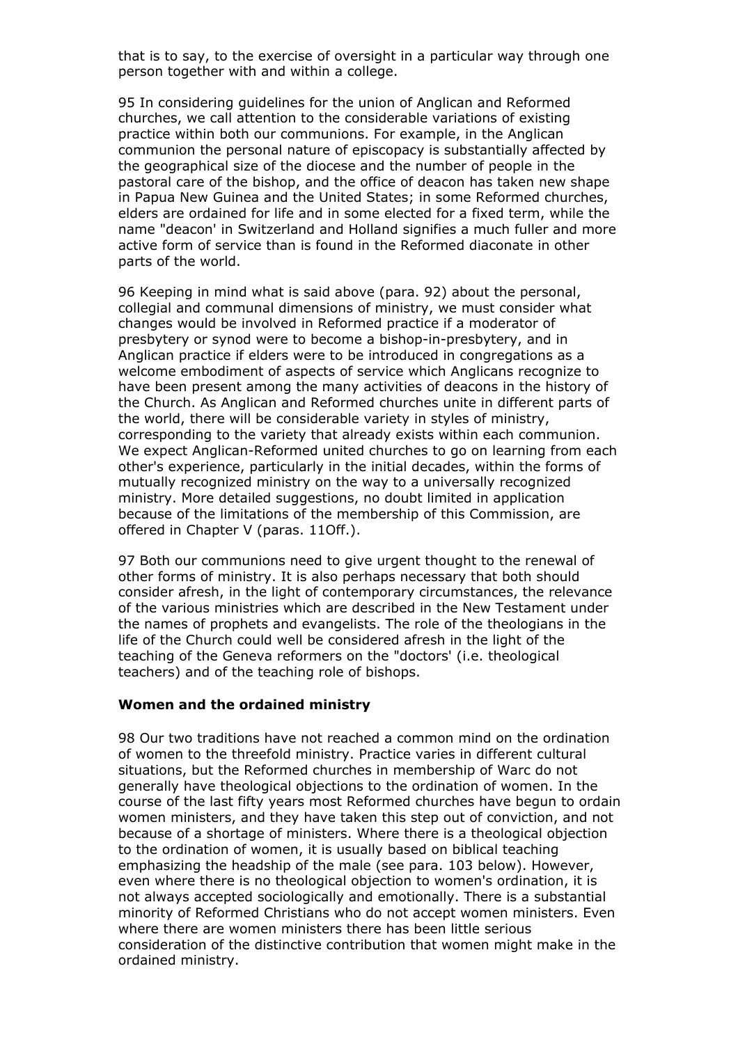that is to say, to the exercise of oversight in a particular way through one person together with and within a college.

95 In considering guidelines for the union of Anglican and Reformed churches, we call attention to the considerable variations of existing practice within both our communions. For example, in the Anglican communion the personal nature of episcopacy is substantially affected by the geographical size of the diocese and the number of people in the pastoral care of the bishop, and the office of deacon has taken new shape in Papua New Guinea and the United States; in some Reformed churches, elders are ordained for life and in some elected for a fixed term, while the name "deacon' in Switzerland and Holland signifies a much fuller and more active form of service than is found in the Reformed diaconate in other parts of the world.

96 Keeping in mind what is said above (para. 92) about the personal, collegial and communal dimensions of ministry, we must consider what changes would be involved in Reformed practice if a moderator of presbytery or synod were to become a bishop-in-presbytery, and in Anglican practice if elders were to be introduced in congregations as a welcome embodiment of aspects of service which Anglicans recognize to have been present among the many activities of deacons in the history of the Church. As Anglican and Reformed churches unite in different parts of the world, there will be considerable variety in styles of ministry, corresponding to the variety that already exists within each communion. We expect Anglican-Reformed united churches to go on learning from each other's experience, particularly in the initial decades, within the forms of mutually recognized ministry on the way to a universally recognized ministry. More detailed suggestions, no doubt limited in application because of the limitations of the membership of this Commission, are offered in Chapter V (paras. 11Off.).

97 Both our communions need to give urgent thought to the renewal of other forms of ministry. It is also perhaps necessary that both should consider afresh, in the light of contemporary circumstances, the relevance of the various ministries which are described in the New Testament under the names of prophets and evangelists. The role of the theologians in the life of the Church could well be considered afresh in the light of the teaching of the Geneva reformers on the "doctors' (i.e. theological teachers) and of the teaching role of bishops.

### Women and the ordained ministry

98 Our two traditions have not reached a common mind on the ordination of women to the threefold ministry. Practice varies in different cultural situations, but the Reformed churches in membership of Warc do not generally have theological objections to the ordination of women. In the course of the last fifty years most Reformed churches have begun to ordain women ministers, and they have taken this step out of conviction, and not because of a shortage of ministers. Where there is a theological objection to the ordination of women, it is usually based on biblical teaching emphasizing the headship of the male (see para. 103 below). However, even where there is no theological objection to women's ordination, it is not always accepted sociologically and emotionally. There is a substantial minority of Reformed Christians who do not accept women ministers. Even where there are women ministers there has been little serious consideration of the distinctive contribution that women might make in the ordained ministry.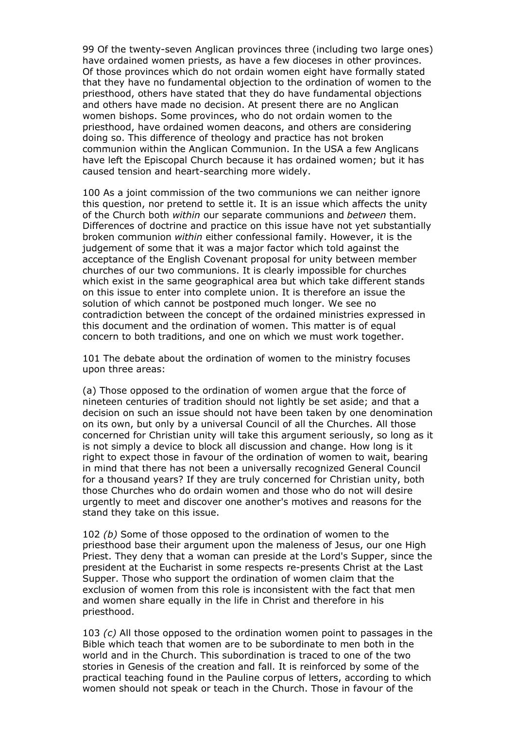99 Of the twenty-seven Anglican provinces three (including two large ones) have ordained women priests, as have a few dioceses in other provinces. Of those provinces which do not ordain women eight have formally stated that they have no fundamental objection to the ordination of women to the priesthood, others have stated that they do have fundamental objections and others have made no decision. At present there are no Anglican women bishops. Some provinces, who do not ordain women to the priesthood, have ordained women deacons, and others are considering doing so. This difference of theology and practice has not broken communion within the Anglican Communion. In the USA a few Anglicans have left the Episcopal Church because it has ordained women; but it has caused tension and heart-searching more widely.

100 As a joint commission of the two communions we can neither ignore this question, nor pretend to settle it. It is an issue which affects the unity of the Church both *within* our separate communions and *between* them. Differences of doctrine and practice on this issue have not yet substantially broken communion *within* either confessional family. However, it is the judgement of some that it was a major factor which told against the acceptance of the English Covenant proposal for unity between member churches of our two communions. It is clearly impossible for churches which exist in the same geographical area but which take different stands on this issue to enter into complete union. It is therefore an issue the solution of which cannot be postponed much longer. We see no contradiction between the concept of the ordained ministries expressed in this document and the ordination of women. This matter is of equal concern to both traditions, and one on which we must work together.

101 The debate about the ordination of women to the ministry focuses upon three areas:

(a) Those opposed to the ordination of women argue that the force of nineteen centuries of tradition should not lightly be set aside; and that a decision on such an issue should not have been taken by one denomination on its own, but only by a universal Council of all the Churches. All those concerned for Christian unity will take this argument seriously, so long as it is not simply a device to block all discussion and change. How long is it right to expect those in favour of the ordination of women to wait, bearing in mind that there has not been a universally recognized General Council for a thousand years? If they are truly concerned for Christian unity, both those Churches who do ordain women and those who do not will desire urgently to meet and discover one another's motives and reasons for the stand they take on this issue.

102 *(b)* Some of those opposed to the ordination of women to the priesthood base their argument upon the maleness of Jesus, our one High Priest. They deny that a woman can preside at the Lord's Supper, since the president at the Eucharist in some respects re-presents Christ at the Last Supper. Those who support the ordination of women claim that the exclusion of women from this role is inconsistent with the fact that men and women share equally in the life in Christ and therefore in his priesthood.

103 *(c)* All those opposed to the ordination women point to passages in the Bible which teach that women are to be subordinate to men both in the world and in the Church. This subordination is traced to one of the two stories in Genesis of the creation and fall. It is reinforced by some of the practical teaching found in the Pauline corpus of letters, according to which women should not speak or teach in the Church. Those in favour of the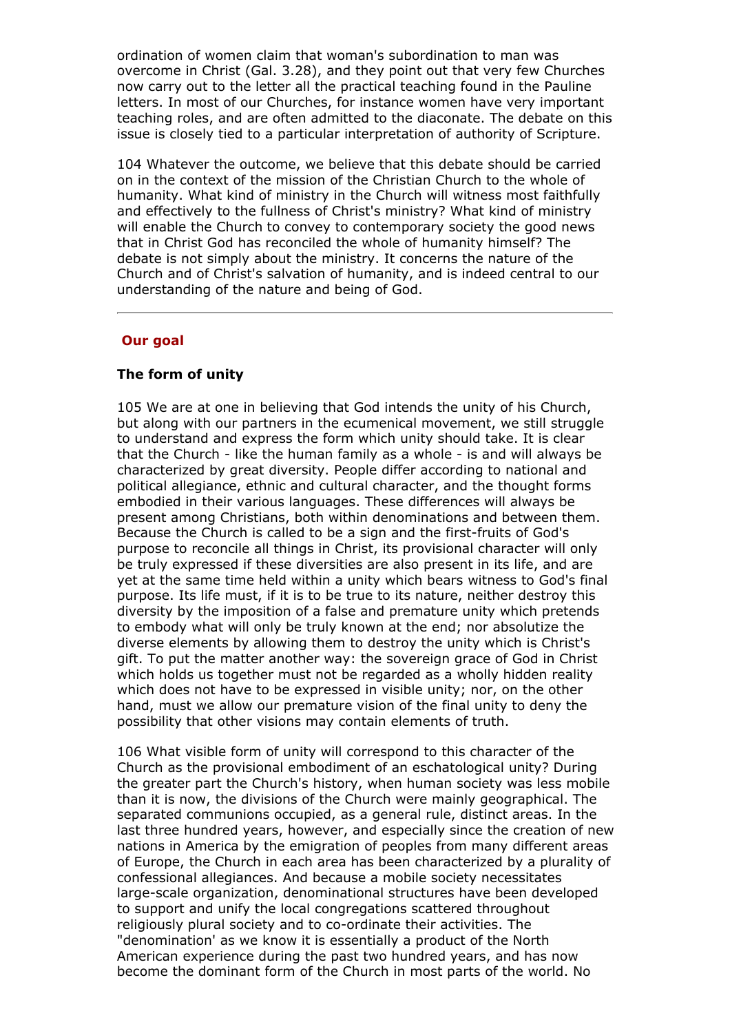ordination of women claim that woman's subordination to man was overcome in Christ (Gal. 3.28), and they point out that very few Churches now carry out to the letter all the practical teaching found in the Pauline letters. In most of our Churches, for instance women have very important teaching roles, and are often admitted to the diaconate. The debate on this issue is closely tied to a particular interpretation of authority of Scripture.

104 Whatever the outcome, we believe that this debate should be carried on in the context of the mission of the Christian Church to the whole of humanity. What kind of ministry in the Church will witness most faithfully and effectively to the fullness of Christ's ministry? What kind of ministry will enable the Church to convey to contemporary society the good news that in Christ God has reconciled the whole of humanity himself? The debate is not simply about the ministry. It concerns the nature of the Church and of Christ's salvation of humanity, and is indeed central to our understanding of the nature and being of God.

---

## Our goal

### The form of unity

105 We are at one in believing that God intends the unity of his Church, but along with our partners in the ecumenical movement, we still struggle to understand and express the form which unity should take. It is clear that the Church - like the human family as a whole - is and will always be characterized by great diversity. People differ according to national and political allegiance, ethnic and cultural character, and the thought forms embodied in their various languages. These differences will always be present among Christians, both within denominations and between them. Because the Church is called to be a sign and the first-fruits of God's purpose to reconcile all things in Christ, its provisional character will only be truly expressed if these diversities are also present in its life, and are yet at the same time held within a unity which bears witness to God's final purpose. Its life must, if it is to be true to its nature, neither destroy this diversity by the imposition of a false and premature unity which pretends to embody what will only be truly known at the end; nor absolutize the diverse elements by allowing them to destroy the unity which is Christ's gift. To put the matter another way: the sovereign grace of God in Christ which holds us together must not be regarded as a wholly hidden reality which does not have to be expressed in visible unity; nor, on the other hand, must we allow our premature vision of the final unity to deny the possibility that other visions may contain elements of truth.

106 What visible form of unity will correspond to this character of the Church as the provisional embodiment of an eschatological unity? During the greater part the Church's history, when human society was less mobile than it is now, the divisions of the Church were mainly geographical. The separated communions occupied, as a general rule, distinct areas. In the last three hundred years, however, and especially since the creation of new nations in America by the emigration of peoples from many different areas of Europe, the Church in each area has been characterized by a plurality of confessional allegiances. And because a mobile society necessitates large-scale organization, denominational structures have been developed to support and unify the local congregations scattered throughout religiously plural society and to co-ordinate their activities. The "denomination' as we know it is essentially a product of the North American experience during the past two hundred years, and has now become the dominant form of the Church in most parts of the world. No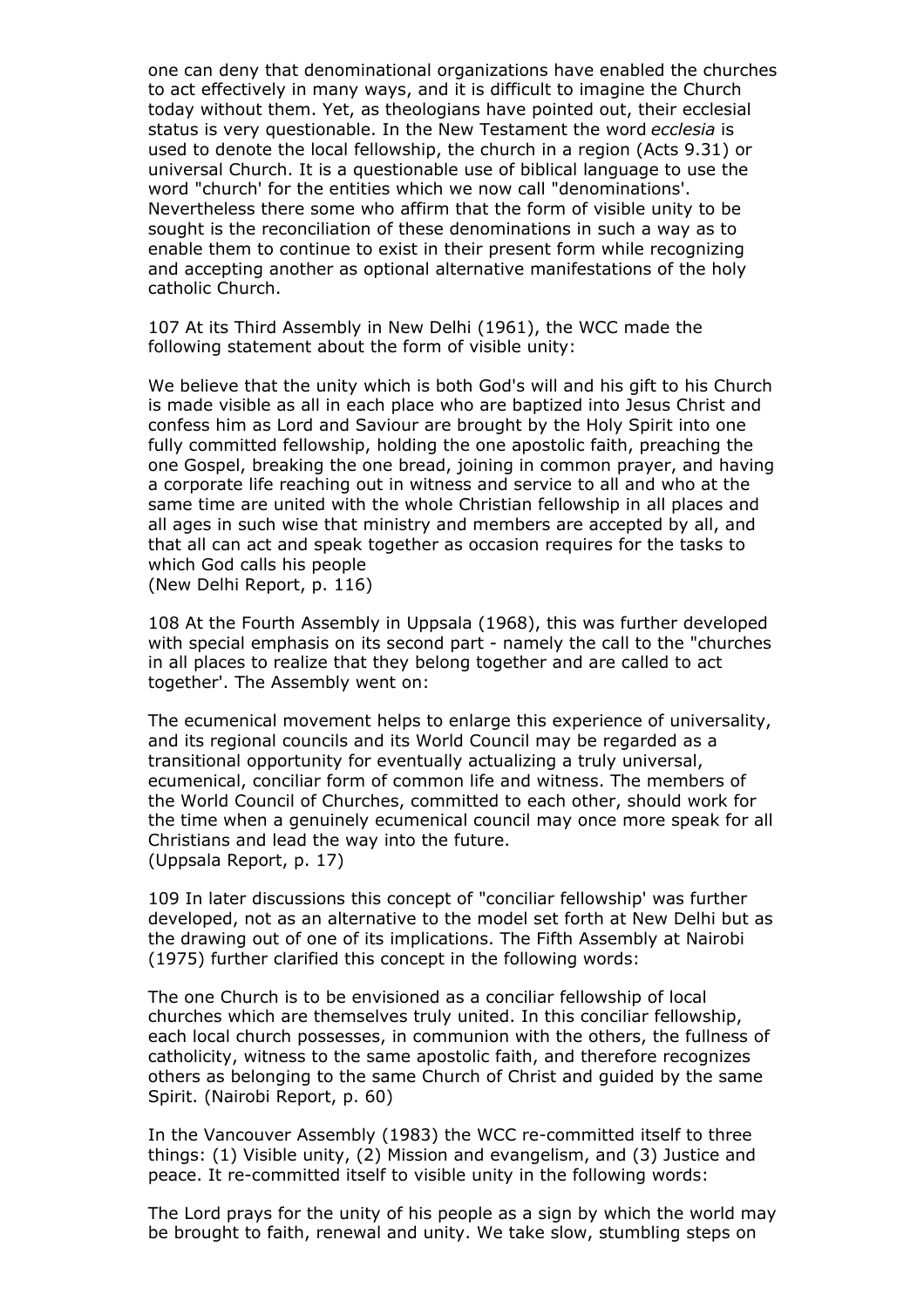one can deny that denominational organizations have enabled the churches to act effectively in many ways, and it is difficult to imagine the Church today without them. Yet, as theologians have pointed out, their ecclesial status is very questionable. In the New Testament the word *ecclesia* is used to denote the local fellowship, the church in a region (Acts 9.31) or universal Church. It is a questionable use of biblical language to use the word "church' for the entities which we now call "denominations'. Nevertheless there some who affirm that the form of visible unity to be sought is the reconciliation of these denominations in such a way as to enable them to continue to exist in their present form while recognizing and accepting another as optional alternative manifestations of the holy catholic Church.

107 At its Third Assembly in New Delhi (1961), the WCC made the following statement about the form of visible unity:

We believe that the unity which is both God's will and his gift to his Church is made visible as all in each place who are baptized into Jesus Christ and confess him as Lord and Saviour are brought by the Holy Spirit into one fully committed fellowship, holding the one apostolic faith, preaching the one Gospel, breaking the one bread, joining in common prayer, and having a corporate life reaching out in witness and service to all and who at the same time are united with the whole Christian fellowship in all places and all ages in such wise that ministry and members are accepted by all, and that all can act and speak together as occasion requires for the tasks to which God calls his people
(New Delhi Report, p. 116)

108 At the Fourth Assembly in Uppsala (1968), this was further developed with special emphasis on its second part - namely the call to the "churches in all places to realize that they belong together and are called to act together'. The Assembly went on:

The ecumenical movement helps to enlarge this experience of universality, and its regional councils and its World Council may be regarded as a transitional opportunity for eventually actualizing a truly universal, ecumenical, conciliar form of common life and witness. The members of the World Council of Churches, committed to each other, should work for the time when a genuinely ecumenical council may once more speak for all Christians and lead the way into the future.
(Uppsala Report, p. 17)

109 In later discussions this concept of "conciliar fellowship' was further developed, not as an alternative to the model set forth at New Delhi but as the drawing out of one of its implications. The Fifth Assembly at Nairobi (1975) further clarified this concept in the following words:

The one Church is to be envisioned as a conciliar fellowship of local churches which are themselves truly united. In this conciliar fellowship, each local church possesses, in communion with the others, the fullness of catholicity, witness to the same apostolic faith, and therefore recognizes others as belonging to the same Church of Christ and guided by the same Spirit. (Nairobi Report, p. 60)

In the Vancouver Assembly (1983) the WCC re-committed itself to three things: (1) Visible unity, (2) Mission and evangelism, and (3) Justice and peace. It re-committed itself to visible unity in the following words:

The Lord prays for the unity of his people as a sign by which the world may be brought to faith, renewal and unity. We take slow, stumbling steps on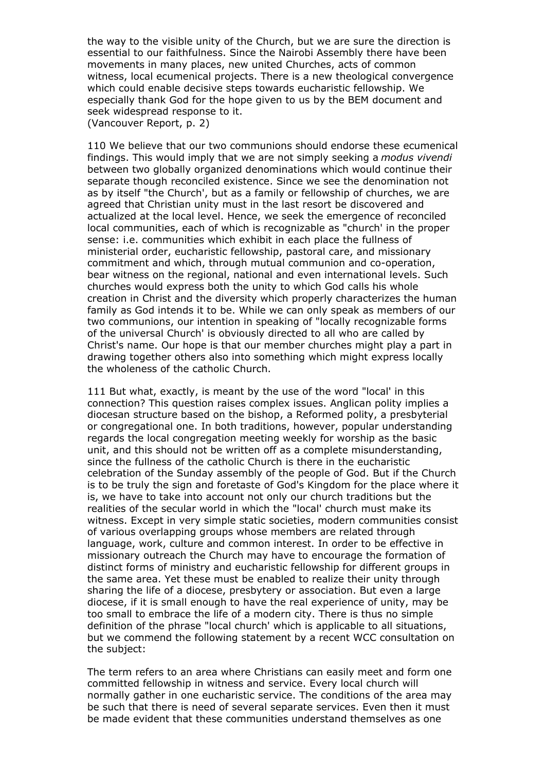the way to the visible unity of the Church, but we are sure the direction is essential to our faithfulness. Since the Nairobi Assembly there have been movements in many places, new united Churches, acts of common witness, local ecumenical projects. There is a new theological convergence which could enable decisive steps towards eucharistic fellowship. We especially thank God for the hope given to us by the BEM document and seek widespread response to it.
(Vancouver Report, p. 2)

110 We believe that our two communions should endorse these ecumenical findings. This would imply that we are not simply seeking a *modus vivendi* between two globally organized denominations which would continue their separate though reconciled existence. Since we see the denomination not as by itself "the Church', but as a family or fellowship of churches, we are agreed that Christian unity must in the last resort be discovered and actualized at the local level. Hence, we seek the emergence of reconciled local communities, each of which is recognizable as "church' in the proper sense: i.e. communities which exhibit in each place the fullness of ministerial order, eucharistic fellowship, pastoral care, and missionary commitment and which, through mutual communion and co-operation, bear witness on the regional, national and even international levels. Such churches would express both the unity to which God calls his whole creation in Christ and the diversity which properly characterizes the human family as God intends it to be. While we can only speak as members of our two communions, our intention in speaking of "locally recognizable forms of the universal Church' is obviously directed to all who are called by Christ's name. Our hope is that our member churches might play a part in drawing together others also into something which might express locally the wholeness of the catholic Church.

111 But what, exactly, is meant by the use of the word "local' in this connection? This question raises complex issues. Anglican polity implies a diocesan structure based on the bishop, a Reformed polity, a presbyterial or congregational one. In both traditions, however, popular understanding regards the local congregation meeting weekly for worship as the basic unit, and this should not be written off as a complete misunderstanding, since the fullness of the catholic Church is there in the eucharistic celebration of the Sunday assembly of the people of God. But if the Church is to be truly the sign and foretaste of God's Kingdom for the place where it is, we have to take into account not only our church traditions but the realities of the secular world in which the "local' church must make its witness. Except in very simple static societies, modern communities consist of various overlapping groups whose members are related through language, work, culture and common interest. In order to be effective in missionary outreach the Church may have to encourage the formation of distinct forms of ministry and eucharistic fellowship for different groups in the same area. Yet these must be enabled to realize their unity through sharing the life of a diocese, presbytery or association. But even a large diocese, if it is small enough to have the real experience of unity, may be too small to embrace the life of a modern city. There is thus no simple definition of the phrase "local church' which is applicable to all situations, but we commend the following statement by a recent WCC consultation on the subject:

The term refers to an area where Christians can easily meet and form one committed fellowship in witness and service. Every local church will normally gather in one eucharistic service. The conditions of the area may be such that there is need of several separate services. Even then it must be made evident that these communities understand themselves as one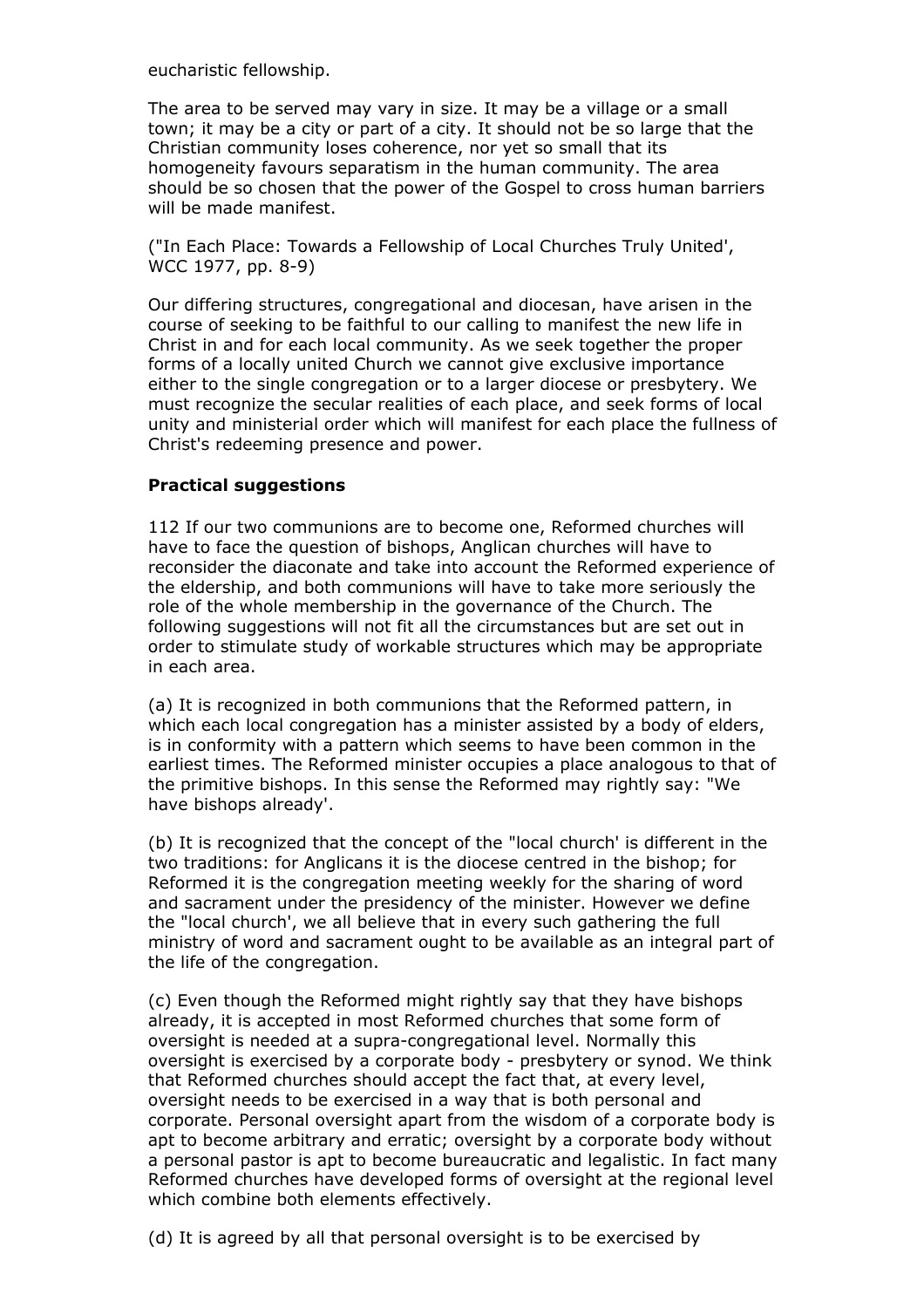eucharistic fellowship.

The area to be served may vary in size. It may be a village or a small town; it may be a city or part of a city. It should not be so large that the Christian community loses coherence, nor yet so small that its homogeneity favours separatism in the human community. The area should be so chosen that the power of the Gospel to cross human barriers will be made manifest.

("In Each Place: Towards a Fellowship of Local Churches Truly United', WCC 1977, pp. 8-9)

Our differing structures, congregational and diocesan, have arisen in the course of seeking to be faithful to our calling to manifest the new life in Christ in and for each local community. As we seek together the proper forms of a locally united Church we cannot give exclusive importance either to the single congregation or to a larger diocese or presbytery. We must recognize the secular realities of each place, and seek forms of local unity and ministerial order which will manifest for each place the fullness of Christ's redeeming presence and power.

**Practical suggestions**

112 If our two communions are to become one, Reformed churches will have to face the question of bishops, Anglican churches will have to reconsider the diaconate and take into account the Reformed experience of the eldership, and both communions will have to take more seriously the role of the whole membership in the governance of the Church. The following suggestions will not fit all the circumstances but are set out in order to stimulate study of workable structures which may be appropriate in each area.

(a) It is recognized in both communions that the Reformed pattern, in which each local congregation has a minister assisted by a body of elders, is in conformity with a pattern which seems to have been common in the earliest times. The Reformed minister occupies a place analogous to that of the primitive bishops. In this sense the Reformed may rightly say: "We have bishops already'.

(b) It is recognized that the concept of the "local church' is different in the two traditions: for Anglicans it is the diocese centred in the bishop; for Reformed it is the congregation meeting weekly for the sharing of word and sacrament under the presidency of the minister. However we define the "local church', we all believe that in every such gathering the full ministry of word and sacrament ought to be available as an integral part of the life of the congregation.

(c) Even though the Reformed might rightly say that they have bishops already, it is accepted in most Reformed churches that some form of oversight is needed at a supra-congregational level. Normally this oversight is exercised by a corporate body - presbytery or synod. We think that Reformed churches should accept the fact that, at every level, oversight needs to be exercised in a way that is both personal and corporate. Personal oversight apart from the wisdom of a corporate body is apt to become arbitrary and erratic; oversight by a corporate body without a personal pastor is apt to become bureaucratic and legalistic. In fact many Reformed churches have developed forms of oversight at the regional level which combine both elements effectively.

(d) It is agreed by all that personal oversight is to be exercised by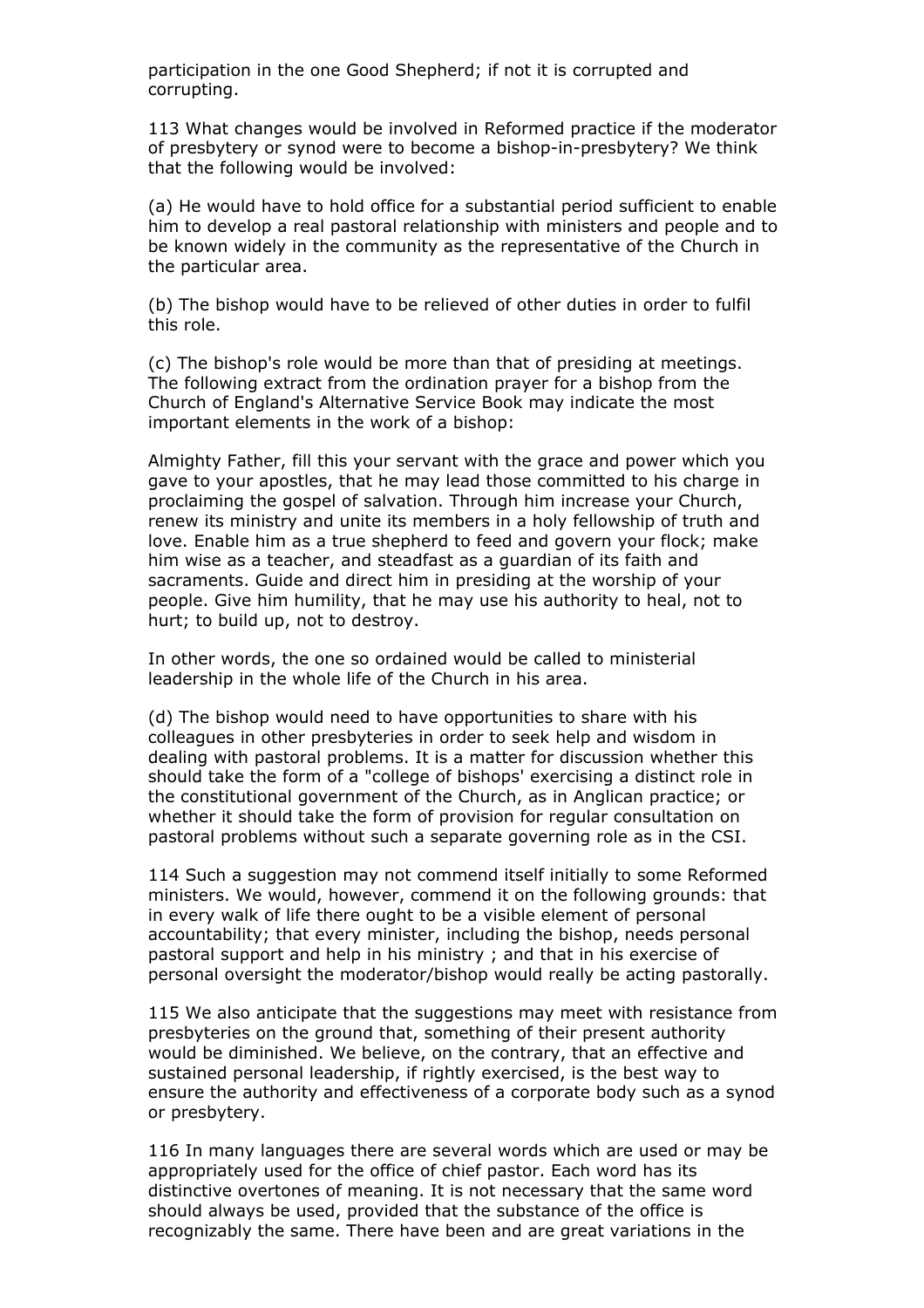participation in the one Good Shepherd; if not it is corrupted and corrupting.

113 What changes would be involved in Reformed practice if the moderator of presbytery or synod were to become a bishop-in-presbytery? We think that the following would be involved:

(a) He would have to hold office for a substantial period sufficient to enable him to develop a real pastoral relationship with ministers and people and to be known widely in the community as the representative of the Church in the particular area.

(b) The bishop would have to be relieved of other duties in order to fulfil this role.

(c) The bishop's role would be more than that of presiding at meetings. The following extract from the ordination prayer for a bishop from the Church of England's Alternative Service Book may indicate the most important elements in the work of a bishop:

Almighty Father, fill this your servant with the grace and power which you gave to your apostles, that he may lead those committed to his charge in proclaiming the gospel of salvation. Through him increase your Church, renew its ministry and unite its members in a holy fellowship of truth and love. Enable him as a true shepherd to feed and govern your flock; make him wise as a teacher, and steadfast as a guardian of its faith and sacraments. Guide and direct him in presiding at the worship of your people. Give him humility, that he may use his authority to heal, not to hurt; to build up, not to destroy.

In other words, the one so ordained would be called to ministerial leadership in the whole life of the Church in his area.

(d) The bishop would need to have opportunities to share with his colleagues in other presbyteries in order to seek help and wisdom in dealing with pastoral problems. It is a matter for discussion whether this should take the form of a "college of bishops' exercising a distinct role in the constitutional government of the Church, as in Anglican practice; or whether it should take the form of provision for regular consultation on pastoral problems without such a separate governing role as in the CSI.

114 Such a suggestion may not commend itself initially to some Reformed ministers. We would, however, commend it on the following grounds: that in every walk of life there ought to be a visible element of personal accountability; that every minister, including the bishop, needs personal pastoral support and help in his ministry ; and that in his exercise of personal oversight the moderator/bishop would really be acting pastorally.

115 We also anticipate that the suggestions may meet with resistance from presbyteries on the ground that, something of their present authority would be diminished. We believe, on the contrary, that an effective and sustained personal leadership, if rightly exercised, is the best way to ensure the authority and effectiveness of a corporate body such as a synod or presbytery.

116 In many languages there are several words which are used or may be appropriately used for the office of chief pastor. Each word has its distinctive overtones of meaning. It is not necessary that the same word should always be used, provided that the substance of the office is recognizably the same. There have been and are great variations in the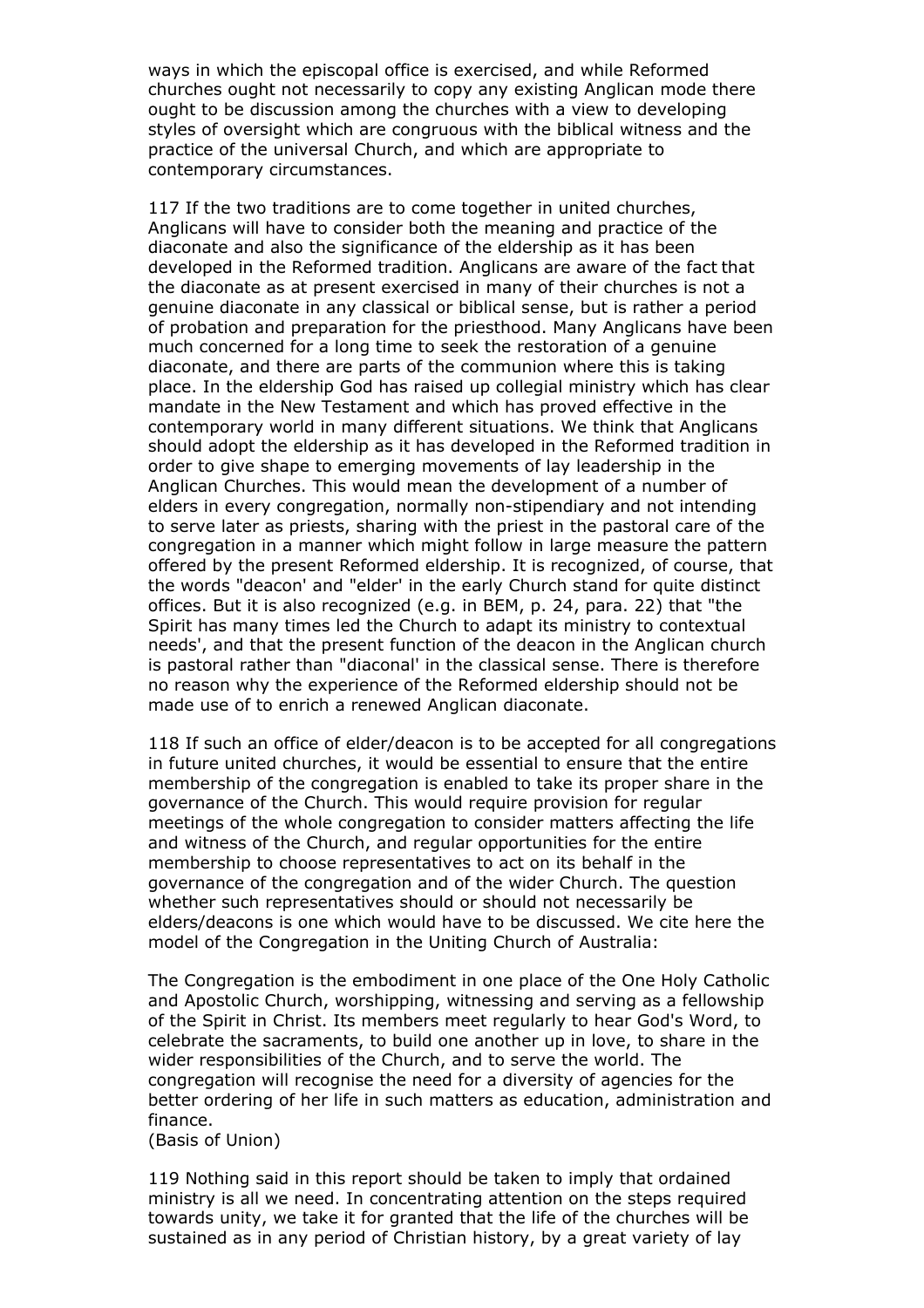ways in which the episcopal office is exercised, and while Reformed churches ought not necessarily to copy any existing Anglican mode there ought to be discussion among the churches with a view to developing styles of oversight which are congruous with the biblical witness and the practice of the universal Church, and which are appropriate to contemporary circumstances.

117 If the two traditions are to come together in united churches, Anglicans will have to consider both the meaning and practice of the diaconate and also the significance of the eldership as it has been developed in the Reformed tradition. Anglicans are aware of the fact that the diaconate as at present exercised in many of their churches is not a genuine diaconate in any classical or biblical sense, but is rather a period of probation and preparation for the priesthood. Many Anglicans have been much concerned for a long time to seek the restoration of a genuine diaconate, and there are parts of the communion where this is taking place. In the eldership God has raised up collegial ministry which has clear mandate in the New Testament and which has proved effective in the contemporary world in many different situations. We think that Anglicans should adopt the eldership as it has developed in the Reformed tradition in order to give shape to emerging movements of lay leadership in the Anglican Churches. This would mean the development of a number of elders in every congregation, normally non-stipendiary and not intending to serve later as priests, sharing with the priest in the pastoral care of the congregation in a manner which might follow in large measure the pattern offered by the present Reformed eldership. It is recognized, of course, that the words "deacon' and "elder' in the early Church stand for quite distinct offices. But it is also recognized (e.g. in BEM, p. 24, para. 22) that "the Spirit has many times led the Church to adapt its ministry to contextual needs', and that the present function of the deacon in the Anglican church is pastoral rather than "diaconal' in the classical sense. There is therefore no reason why the experience of the Reformed eldership should not be made use of to enrich a renewed Anglican diaconate.

118 If such an office of elder/deacon is to be accepted for all congregations in future united churches, it would be essential to ensure that the entire membership of the congregation is enabled to take its proper share in the governance of the Church. This would require provision for regular meetings of the whole congregation to consider matters affecting the life and witness of the Church, and regular opportunities for the entire membership to choose representatives to act on its behalf in the governance of the congregation and of the wider Church. The question whether such representatives should or should not necessarily be elders/deacons is one which would have to be discussed. We cite here the model of the Congregation in the Uniting Church of Australia:

The Congregation is the embodiment in one place of the One Holy Catholic and Apostolic Church, worshipping, witnessing and serving as a fellowship of the Spirit in Christ. Its members meet regularly to hear God's Word, to celebrate the sacraments, to build one another up in love, to share in the wider responsibilities of the Church, and to serve the world. The congregation will recognise the need for a diversity of agencies for the better ordering of her life in such matters as education, administration and finance.
(Basis of Union)

119 Nothing said in this report should be taken to imply that ordained ministry is all we need. In concentrating attention on the steps required towards unity, we take it for granted that the life of the churches will be sustained as in any period of Christian history, by a great variety of lay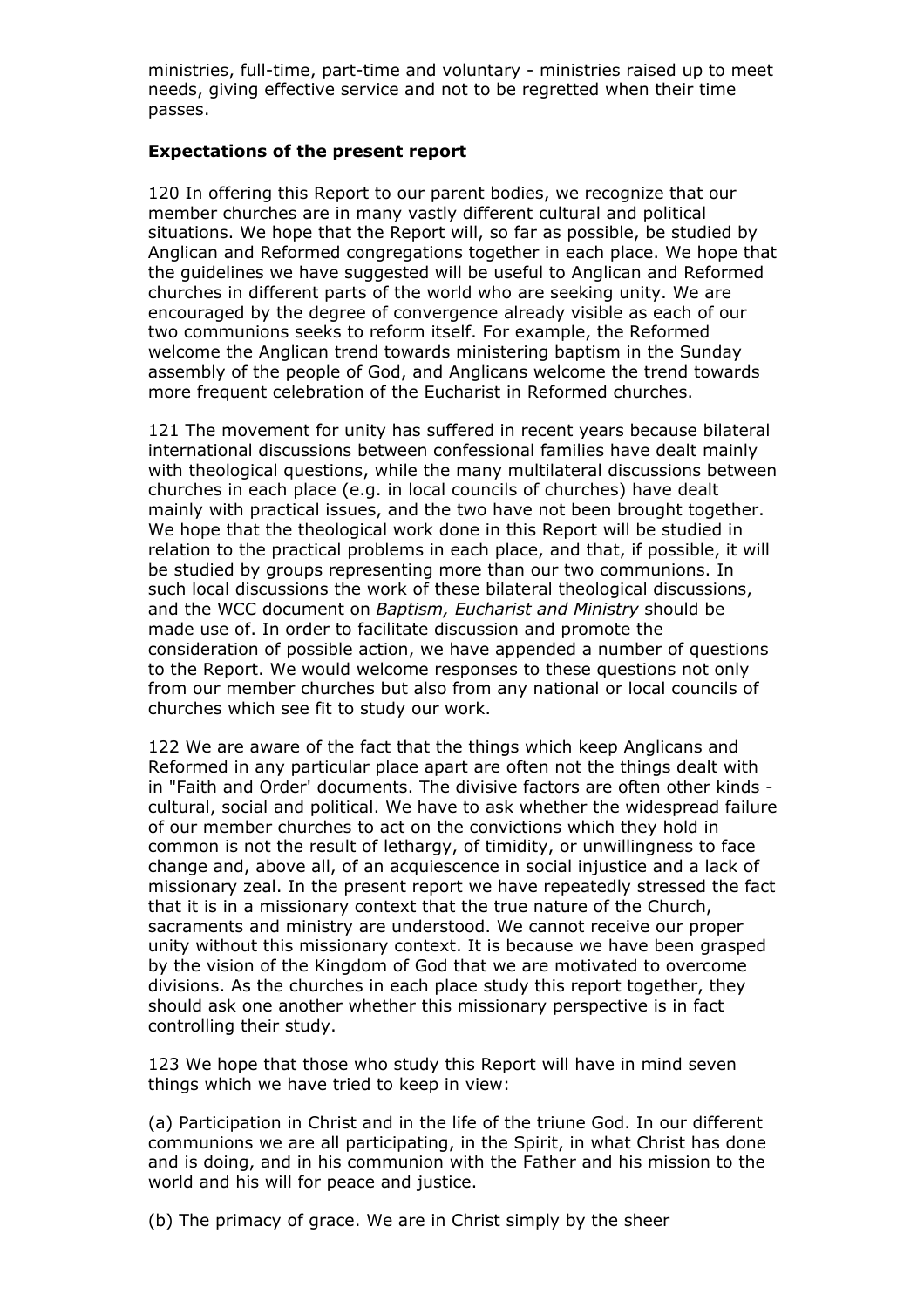ministries, full-time, part-time and voluntary - ministries raised up to meet needs, giving effective service and not to be regretted when their time passes.

### Expectations of the present report

120 In offering this Report to our parent bodies, we recognize that our member churches are in many vastly different cultural and political situations. We hope that the Report will, so far as possible, be studied by Anglican and Reformed congregations together in each place. We hope that the guidelines we have suggested will be useful to Anglican and Reformed churches in different parts of the world who are seeking unity. We are encouraged by the degree of convergence already visible as each of our two communions seeks to reform itself. For example, the Reformed welcome the Anglican trend towards ministering baptism in the Sunday assembly of the people of God, and Anglicans welcome the trend towards more frequent celebration of the Eucharist in Reformed churches.

121 The movement for unity has suffered in recent years because bilateral international discussions between confessional families have dealt mainly with theological questions, while the many multilateral discussions between churches in each place (e.g. in local councils of churches) have dealt mainly with practical issues, and the two have not been brought together. We hope that the theological work done in this Report will be studied in relation to the practical problems in each place, and that, if possible, it will be studied by groups representing more than our two communions. In such local discussions the work of these bilateral theological discussions, and the WCC document on *Baptism, Eucharist and Ministry* should be made use of. In order to facilitate discussion and promote the consideration of possible action, we have appended a number of questions to the Report. We would welcome responses to these questions not only from our member churches but also from any national or local councils of churches which see fit to study our work.

122 We are aware of the fact that the things which keep Anglicans and Reformed in any particular place apart are often not the things dealt with in "Faith and Order' documents. The divisive factors are often other kinds - cultural, social and political. We have to ask whether the widespread failure of our member churches to act on the convictions which they hold in common is not the result of lethargy, of timidity, or unwillingness to face change and, above all, of an acquiescence in social injustice and a lack of missionary zeal. In the present report we have repeatedly stressed the fact that it is in a missionary context that the true nature of the Church, sacraments and ministry are understood. We cannot receive our proper unity without this missionary context. It is because we have been grasped by the vision of the Kingdom of God that we are motivated to overcome divisions. As the churches in each place study this report together, they should ask one another whether this missionary perspective is in fact controlling their study.

123 We hope that those who study this Report will have in mind seven things which we have tried to keep in view:

(a) Participation in Christ and in the life of the triune God. In our different communions we are all participating, in the Spirit, in what Christ has done and is doing, and in his communion with the Father and his mission to the world and his will for peace and justice.

(b) The primacy of grace. We are in Christ simply by the sheer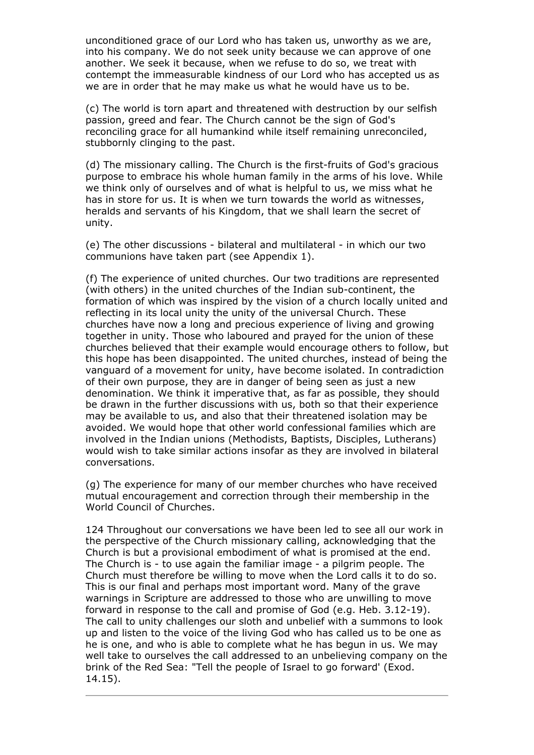unconditioned grace of our Lord who has taken us, unworthy as we are, into his company. We do not seek unity because we can approve of one another. We seek it because, when we refuse to do so, we treat with contempt the immeasurable kindness of our Lord who has accepted us as we are in order that he may make us what he would have us to be.

(c) The world is torn apart and threatened with destruction by our selfish passion, greed and fear. The Church cannot be the sign of God's reconciling grace for all humankind while itself remaining unreconciled, stubbornly clinging to the past.

(d) The missionary calling. The Church is the first-fruits of God's gracious purpose to embrace his whole human family in the arms of his love. While we think only of ourselves and of what is helpful to us, we miss what he has in store for us. It is when we turn towards the world as witnesses, heralds and servants of his Kingdom, that we shall learn the secret of unity.

(e) The other discussions - bilateral and multilateral - in which our two communions have taken part (see Appendix 1).

(f) The experience of united churches. Our two traditions are represented (with others) in the united churches of the Indian sub-continent, the formation of which was inspired by the vision of a church locally united and reflecting in its local unity the unity of the universal Church. These churches have now a long and precious experience of living and growing together in unity. Those who laboured and prayed for the union of these churches believed that their example would encourage others to follow, but this hope has been disappointed. The united churches, instead of being the vanguard of a movement for unity, have become isolated. In contradiction of their own purpose, they are in danger of being seen as just a new denomination. We think it imperative that, as far as possible, they should be drawn in the further discussions with us, both so that their experience may be available to us, and also that their threatened isolation may be avoided. We would hope that other world confessional families which are involved in the Indian unions (Methodists, Baptists, Disciples, Lutherans) would wish to take similar actions insofar as they are involved in bilateral conversations.

(g) The experience for many of our member churches who have received mutual encouragement and correction through their membership in the World Council of Churches.

124 Throughout our conversations we have been led to see all our work in the perspective of the Church missionary calling, acknowledging that the Church is but a provisional embodiment of what is promised at the end. The Church is - to use again the familiar image - a pilgrim people. The Church must therefore be willing to move when the Lord calls it to do so. This is our final and perhaps most important word. Many of the grave warnings in Scripture are addressed to those who are unwilling to move forward in response to the call and promise of God (e.g. Heb. 3.12-19). The call to unity challenges our sloth and unbelief with a summons to look up and listen to the voice of the living God who has called us to be one as he is one, and who is able to complete what he has begun in us. We may well take to ourselves the call addressed to an unbelieving company on the brink of the Red Sea: "Tell the people of Israel to go forward' (Exod. 14.15).

---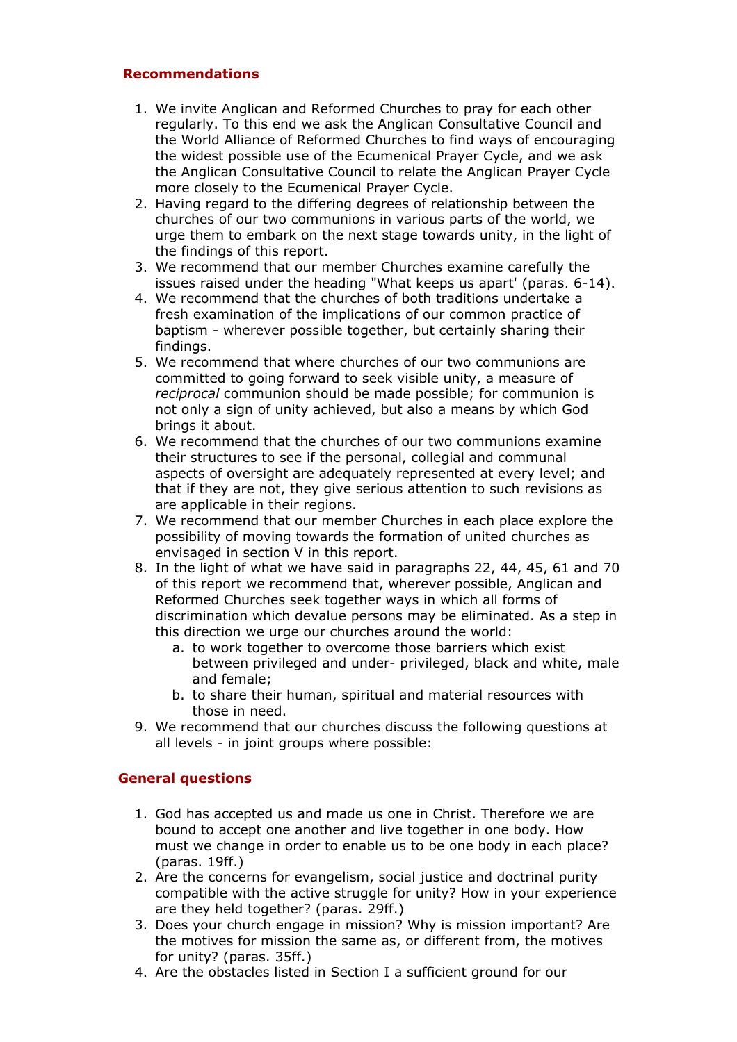## Recommendations

1. We invite Anglican and Reformed Churches to pray for each other regularly. To this end we ask the Anglican Consultative Council and the World Alliance of Reformed Churches to find ways of encouraging the widest possible use of the Ecumenical Prayer Cycle, and we ask the Anglican Consultative Council to relate the Anglican Prayer Cycle more closely to the Ecumenical Prayer Cycle.
2. Having regard to the differing degrees of relationship between the churches of our two communions in various parts of the world, we urge them to embark on the next stage towards unity, in the light of the findings of this report.
3. We recommend that our member Churches examine carefully the issues raised under the heading "What keeps us apart' (paras. 6-14).
4. We recommend that the churches of both traditions undertake a fresh examination of the implications of our common practice of baptism - wherever possible together, but certainly sharing their findings.
5. We recommend that where churches of our two communions are committed to going forward to seek visible unity, a measure of *reciprocal* communion should be made possible; for communion is not only a sign of unity achieved, but also a means by which God brings it about.
6. We recommend that the churches of our two communions examine their structures to see if the personal, collegial and communal aspects of oversight are adequately represented at every level; and that if they are not, they give serious attention to such revisions as are applicable in their regions.
7. We recommend that our member Churches in each place explore the possibility of moving towards the formation of united churches as envisaged in section V in this report.
8. In the light of what we have said in paragraphs 22, 44, 45, 61 and 70 of this report we recommend that, wherever possible, Anglican and Reformed Churches seek together ways in which all forms of discrimination which devalue persons may be eliminated. As a step in this direction we urge our churches around the world:
    a. to work together to overcome those barriers which exist between privileged and under- privileged, black and white, male and female;
    b. to share their human, spiritual and material resources with those in need.
9. We recommend that our churches discuss the following questions at all levels - in joint groups where possible:

## General questions

1. God has accepted us and made us one in Christ. Therefore we are bound to accept one another and live together in one body. How must we change in order to enable us to be one body in each place? (paras. 19ff.)
2. Are the concerns for evangelism, social justice and doctrinal purity compatible with the active struggle for unity? How in your experience are they held together? (paras. 29ff.)
3. Does your church engage in mission? Why is mission important? Are the motives for mission the same as, or different from, the motives for unity? (paras. 35ff.)
4. Are the obstacles listed in Section I a sufficient ground for our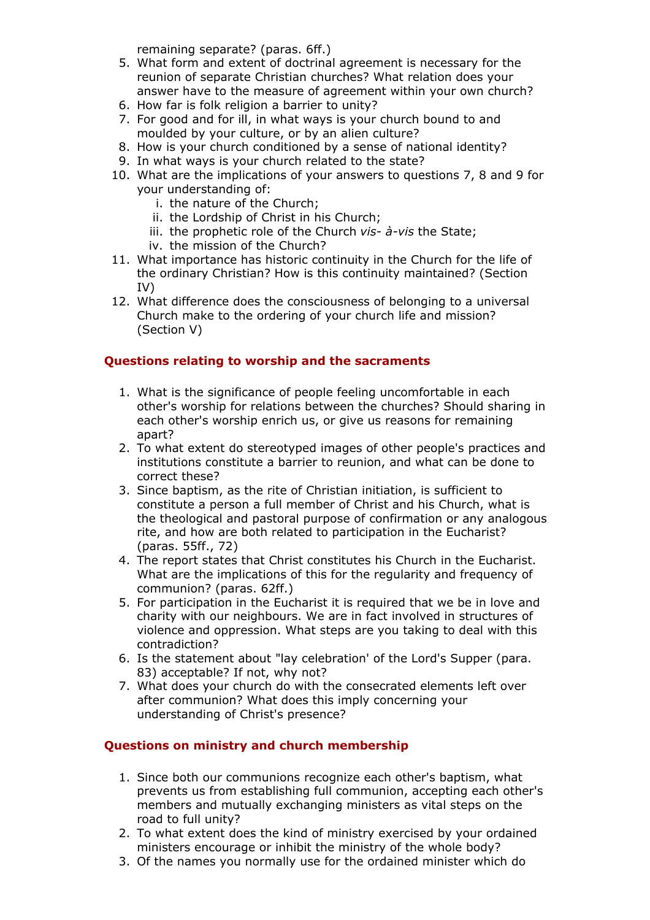remaining separate? (paras. 6ff.)

5. What form and extent of doctrinal agreement is necessary for the reunion of separate Christian churches? What relation does your answer have to the measure of agreement within your own church?
6. How far is folk religion a barrier to unity?
7. For good and for ill, in what ways is your church bound to and moulded by your culture, or by an alien culture?
8. How is your church conditioned by a sense of national identity?
9. In what ways is your church related to the state?
10. What are the implications of your answers to questions 7, 8 and 9 for your understanding of:
    i. the nature of the Church;
    ii. the Lordship of Christ in his Church;
    iii. the prophetic role of the Church *vis- à-vis* the State;
    iv. the mission of the Church?
11. What importance has historic continuity in the Church for the life of the ordinary Christian? How is this continuity maintained? (Section IV)
12. What difference does the consciousness of belonging to a universal Church make to the ordering of your church life and mission? (Section V)

### Questions relating to worship and the sacraments

1. What is the significance of people feeling uncomfortable in each other's worship for relations between the churches? Should sharing in each other's worship enrich us, or give us reasons for remaining apart?
2. To what extent do stereotyped images of other people's practices and institutions constitute a barrier to reunion, and what can be done to correct these?
3. Since baptism, as the rite of Christian initiation, is sufficient to constitute a person a full member of Christ and his Church, what is the theological and pastoral purpose of confirmation or any analogous rite, and how are both related to participation in the Eucharist? (paras. 55ff., 72)
4. The report states that Christ constitutes his Church in the Eucharist. What are the implications of this for the regularity and frequency of communion? (paras. 62ff.)
5. For participation in the Eucharist it is required that we be in love and charity with our neighbours. We are in fact involved in structures of violence and oppression. What steps are you taking to deal with this contradiction?
6. Is the statement about "lay celebration' of the Lord's Supper (para. 83) acceptable? If not, why not?
7. What does your church do with the consecrated elements left over after communion? What does this imply concerning your understanding of Christ's presence?

### Questions on ministry and church membership

1. Since both our communions recognize each other's baptism, what prevents us from establishing full communion, accepting each other's members and mutually exchanging ministers as vital steps on the road to full unity?
2. To what extent does the kind of ministry exercised by your ordained ministers encourage or inhibit the ministry of the whole body?
3. Of the names you normally use for the ordained minister which do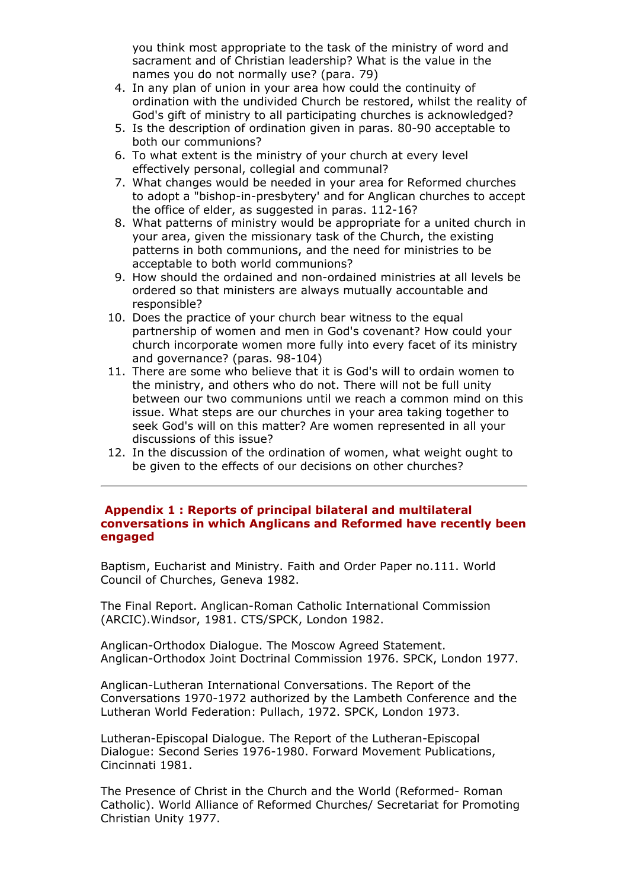you think most appropriate to the task of the ministry of word and sacrament and of Christian leadership? What is the value in the names you do not normally use? (para. 79)

4. In any plan of union in your area how could the continuity of ordination with the undivided Church be restored, whilst the reality of God's gift of ministry to all participating churches is acknowledged?
5. Is the description of ordination given in paras. 80-90 acceptable to both our communions?
6. To what extent is the ministry of your church at every level effectively personal, collegial and communal?
7. What changes would be needed in your area for Reformed churches to adopt a "bishop-in-presbytery' and for Anglican churches to accept the office of elder, as suggested in paras. 112-16?
8. What patterns of ministry would be appropriate for a united church in your area, given the missionary task of the Church, the existing patterns in both communions, and the need for ministries to be acceptable to both world communions?
9. How should the ordained and non-ordained ministries at all levels be ordered so that ministers are always mutually accountable and responsible?
10. Does the practice of your church bear witness to the equal partnership of women and men in God's covenant? How could your church incorporate women more fully into every facet of its ministry and governance? (paras. 98-104)
11. There are some who believe that it is God's will to ordain women to the ministry, and others who do not. There will not be full unity between our two communions until we reach a common mind on this issue. What steps are our churches in your area taking together to seek God's will on this matter? Are women represented in all your discussions of this issue?
12. In the discussion of the ordination of women, what weight ought to be given to the effects of our decisions on other churches?

---

## Appendix 1 : Reports of principal bilateral and multilateral conversations in which Anglicans and Reformed have recently been engaged

Baptism, Eucharist and Ministry. Faith and Order Paper no.111. World Council of Churches, Geneva 1982.

The Final Report. Anglican-Roman Catholic International Commission (ARCIC).Windsor, 1981. CTS/SPCK, London 1982.

Anglican-Orthodox Dialogue. The Moscow Agreed Statement. Anglican-Orthodox Joint Doctrinal Commission 1976. SPCK, London 1977.

Anglican-Lutheran International Conversations. The Report of the Conversations 1970-1972 authorized by the Lambeth Conference and the Lutheran World Federation: Pullach, 1972. SPCK, London 1973.

Lutheran-Episcopal Dialogue. The Report of the Lutheran-Episcopal Dialogue: Second Series 1976-1980. Forward Movement Publications, Cincinnati 1981.

The Presence of Christ in the Church and the World (Reformed- Roman Catholic). World Alliance of Reformed Churches/ Secretariat for Promoting Christian Unity 1977.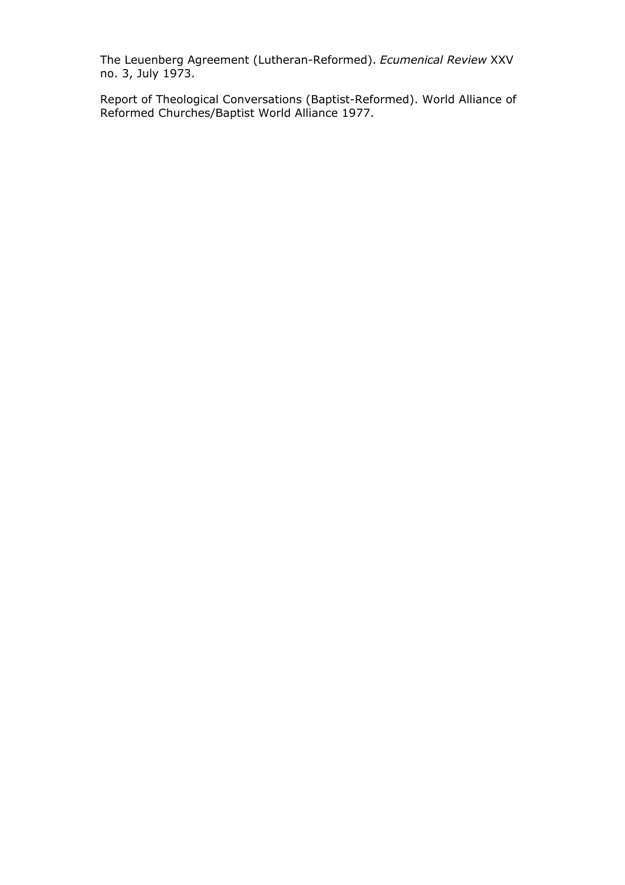The Leuenberg Agreement (Lutheran-Reformed). *Ecumenical Review* XXV no. 3, July 1973.

Report of Theological Conversations (Baptist-Reformed). World Alliance of Reformed Churches/Baptist World Alliance 1977.